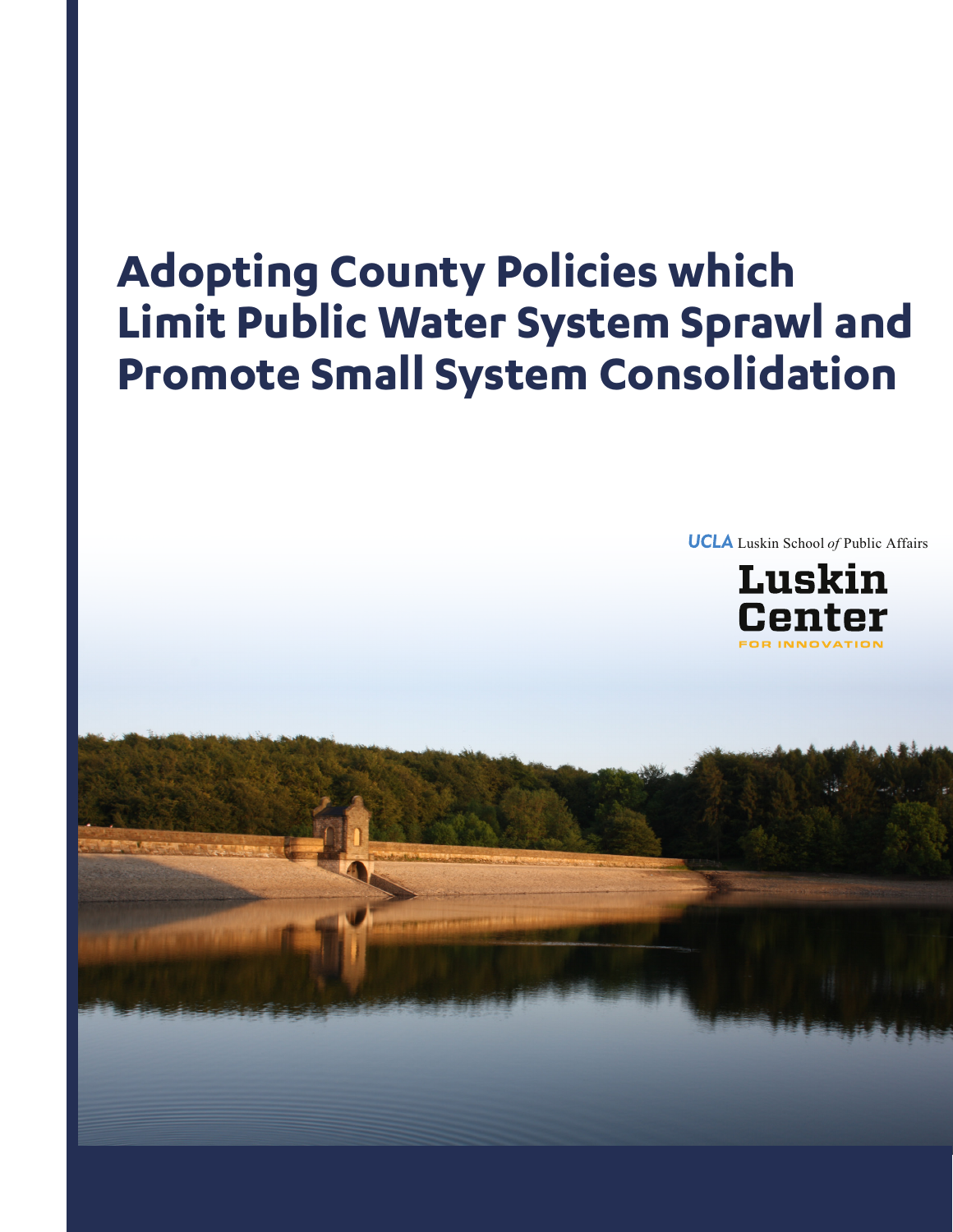# Adopting County Policies which Limit Public Water System Sprawl and Promote Small System Consolidation

UCLA Luskin School *of* Public Affairs

Luskin Center

FOR INNOVATION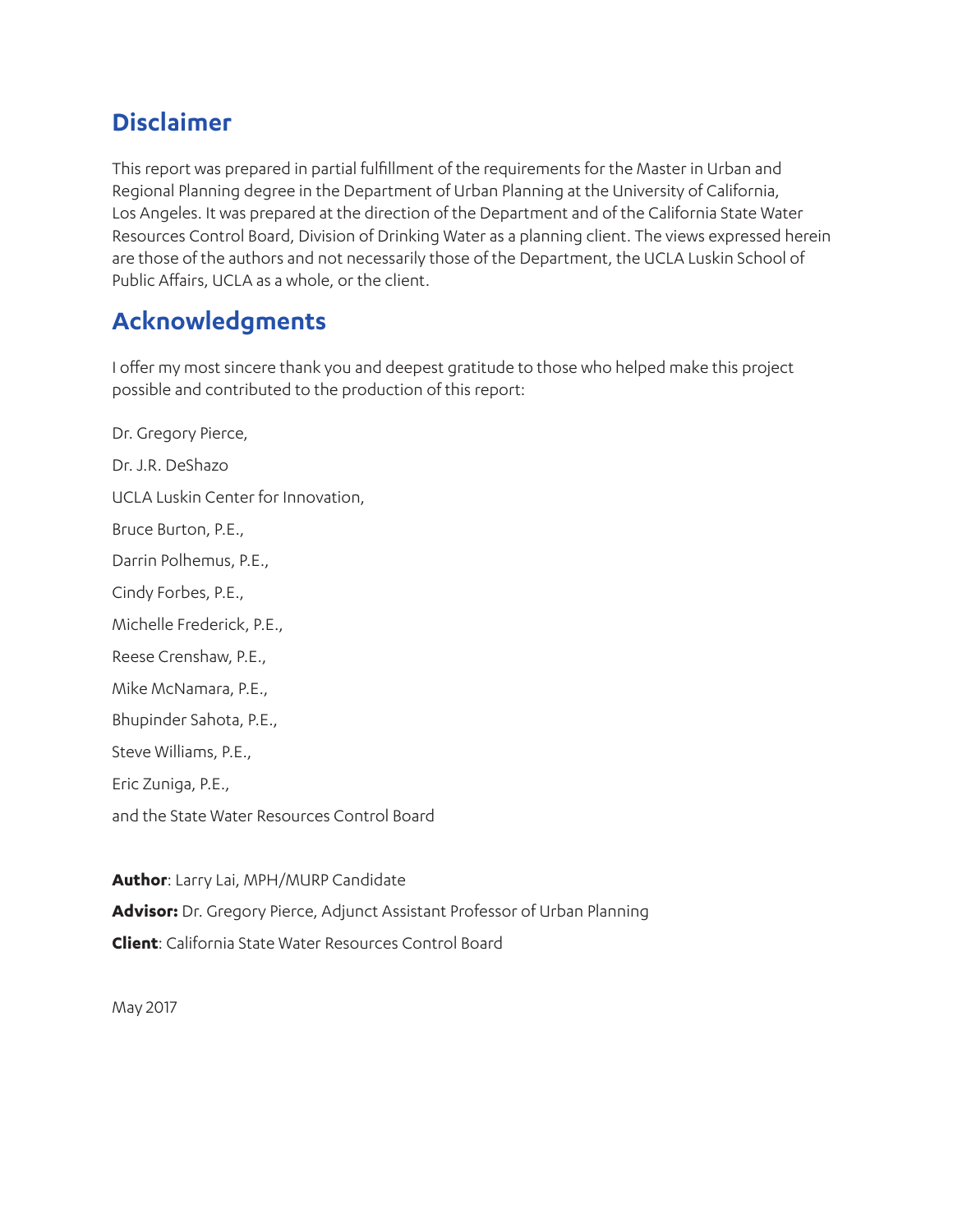## Disclaimer

This report was prepared in partial fulfillment of the requirements for the Master in Urban and Regional Planning degree in the Department of Urban Planning at the University of California, Los Angeles. It was prepared at the direction of the Department and of the California State Water Resources Control Board, Division of Drinking Water as a planning client. The views expressed herein are those of the authors and not necessarily those of the Department, the UCLA Luskin School of Public Affairs, UCLA as a whole, or the client.

## Acknowledgments

I offer my most sincere thank you and deepest gratitude to those who helped make this project possible and contributed to the production of this report:

Dr. Gregory Pierce,

Dr. J.R. DeShazo

UCLA Luskin Center for Innovation,

Bruce Burton, P.E.,

Darrin Polhemus, P.E.,

Cindy Forbes, P.E.,

Michelle Frederick, P.E.,

Reese Crenshaw, P.E.,

Mike McNamara, P.E.,

Bhupinder Sahota, P.E.,

Steve Williams, P.E.,

Eric Zuniga, P.E.,

and the State Water Resources Control Board

**Author**: Larry Lai, MPH/MURP Candidate

**Advisor:** Dr. Gregory Pierce, Adjunct Assistant Professor of Urban Planning

**Client**: California State Water Resources Control Board

May 2017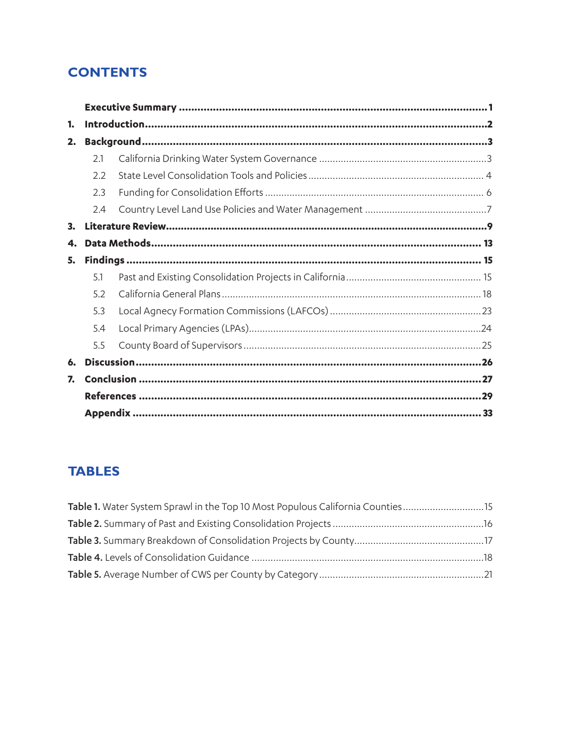## CONTENTS

**Executive Summary** ..... **1**

1. **Introduction** ..... **2**
2. **Background** ..... **3**
   - 2.1 California Drinking Water System Governance ..... 3
   - 2.2 State Level Consolidation Tools and Policies ..... 4
   - 2.3 Funding for Consolidation Efforts ..... 6
   - 2.4 Country Level Land Use Policies and Water Management ..... 7
3. **Literature Review** ..... **9**
4. **Data Methods** ..... **13**
5. **Findings** ..... **15**
   - 5.1 Past and Existing Consolidation Projects in California ..... 15
   - 5.2 California General Plans ..... 18
   - 5.3 Local Agnecy Formation Commissions (LAFCOs) ..... 23
   - 5.4 Local Primary Agencies (LPAs) ..... 24
   - 5.5 County Board of Supervisors ..... 25
6. **Discussion** ..... **26**
7. **Conclusion** ..... **27**

**References** ..... **29**

**Appendix** ..... **33**

## TABLES

**Table 1.** Water System Sprawl in the Top 10 Most Populous California Counties ..... 15

**Table 2.** Summary of Past and Existing Consolidation Projects ..... 16

**Table 3.** Summary Breakdown of Consolidation Projects by County ..... 17

**Table 4.** Levels of Consolidation Guidance ..... 18

**Table 5.** Average Number of CWS per County by Category ..... 21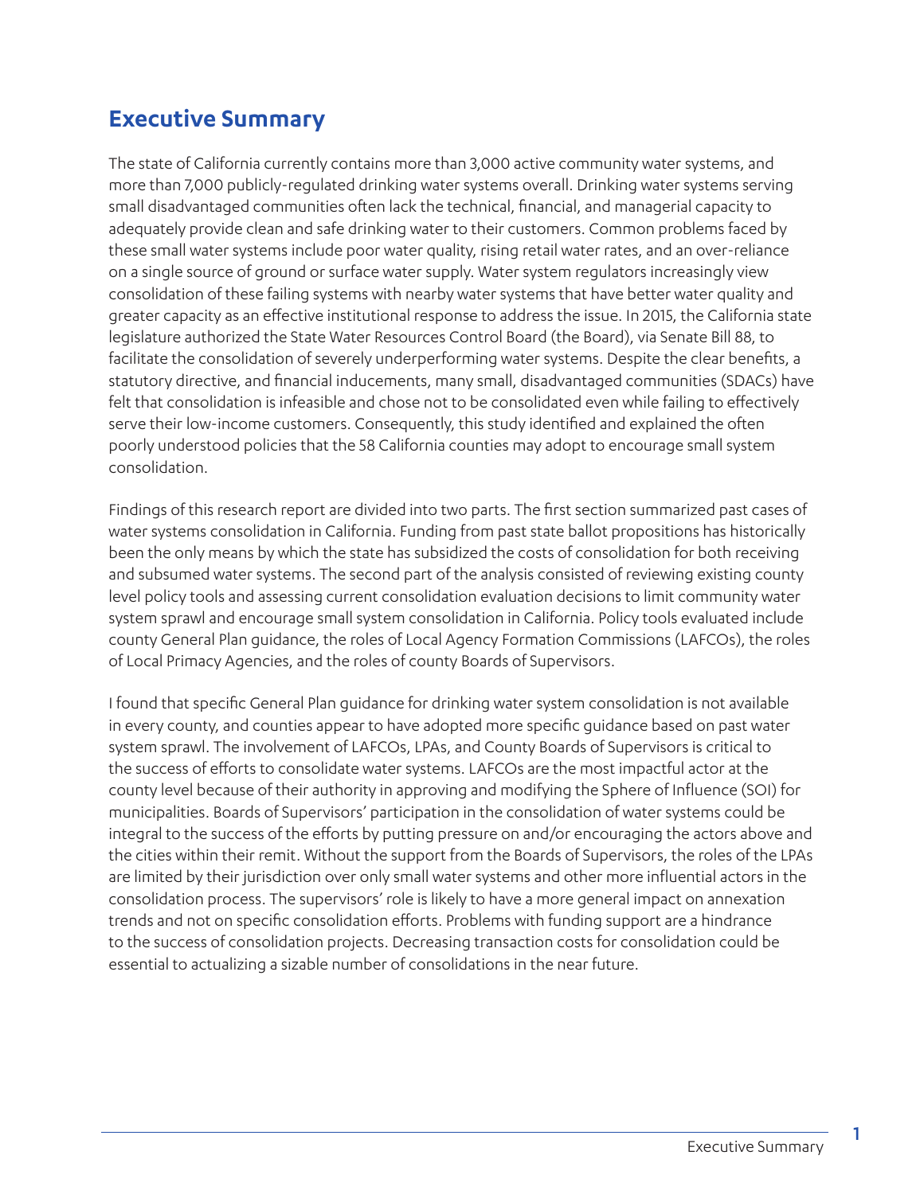## Executive Summary

The state of California currently contains more than 3,000 active community water systems, and more than 7,000 publicly-regulated drinking water systems overall. Drinking water systems serving small disadvantaged communities often lack the technical, financial, and managerial capacity to adequately provide clean and safe drinking water to their customers. Common problems faced by these small water systems include poor water quality, rising retail water rates, and an over-reliance on a single source of ground or surface water supply. Water system regulators increasingly view consolidation of these failing systems with nearby water systems that have better water quality and greater capacity as an effective institutional response to address the issue. In 2015, the California state legislature authorized the State Water Resources Control Board (the Board), via Senate Bill 88, to facilitate the consolidation of severely underperforming water systems. Despite the clear benefits, a statutory directive, and financial inducements, many small, disadvantaged communities (SDACs) have felt that consolidation is infeasible and chose not to be consolidated even while failing to effectively serve their low-income customers. Consequently, this study identified and explained the often poorly understood policies that the 58 California counties may adopt to encourage small system consolidation.

Findings of this research report are divided into two parts. The first section summarized past cases of water systems consolidation in California. Funding from past state ballot propositions has historically been the only means by which the state has subsidized the costs of consolidation for both receiving and subsumed water systems. The second part of the analysis consisted of reviewing existing county level policy tools and assessing current consolidation evaluation decisions to limit community water system sprawl and encourage small system consolidation in California. Policy tools evaluated include county General Plan guidance, the roles of Local Agency Formation Commissions (LAFCOs), the roles of Local Primacy Agencies, and the roles of county Boards of Supervisors.

I found that specific General Plan guidance for drinking water system consolidation is not available in every county, and counties appear to have adopted more specific guidance based on past water system sprawl. The involvement of LAFCOs, LPAs, and County Boards of Supervisors is critical to the success of efforts to consolidate water systems. LAFCOs are the most impactful actor at the county level because of their authority in approving and modifying the Sphere of Influence (SOI) for municipalities. Boards of Supervisors' participation in the consolidation of water systems could be integral to the success of the efforts by putting pressure on and/or encouraging the actors above and the cities within their remit. Without the support from the Boards of Supervisors, the roles of the LPAs are limited by their jurisdiction over only small water systems and other more influential actors in the consolidation process. The supervisors' role is likely to have a more general impact on annexation trends and not on specific consolidation efforts. Problems with funding support are a hindrance to the success of consolidation projects. Decreasing transaction costs for consolidation could be essential to actualizing a sizable number of consolidations in the near future.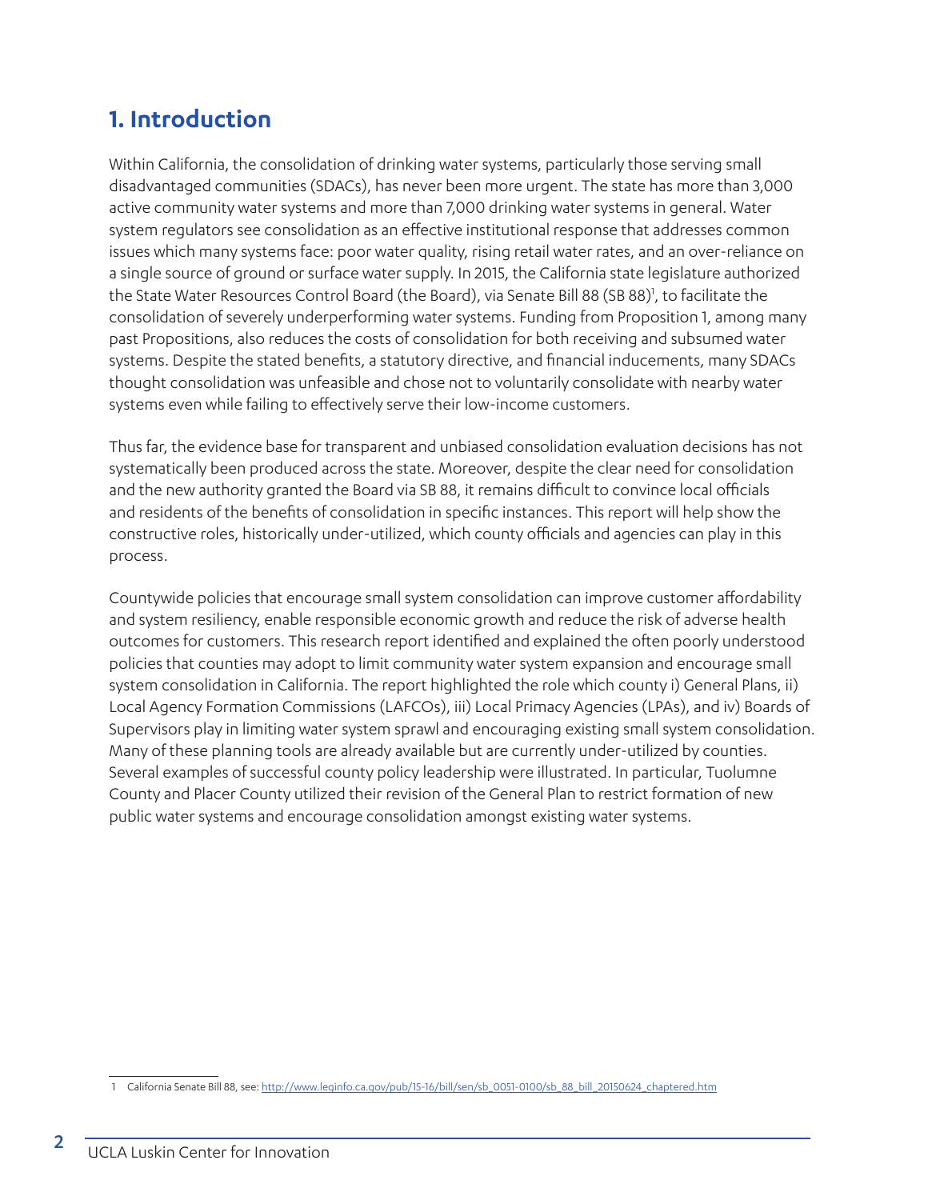## 1. Introduction

Within California, the consolidation of drinking water systems, particularly those serving small disadvantaged communities (SDACs), has never been more urgent. The state has more than 3,000 active community water systems and more than 7,000 drinking water systems in general. Water system regulators see consolidation as an effective institutional response that addresses common issues which many systems face: poor water quality, rising retail water rates, and an over-reliance on a single source of ground or surface water supply. In 2015, the California state legislature authorized the State Water Resources Control Board (the Board), via Senate Bill 88 (SB 88)[1], to facilitate the consolidation of severely underperforming water systems. Funding from Proposition 1, among many past Propositions, also reduces the costs of consolidation for both receiving and subsumed water systems. Despite the stated benefits, a statutory directive, and financial inducements, many SDACs thought consolidation was unfeasible and chose not to voluntarily consolidate with nearby water systems even while failing to effectively serve their low-income customers.

Thus far, the evidence base for transparent and unbiased consolidation evaluation decisions has not systematically been produced across the state. Moreover, despite the clear need for consolidation and the new authority granted the Board via SB 88, it remains difficult to convince local officials and residents of the benefits of consolidation in specific instances. This report will help show the constructive roles, historically under-utilized, which county officials and agencies can play in this process.

Countywide policies that encourage small system consolidation can improve customer affordability and system resiliency, enable responsible economic growth and reduce the risk of adverse health outcomes for customers. This research report identified and explained the often poorly understood policies that counties may adopt to limit community water system expansion and encourage small system consolidation in California. The report highlighted the role which county i) General Plans, ii) Local Agency Formation Commissions (LAFCOs), iii) Local Primacy Agencies (LPAs), and iv) Boards of Supervisors play in limiting water system sprawl and encouraging existing small system consolidation. Many of these planning tools are already available but are currently under-utilized by counties. Several examples of successful county policy leadership were illustrated. In particular, Tuolumne County and Placer County utilized their revision of the General Plan to restrict formation of new public water systems and encourage consolidation amongst existing water systems.

---

1 California Senate Bill 88, see: http://www.leginfo.ca.gov/pub/15-16/bill/sen/sb_0051-0100/sb_88_bill_20150624_chaptered.htm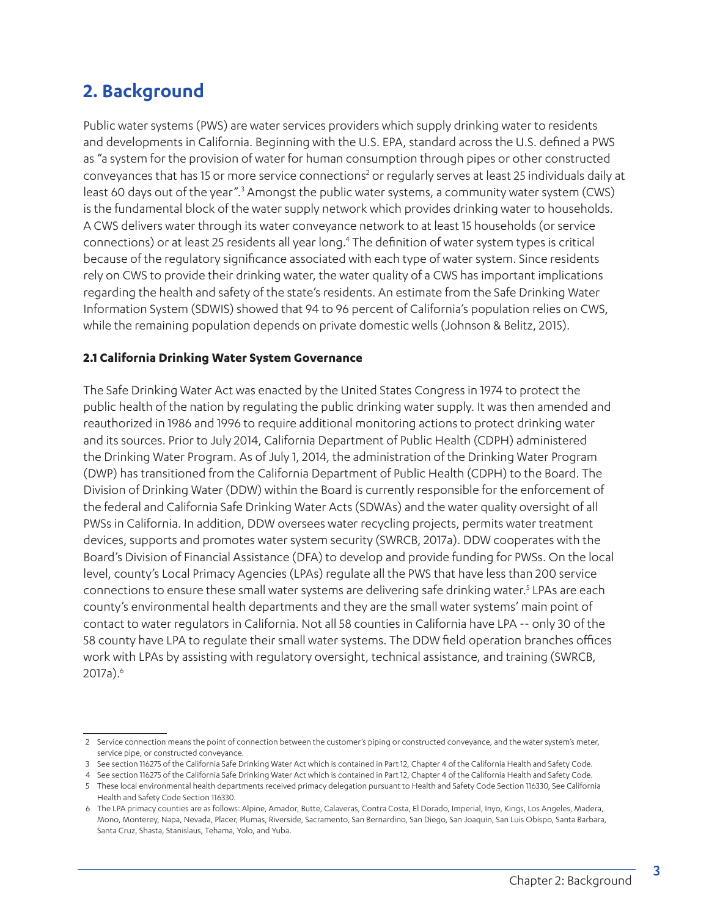## 2. Background

Public water systems (PWS) are water services providers which supply drinking water to residents and developments in California. Beginning with the U.S. EPA, standard across the U.S. defined a PWS as "a system for the provision of water for human consumption through pipes or other constructed conveyances that has 15 or more service connections[2] or regularly serves at least 25 individuals daily at least 60 days out of the year".[3] Amongst the public water systems, a community water system (CWS) is the fundamental block of the water supply network which provides drinking water to households. A CWS delivers water through its water conveyance network to at least 15 households (or service connections) or at least 25 residents all year long.[4] The definition of water system types is critical because of the regulatory significance associated with each type of water system. Since residents rely on CWS to provide their drinking water, the water quality of a CWS has important implications regarding the health and safety of the state's residents. An estimate from the Safe Drinking Water Information System (SDWIS) showed that 94 to 96 percent of California's population relies on CWS, while the remaining population depends on private domestic wells (Johnson & Belitz, 2015).

### 2.1 California Drinking Water System Governance

The Safe Drinking Water Act was enacted by the United States Congress in 1974 to protect the public health of the nation by regulating the public drinking water supply. It was then amended and reauthorized in 1986 and 1996 to require additional monitoring actions to protect drinking water and its sources. Prior to July 2014, California Department of Public Health (CDPH) administered the Drinking Water Program. As of July 1, 2014, the administration of the Drinking Water Program (DWP) has transitioned from the California Department of Public Health (CDPH) to the Board. The Division of Drinking Water (DDW) within the Board is currently responsible for the enforcement of the federal and California Safe Drinking Water Acts (SDWAs) and the water quality oversight of all PWSs in California. In addition, DDW oversees water recycling projects, permits water treatment devices, supports and promotes water system security (SWRCB, 2017a). DDW cooperates with the Board's Division of Financial Assistance (DFA) to develop and provide funding for PWSs. On the local level, county's Local Primacy Agencies (LPAs) regulate all the PWS that have less than 200 service connections to ensure these small water systems are delivering safe drinking water.[5] LPAs are each county's environmental health departments and they are the small water systems' main point of contact to water regulators in California. Not all 58 counties in California have LPA -- only 30 of the 58 county have LPA to regulate their small water systems. The DDW field operation branches offices work with LPAs by assisting with regulatory oversight, technical assistance, and training (SWRCB, 2017a).[6]

---

2 Service connection means the point of connection between the customer's piping or constructed conveyance, and the water system's meter, service pipe, or constructed conveyance.

3 See section 116275 of the California Safe Drinking Water Act which is contained in Part 12, Chapter 4 of the California Health and Safety Code.

4 See section 116275 of the California Safe Drinking Water Act which is contained in Part 12, Chapter 4 of the California Health and Safety Code.

5 These local environmental health departments received primacy delegation pursuant to Health and Safety Code Section 116330, See California Health and Safety Code Section 116330.

6 The LPA primacy counties are as follows: Alpine, Amador, Butte, Calaveras, Contra Costa, El Dorado, Imperial, Inyo, Kings, Los Angeles, Madera, Mono, Monterey, Napa, Nevada, Placer, Plumas, Riverside, Sacramento, San Bernardino, San Diego, San Joaquin, San Luis Obispo, Santa Barbara, Santa Cruz, Shasta, Stanislaus, Tehama, Yolo, and Yuba.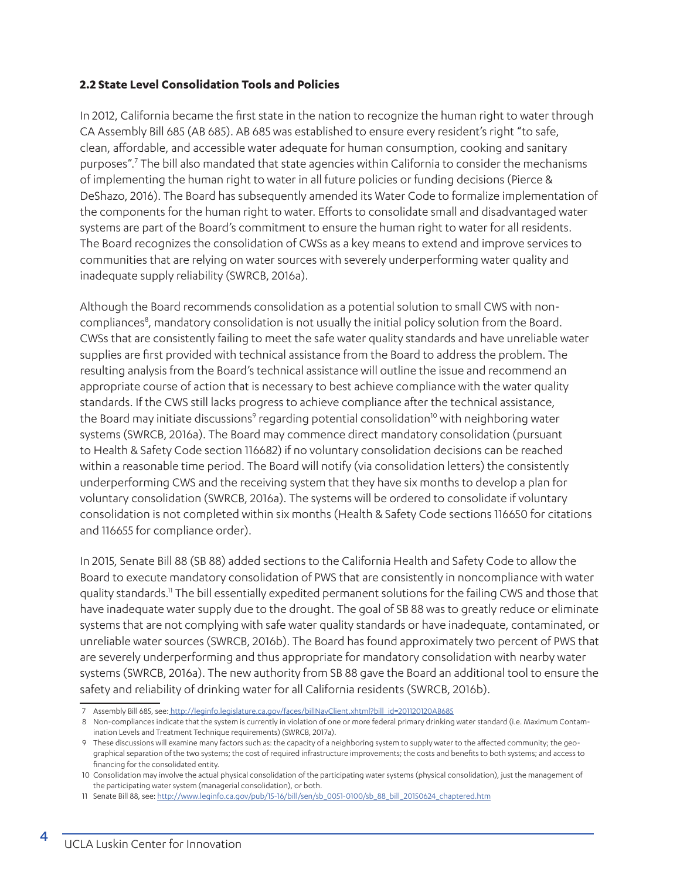### 2.2 State Level Consolidation Tools and Policies

In 2012, California became the first state in the nation to recognize the human right to water through CA Assembly Bill 685 (AB 685). AB 685 was established to ensure every resident's right "to safe, clean, affordable, and accessible water adequate for human consumption, cooking and sanitary purposes".[7] The bill also mandated that state agencies within California to consider the mechanisms of implementing the human right to water in all future policies or funding decisions (Pierce & DeShazo, 2016). The Board has subsequently amended its Water Code to formalize implementation of the components for the human right to water. Efforts to consolidate small and disadvantaged water systems are part of the Board's commitment to ensure the human right to water for all residents. The Board recognizes the consolidation of CWSs as a key means to extend and improve services to communities that are relying on water sources with severely underperforming water quality and inadequate supply reliability (SWRCB, 2016a).

Although the Board recommends consolidation as a potential solution to small CWS with non-compliances[8], mandatory consolidation is not usually the initial policy solution from the Board. CWSs that are consistently failing to meet the safe water quality standards and have unreliable water supplies are first provided with technical assistance from the Board to address the problem. The resulting analysis from the Board's technical assistance will outline the issue and recommend an appropriate course of action that is necessary to best achieve compliance with the water quality standards. If the CWS still lacks progress to achieve compliance after the technical assistance, the Board may initiate discussions[9] regarding potential consolidation[10] with neighboring water systems (SWRCB, 2016a). The Board may commence direct mandatory consolidation (pursuant to Health & Safety Code section 116682) if no voluntary consolidation decisions can be reached within a reasonable time period. The Board will notify (via consolidation letters) the consistently underperforming CWS and the receiving system that they have six months to develop a plan for voluntary consolidation (SWRCB, 2016a). The systems will be ordered to consolidate if voluntary consolidation is not completed within six months (Health & Safety Code sections 116650 for citations and 116655 for compliance order).

In 2015, Senate Bill 88 (SB 88) added sections to the California Health and Safety Code to allow the Board to execute mandatory consolidation of PWS that are consistently in noncompliance with water quality standards.[11] The bill essentially expedited permanent solutions for the failing CWS and those that have inadequate water supply due to the drought. The goal of SB 88 was to greatly reduce or eliminate systems that are not complying with safe water quality standards or have inadequate, contaminated, or unreliable water sources (SWRCB, 2016b). The Board has found approximately two percent of PWS that are severely underperforming and thus appropriate for mandatory consolidation with nearby water systems (SWRCB, 2016a). The new authority from SB 88 gave the Board an additional tool to ensure the safety and reliability of drinking water for all California residents (SWRCB, 2016b).

---

7 Assembly Bill 685, see: http://leginfo.legislature.ca.gov/faces/billNavClient.xhtml?bill_id=201120120AB685

8 Non-compliances indicate that the system is currently in violation of one or more federal primary drinking water standard (i.e. Maximum Contamination Levels and Treatment Technique requirements) (SWRCB, 2017a).

9 These discussions will examine many factors such as: the capacity of a neighboring system to supply water to the affected community; the geographical separation of the two systems; the cost of required infrastructure improvements; the costs and benefits to both systems; and access to financing for the consolidated entity.

10 Consolidation may involve the actual physical consolidation of the participating water systems (physical consolidation), just the management of the participating water system (managerial consolidation), or both.

11 Senate Bill 88, see: http://www.leginfo.ca.gov/pub/15-16/bill/sen/sb_0051-0100/sb_88_bill_20150624_chaptered.htm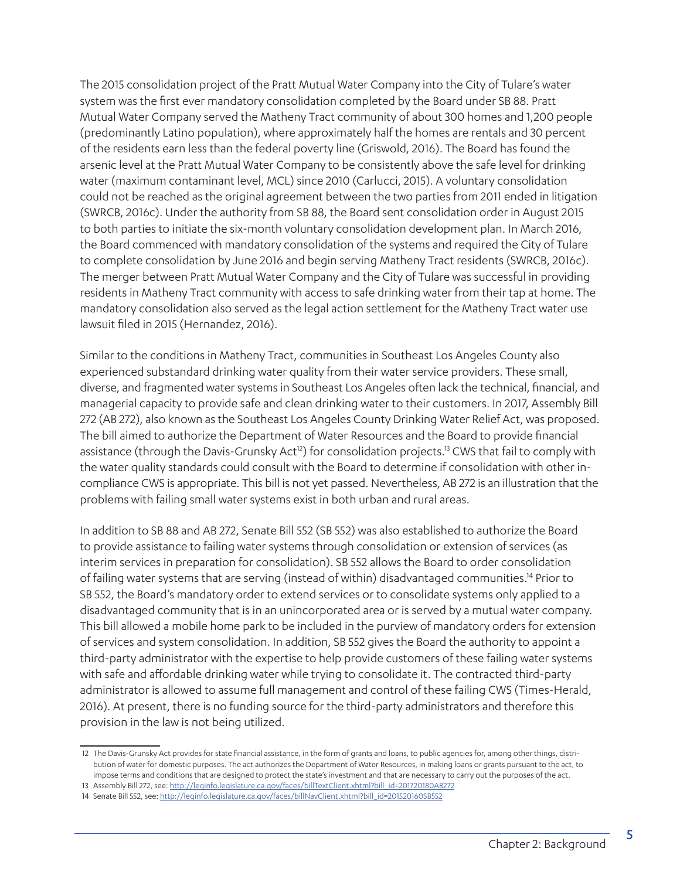The 2015 consolidation project of the Pratt Mutual Water Company into the City of Tulare's water system was the first ever mandatory consolidation completed by the Board under SB 88. Pratt Mutual Water Company served the Matheny Tract community of about 300 homes and 1,200 people (predominantly Latino population), where approximately half the homes are rentals and 30 percent of the residents earn less than the federal poverty line (Griswold, 2016). The Board has found the arsenic level at the Pratt Mutual Water Company to be consistently above the safe level for drinking water (maximum contaminant level, MCL) since 2010 (Carlucci, 2015). A voluntary consolidation could not be reached as the original agreement between the two parties from 2011 ended in litigation (SWRCB, 2016c). Under the authority from SB 88, the Board sent consolidation order in August 2015 to both parties to initiate the six-month voluntary consolidation development plan. In March 2016, the Board commenced with mandatory consolidation of the systems and required the City of Tulare to complete consolidation by June 2016 and begin serving Matheny Tract residents (SWRCB, 2016c). The merger between Pratt Mutual Water Company and the City of Tulare was successful in providing residents in Matheny Tract community with access to safe drinking water from their tap at home. The mandatory consolidation also served as the legal action settlement for the Matheny Tract water use lawsuit filed in 2015 (Hernandez, 2016).

Similar to the conditions in Matheny Tract, communities in Southeast Los Angeles County also experienced substandard drinking water quality from their water service providers. These small, diverse, and fragmented water systems in Southeast Los Angeles often lack the technical, financial, and managerial capacity to provide safe and clean drinking water to their customers. In 2017, Assembly Bill 272 (AB 272), also known as the Southeast Los Angeles County Drinking Water Relief Act, was proposed. The bill aimed to authorize the Department of Water Resources and the Board to provide financial assistance (through the Davis-Grunsky Act[12]) for consolidation projects.[13] CWS that fail to comply with the water quality standards could consult with the Board to determine if consolidation with other in-compliance CWS is appropriate. This bill is not yet passed. Nevertheless, AB 272 is an illustration that the problems with failing small water systems exist in both urban and rural areas.

In addition to SB 88 and AB 272, Senate Bill 552 (SB 552) was also established to authorize the Board to provide assistance to failing water systems through consolidation or extension of services (as interim services in preparation for consolidation). SB 552 allows the Board to order consolidation of failing water systems that are serving (instead of within) disadvantaged communities.[14] Prior to SB 552, the Board's mandatory order to extend services or to consolidate systems only applied to a disadvantaged community that is in an unincorporated area or is served by a mutual water company. This bill allowed a mobile home park to be included in the purview of mandatory orders for extension of services and system consolidation. In addition, SB 552 gives the Board the authority to appoint a third-party administrator with the expertise to help provide customers of these failing water systems with safe and affordable drinking water while trying to consolidate it. The contracted third-party administrator is allowed to assume full management and control of these failing CWS (Times-Herald, 2016). At present, there is no funding source for the third-party administrators and therefore this provision in the law is not being utilized.

---

12 The Davis-Grunsky Act provides for state financial assistance, in the form of grants and loans, to public agencies for, among other things, distribution of water for domestic purposes. The act authorizes the Department of Water Resources, in making loans or grants pursuant to the act, to impose terms and conditions that are designed to protect the state's investment and that are necessary to carry out the purposes of the act.

13 Assembly Bill 272, see: http://leginfo.legislature.ca.gov/faces/billTextClient.xhtml?bill_id=201720180AB272

14 Senate Bill 552, see: http://leginfo.legislature.ca.gov/faces/billNavClient.xhtml?bill_id=201520160SB552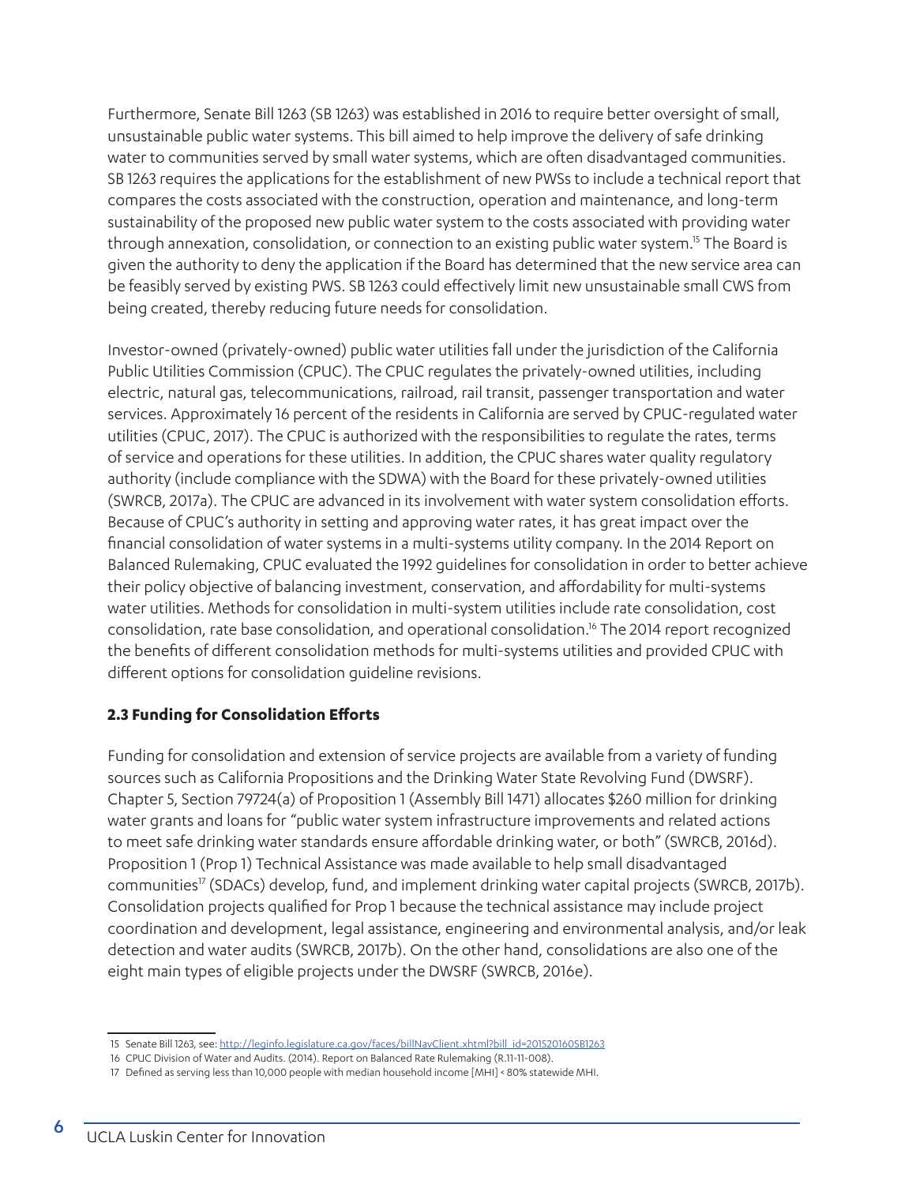Furthermore, Senate Bill 1263 (SB 1263) was established in 2016 to require better oversight of small, unsustainable public water systems. This bill aimed to help improve the delivery of safe drinking water to communities served by small water systems, which are often disadvantaged communities. SB 1263 requires the applications for the establishment of new PWSs to include a technical report that compares the costs associated with the construction, operation and maintenance, and long-term sustainability of the proposed new public water system to the costs associated with providing water through annexation, consolidation, or connection to an existing public water system.[15] The Board is given the authority to deny the application if the Board has determined that the new service area can be feasibly served by existing PWS. SB 1263 could effectively limit new unsustainable small CWS from being created, thereby reducing future needs for consolidation.

Investor-owned (privately-owned) public water utilities fall under the jurisdiction of the California Public Utilities Commission (CPUC). The CPUC regulates the privately-owned utilities, including electric, natural gas, telecommunications, railroad, rail transit, passenger transportation and water services. Approximately 16 percent of the residents in California are served by CPUC-regulated water utilities (CPUC, 2017). The CPUC is authorized with the responsibilities to regulate the rates, terms of service and operations for these utilities. In addition, the CPUC shares water quality regulatory authority (include compliance with the SDWA) with the Board for these privately-owned utilities (SWRCB, 2017a). The CPUC are advanced in its involvement with water system consolidation efforts. Because of CPUC's authority in setting and approving water rates, it has great impact over the financial consolidation of water systems in a multi-systems utility company. In the 2014 Report on Balanced Rulemaking, CPUC evaluated the 1992 guidelines for consolidation in order to better achieve their policy objective of balancing investment, conservation, and affordability for multi-systems water utilities. Methods for consolidation in multi-system utilities include rate consolidation, cost consolidation, rate base consolidation, and operational consolidation.[16] The 2014 report recognized the benefits of different consolidation methods for multi-systems utilities and provided CPUC with different options for consolidation guideline revisions.

### 2.3 Funding for Consolidation Efforts

Funding for consolidation and extension of service projects are available from a variety of funding sources such as California Propositions and the Drinking Water State Revolving Fund (DWSRF). Chapter 5, Section 79724(a) of Proposition 1 (Assembly Bill 1471) allocates $260 million for drinking water grants and loans for "public water system infrastructure improvements and related actions to meet safe drinking water standards ensure affordable drinking water, or both" (SWRCB, 2016d). Proposition 1 (Prop 1) Technical Assistance was made available to help small disadvantaged communities[17] (SDACs) develop, fund, and implement drinking water capital projects (SWRCB, 2017b). Consolidation projects qualified for Prop 1 because the technical assistance may include project coordination and development, legal assistance, engineering and environmental analysis, and/or leak detection and water audits (SWRCB, 2017b). On the other hand, consolidations are also one of the eight main types of eligible projects under the DWSRF (SWRCB, 2016e).

---

15 Senate Bill 1263, see: http://leginfo.legislature.ca.gov/faces/billNavClient.xhtml?bill_id=201520160SB1263

16 CPUC Division of Water and Audits. (2014). Report on Balanced Rate Rulemaking (R.11-11-008).

17 Defined as serving less than 10,000 people with median household income [MHI] < 80% statewide MHI.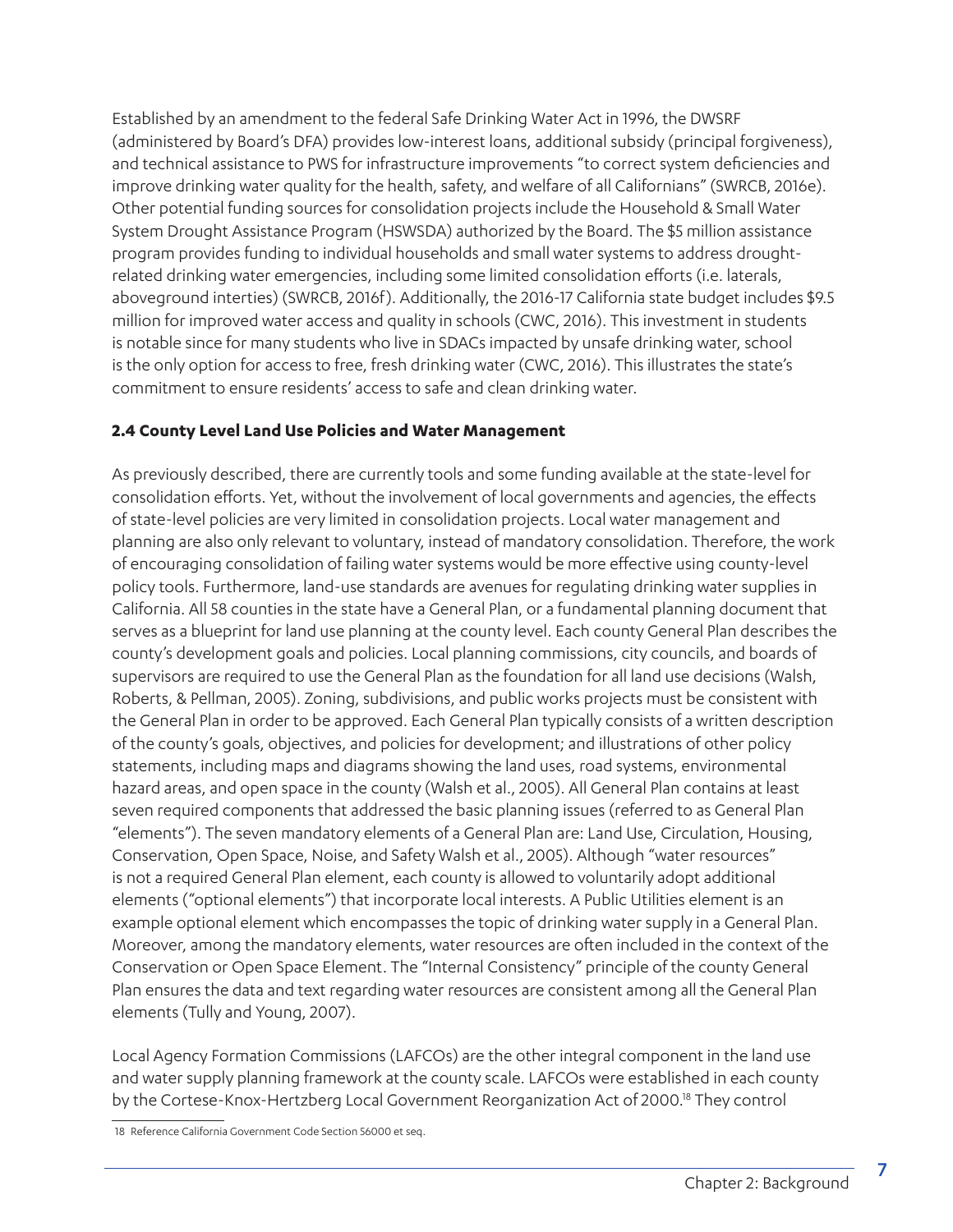Established by an amendment to the federal Safe Drinking Water Act in 1996, the DWSRF (administered by Board's DFA) provides low-interest loans, additional subsidy (principal forgiveness), and technical assistance to PWS for infrastructure improvements "to correct system deficiencies and improve drinking water quality for the health, safety, and welfare of all Californians" (SWRCB, 2016e). Other potential funding sources for consolidation projects include the Household & Small Water System Drought Assistance Program (HSWSDA) authorized by the Board. The $5 million assistance program provides funding to individual households and small water systems to address drought-related drinking water emergencies, including some limited consolidation efforts (i.e. laterals, aboveground interties) (SWRCB, 2016f). Additionally, the 2016-17 California state budget includes $9.5 million for improved water access and quality in schools (CWC, 2016). This investment in students is notable since for many students who live in SDACs impacted by unsafe drinking water, school is the only option for access to free, fresh drinking water (CWC, 2016). This illustrates the state's commitment to ensure residents' access to safe and clean drinking water.

### 2.4 County Level Land Use Policies and Water Management

As previously described, there are currently tools and some funding available at the state-level for consolidation efforts. Yet, without the involvement of local governments and agencies, the effects of state-level policies are very limited in consolidation projects. Local water management and planning are also only relevant to voluntary, instead of mandatory consolidation. Therefore, the work of encouraging consolidation of failing water systems would be more effective using county-level policy tools. Furthermore, land-use standards are avenues for regulating drinking water supplies in California. All 58 counties in the state have a General Plan, or a fundamental planning document that serves as a blueprint for land use planning at the county level. Each county General Plan describes the county's development goals and policies. Local planning commissions, city councils, and boards of supervisors are required to use the General Plan as the foundation for all land use decisions (Walsh, Roberts, & Pellman, 2005). Zoning, subdivisions, and public works projects must be consistent with the General Plan in order to be approved. Each General Plan typically consists of a written description of the county's goals, objectives, and policies for development; and illustrations of other policy statements, including maps and diagrams showing the land uses, road systems, environmental hazard areas, and open space in the county (Walsh et al., 2005). All General Plan contains at least seven required components that addressed the basic planning issues (referred to as General Plan "elements"). The seven mandatory elements of a General Plan are: Land Use, Circulation, Housing, Conservation, Open Space, Noise, and Safety Walsh et al., 2005). Although "water resources" is not a required General Plan element, each county is allowed to voluntarily adopt additional elements ("optional elements") that incorporate local interests. A Public Utilities element is an example optional element which encompasses the topic of drinking water supply in a General Plan. Moreover, among the mandatory elements, water resources are often included in the context of the Conservation or Open Space Element. The "Internal Consistency" principle of the county General Plan ensures the data and text regarding water resources are consistent among all the General Plan elements (Tully and Young, 2007).

Local Agency Formation Commissions (LAFCOs) are the other integral component in the land use and water supply planning framework at the county scale. LAFCOs were established in each county by the Cortese-Knox-Hertzberg Local Government Reorganization Act of 2000.[18] They control

[18] Reference California Government Code Section 56000 et seq.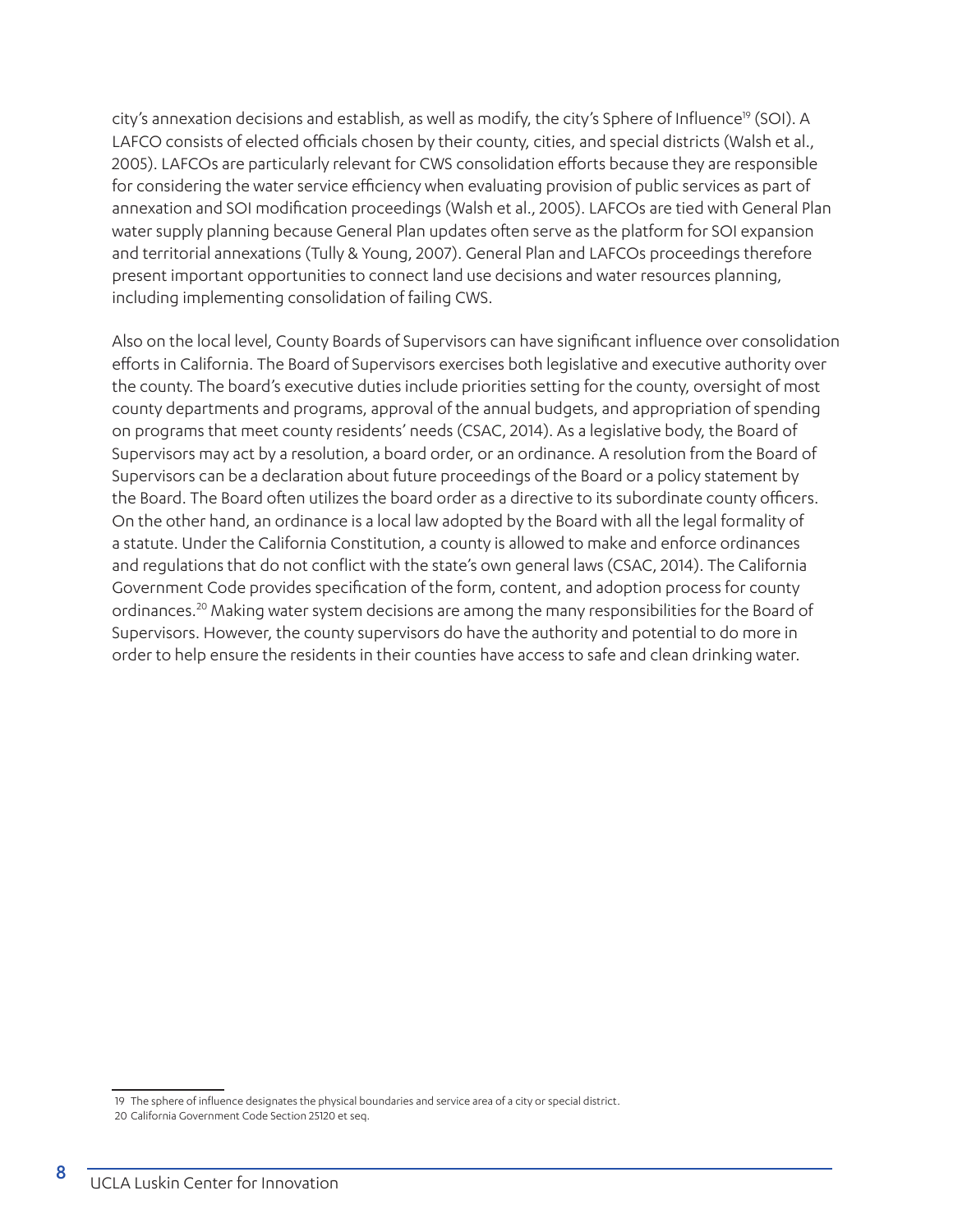city's annexation decisions and establish, as well as modify, the city's Sphere of Influence[19] (SOI). A LAFCO consists of elected officials chosen by their county, cities, and special districts (Walsh et al., 2005). LAFCOs are particularly relevant for CWS consolidation efforts because they are responsible for considering the water service efficiency when evaluating provision of public services as part of annexation and SOI modification proceedings (Walsh et al., 2005). LAFCOs are tied with General Plan water supply planning because General Plan updates often serve as the platform for SOI expansion and territorial annexations (Tully & Young, 2007). General Plan and LAFCOs proceedings therefore present important opportunities to connect land use decisions and water resources planning, including implementing consolidation of failing CWS.

Also on the local level, County Boards of Supervisors can have significant influence over consolidation efforts in California. The Board of Supervisors exercises both legislative and executive authority over the county. The board's executive duties include priorities setting for the county, oversight of most county departments and programs, approval of the annual budgets, and appropriation of spending on programs that meet county residents' needs (CSAC, 2014). As a legislative body, the Board of Supervisors may act by a resolution, a board order, or an ordinance. A resolution from the Board of Supervisors can be a declaration about future proceedings of the Board or a policy statement by the Board. The Board often utilizes the board order as a directive to its subordinate county officers. On the other hand, an ordinance is a local law adopted by the Board with all the legal formality of a statute. Under the California Constitution, a county is allowed to make and enforce ordinances and regulations that do not conflict with the state's own general laws (CSAC, 2014). The California Government Code provides specification of the form, content, and adoption process for county ordinances.[20] Making water system decisions are among the many responsibilities for the Board of Supervisors. However, the county supervisors do have the authority and potential to do more in order to help ensure the residents in their counties have access to safe and clean drinking water.

---

19 The sphere of influence designates the physical boundaries and service area of a city or special district.

20 California Government Code Section 25120 et seq.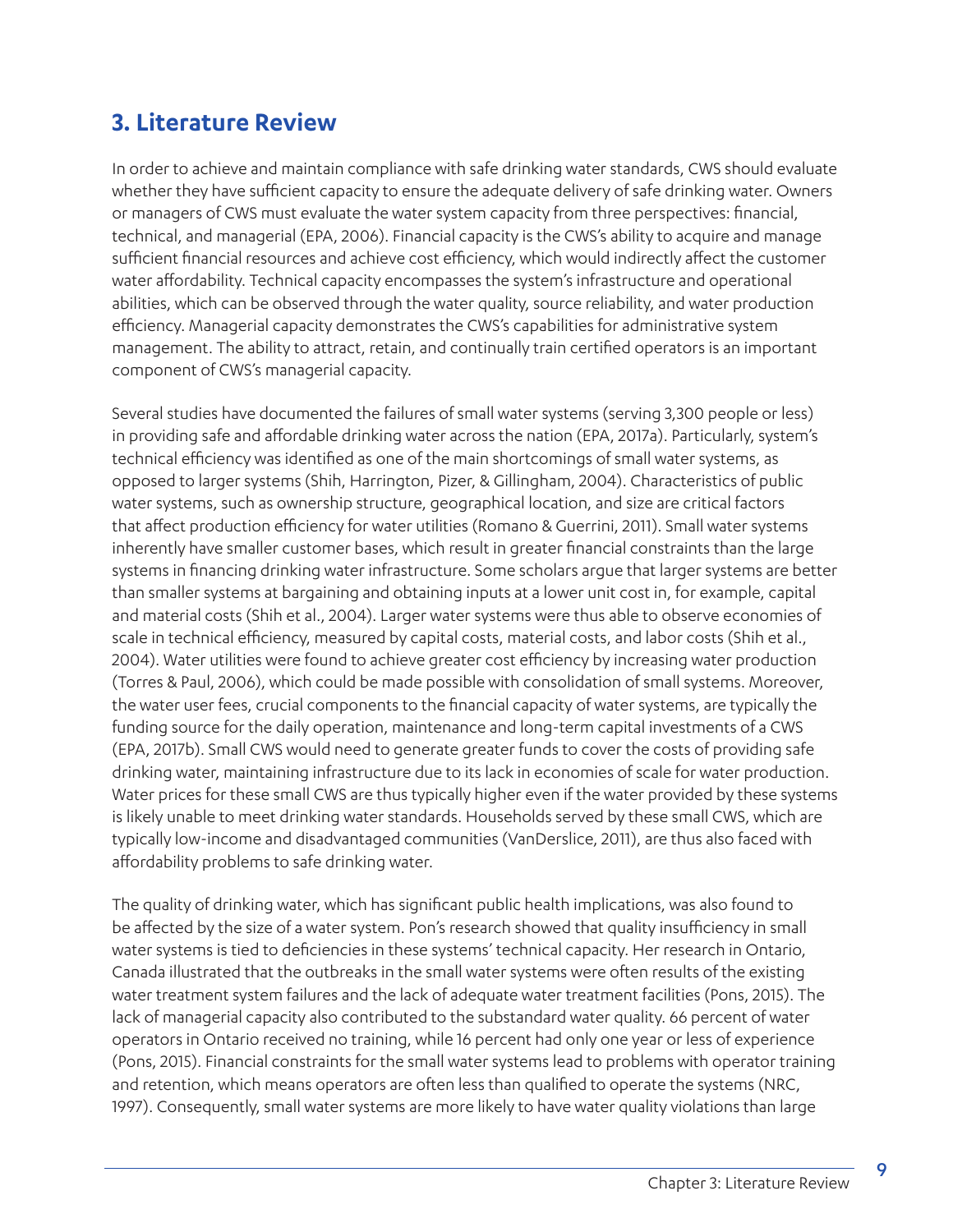## 3. Literature Review

In order to achieve and maintain compliance with safe drinking water standards, CWS should evaluate whether they have sufficient capacity to ensure the adequate delivery of safe drinking water. Owners or managers of CWS must evaluate the water system capacity from three perspectives: financial, technical, and managerial (EPA, 2006). Financial capacity is the CWS's ability to acquire and manage sufficient financial resources and achieve cost efficiency, which would indirectly affect the customer water affordability. Technical capacity encompasses the system's infrastructure and operational abilities, which can be observed through the water quality, source reliability, and water production efficiency. Managerial capacity demonstrates the CWS's capabilities for administrative system management. The ability to attract, retain, and continually train certified operators is an important component of CWS's managerial capacity.

Several studies have documented the failures of small water systems (serving 3,300 people or less) in providing safe and affordable drinking water across the nation (EPA, 2017a). Particularly, system's technical efficiency was identified as one of the main shortcomings of small water systems, as opposed to larger systems (Shih, Harrington, Pizer, & Gillingham, 2004). Characteristics of public water systems, such as ownership structure, geographical location, and size are critical factors that affect production efficiency for water utilities (Romano & Guerrini, 2011). Small water systems inherently have smaller customer bases, which result in greater financial constraints than the large systems in financing drinking water infrastructure. Some scholars argue that larger systems are better than smaller systems at bargaining and obtaining inputs at a lower unit cost in, for example, capital and material costs (Shih et al., 2004). Larger water systems were thus able to observe economies of scale in technical efficiency, measured by capital costs, material costs, and labor costs (Shih et al., 2004). Water utilities were found to achieve greater cost efficiency by increasing water production (Torres & Paul, 2006), which could be made possible with consolidation of small systems. Moreover, the water user fees, crucial components to the financial capacity of water systems, are typically the funding source for the daily operation, maintenance and long-term capital investments of a CWS (EPA, 2017b). Small CWS would need to generate greater funds to cover the costs of providing safe drinking water, maintaining infrastructure due to its lack in economies of scale for water production. Water prices for these small CWS are thus typically higher even if the water provided by these systems is likely unable to meet drinking water standards. Households served by these small CWS, which are typically low-income and disadvantaged communities (VanDerslice, 2011), are thus also faced with affordability problems to safe drinking water.

The quality of drinking water, which has significant public health implications, was also found to be affected by the size of a water system. Pon's research showed that quality insufficiency in small water systems is tied to deficiencies in these systems' technical capacity. Her research in Ontario, Canada illustrated that the outbreaks in the small water systems were often results of the existing water treatment system failures and the lack of adequate water treatment facilities (Pons, 2015). The lack of managerial capacity also contributed to the substandard water quality. 66 percent of water operators in Ontario received no training, while 16 percent had only one year or less of experience (Pons, 2015). Financial constraints for the small water systems lead to problems with operator training and retention, which means operators are often less than qualified to operate the systems (NRC, 1997). Consequently, small water systems are more likely to have water quality violations than large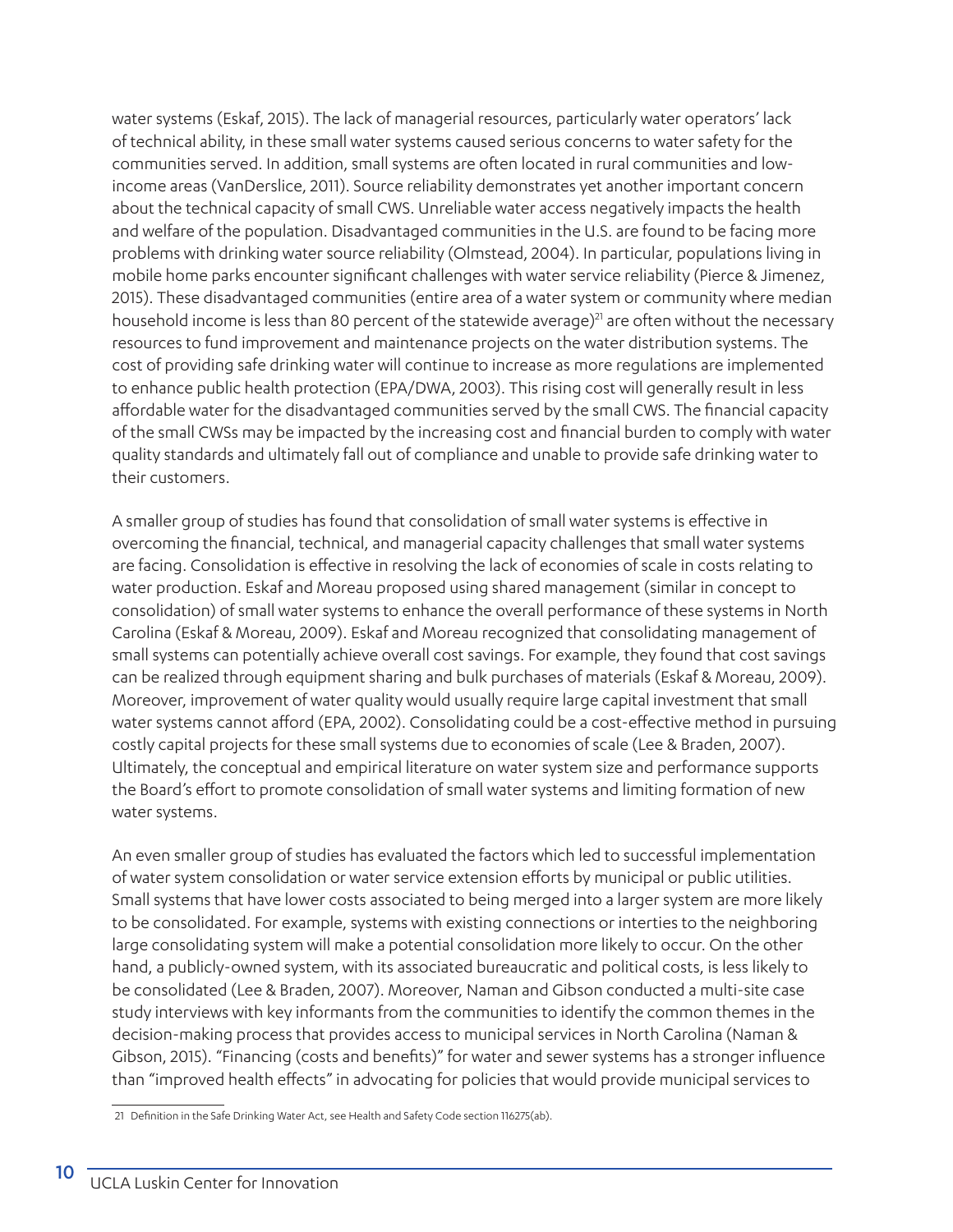water systems (Eskaf, 2015). The lack of managerial resources, particularly water operators' lack of technical ability, in these small water systems caused serious concerns to water safety for the communities served. In addition, small systems are often located in rural communities and low-income areas (VanDerslice, 2011). Source reliability demonstrates yet another important concern about the technical capacity of small CWS. Unreliable water access negatively impacts the health and welfare of the population. Disadvantaged communities in the U.S. are found to be facing more problems with drinking water source reliability (Olmstead, 2004). In particular, populations living in mobile home parks encounter significant challenges with water service reliability (Pierce & Jimenez, 2015). These disadvantaged communities (entire area of a water system or community where median household income is less than 80 percent of the statewide average)[21] are often without the necessary resources to fund improvement and maintenance projects on the water distribution systems. The cost of providing safe drinking water will continue to increase as more regulations are implemented to enhance public health protection (EPA/DWA, 2003). This rising cost will generally result in less affordable water for the disadvantaged communities served by the small CWS. The financial capacity of the small CWSs may be impacted by the increasing cost and financial burden to comply with water quality standards and ultimately fall out of compliance and unable to provide safe drinking water to their customers.

A smaller group of studies has found that consolidation of small water systems is effective in overcoming the financial, technical, and managerial capacity challenges that small water systems are facing. Consolidation is effective in resolving the lack of economies of scale in costs relating to water production. Eskaf and Moreau proposed using shared management (similar in concept to consolidation) of small water systems to enhance the overall performance of these systems in North Carolina (Eskaf & Moreau, 2009). Eskaf and Moreau recognized that consolidating management of small systems can potentially achieve overall cost savings. For example, they found that cost savings can be realized through equipment sharing and bulk purchases of materials (Eskaf & Moreau, 2009). Moreover, improvement of water quality would usually require large capital investment that small water systems cannot afford (EPA, 2002). Consolidating could be a cost-effective method in pursuing costly capital projects for these small systems due to economies of scale (Lee & Braden, 2007). Ultimately, the conceptual and empirical literature on water system size and performance supports the Board's effort to promote consolidation of small water systems and limiting formation of new water systems.

An even smaller group of studies has evaluated the factors which led to successful implementation of water system consolidation or water service extension efforts by municipal or public utilities. Small systems that have lower costs associated to being merged into a larger system are more likely to be consolidated. For example, systems with existing connections or interties to the neighboring large consolidating system will make a potential consolidation more likely to occur. On the other hand, a publicly-owned system, with its associated bureaucratic and political costs, is less likely to be consolidated (Lee & Braden, 2007). Moreover, Naman and Gibson conducted a multi-site case study interviews with key informants from the communities to identify the common themes in the decision-making process that provides access to municipal services in North Carolina (Naman & Gibson, 2015). "Financing (costs and benefits)" for water and sewer systems has a stronger influence than "improved health effects" in advocating for policies that would provide municipal services to

21 Definition in the Safe Drinking Water Act, see Health and Safety Code section 116275(ab).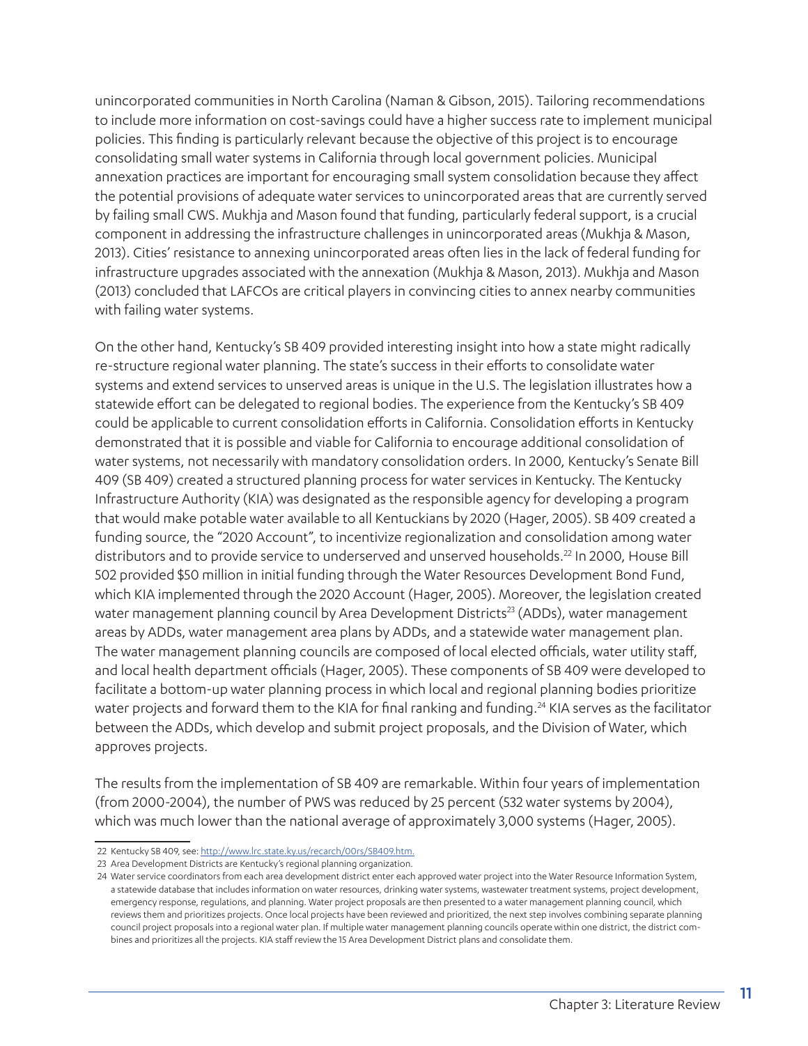unincorporated communities in North Carolina (Naman & Gibson, 2015). Tailoring recommendations to include more information on cost-savings could have a higher success rate to implement municipal policies. This finding is particularly relevant because the objective of this project is to encourage consolidating small water systems in California through local government policies. Municipal annexation practices are important for encouraging small system consolidation because they affect the potential provisions of adequate water services to unincorporated areas that are currently served by failing small CWS. Mukhja and Mason found that funding, particularly federal support, is a crucial component in addressing the infrastructure challenges in unincorporated areas (Mukhja & Mason, 2013). Cities' resistance to annexing unincorporated areas often lies in the lack of federal funding for infrastructure upgrades associated with the annexation (Mukhja & Mason, 2013). Mukhja and Mason (2013) concluded that LAFCOs are critical players in convincing cities to annex nearby communities with failing water systems.

On the other hand, Kentucky's SB 409 provided interesting insight into how a state might radically re-structure regional water planning. The state's success in their efforts to consolidate water systems and extend services to unserved areas is unique in the U.S. The legislation illustrates how a statewide effort can be delegated to regional bodies. The experience from the Kentucky's SB 409 could be applicable to current consolidation efforts in California. Consolidation efforts in Kentucky demonstrated that it is possible and viable for California to encourage additional consolidation of water systems, not necessarily with mandatory consolidation orders. In 2000, Kentucky's Senate Bill 409 (SB 409) created a structured planning process for water services in Kentucky. The Kentucky Infrastructure Authority (KIA) was designated as the responsible agency for developing a program that would make potable water available to all Kentuckians by 2020 (Hager, 2005). SB 409 created a funding source, the "2020 Account", to incentivize regionalization and consolidation among water distributors and to provide service to underserved and unserved households.[22] In 2000, House Bill 502 provided $50 million in initial funding through the Water Resources Development Bond Fund, which KIA implemented through the 2020 Account (Hager, 2005). Moreover, the legislation created water management planning council by Area Development Districts[23] (ADDs), water management areas by ADDs, water management area plans by ADDs, and a statewide water management plan. The water management planning councils are composed of local elected officials, water utility staff, and local health department officials (Hager, 2005). These components of SB 409 were developed to facilitate a bottom-up water planning process in which local and regional planning bodies prioritize water projects and forward them to the KIA for final ranking and funding.[24] KIA serves as the facilitator between the ADDs, which develop and submit project proposals, and the Division of Water, which approves projects.

The results from the implementation of SB 409 are remarkable. Within four years of implementation (from 2000-2004), the number of PWS was reduced by 25 percent (532 water systems by 2004), which was much lower than the national average of approximately 3,000 systems (Hager, 2005).

22 Kentucky SB 409, see: http://www.lrc.state.ky.us/recarch/00rs/SB409.htm.

23 Area Development Districts are Kentucky's regional planning organization.

24 Water service coordinators from each area development district enter each approved water project into the Water Resource Information System, a statewide database that includes information on water resources, drinking water systems, wastewater treatment systems, project development, emergency response, regulations, and planning. Water project proposals are then presented to a water management planning council, which reviews them and prioritizes projects. Once local projects have been reviewed and prioritized, the next step involves combining separate planning council project proposals into a regional water plan. If multiple water management planning councils operate within one district, the district combines and prioritizes all the projects. KIA staff review the 15 Area Development District plans and consolidate them.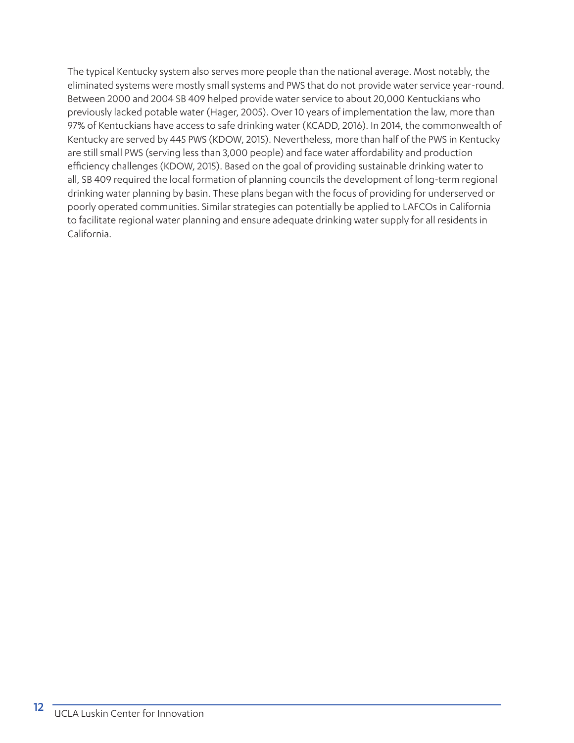The typical Kentucky system also serves more people than the national average. Most notably, the eliminated systems were mostly small systems and PWS that do not provide water service year-round. Between 2000 and 2004 SB 409 helped provide water service to about 20,000 Kentuckians who previously lacked potable water (Hager, 2005). Over 10 years of implementation the law, more than 97% of Kentuckians have access to safe drinking water (KCADD, 2016). In 2014, the commonwealth of Kentucky are served by 445 PWS (KDOW, 2015). Nevertheless, more than half of the PWS in Kentucky are still small PWS (serving less than 3,000 people) and face water affordability and production efficiency challenges (KDOW, 2015). Based on the goal of providing sustainable drinking water to all, SB 409 required the local formation of planning councils the development of long-term regional drinking water planning by basin. These plans began with the focus of providing for underserved or poorly operated communities. Similar strategies can potentially be applied to LAFCOs in California to facilitate regional water planning and ensure adequate drinking water supply for all residents in California.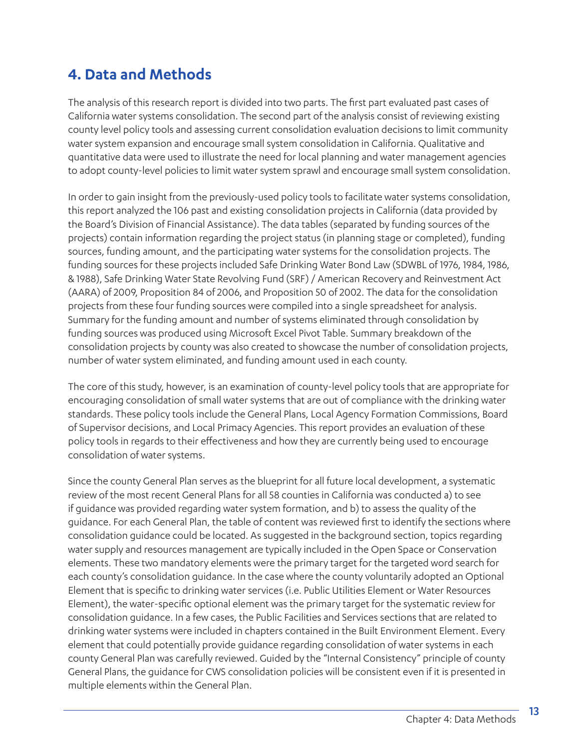## 4. Data and Methods

The analysis of this research report is divided into two parts. The first part evaluated past cases of California water systems consolidation. The second part of the analysis consist of reviewing existing county level policy tools and assessing current consolidation evaluation decisions to limit community water system expansion and encourage small system consolidation in California. Qualitative and quantitative data were used to illustrate the need for local planning and water management agencies to adopt county-level policies to limit water system sprawl and encourage small system consolidation.

In order to gain insight from the previously-used policy tools to facilitate water systems consolidation, this report analyzed the 106 past and existing consolidation projects in California (data provided by the Board's Division of Financial Assistance). The data tables (separated by funding sources of the projects) contain information regarding the project status (in planning stage or completed), funding sources, funding amount, and the participating water systems for the consolidation projects. The funding sources for these projects included Safe Drinking Water Bond Law (SDWBL of 1976, 1984, 1986, & 1988), Safe Drinking Water State Revolving Fund (SRF) / American Recovery and Reinvestment Act (AARA) of 2009, Proposition 84 of 2006, and Proposition 50 of 2002. The data for the consolidation projects from these four funding sources were compiled into a single spreadsheet for analysis. Summary for the funding amount and number of systems eliminated through consolidation by funding sources was produced using Microsoft Excel Pivot Table. Summary breakdown of the consolidation projects by county was also created to showcase the number of consolidation projects, number of water system eliminated, and funding amount used in each county.

The core of this study, however, is an examination of county-level policy tools that are appropriate for encouraging consolidation of small water systems that are out of compliance with the drinking water standards. These policy tools include the General Plans, Local Agency Formation Commissions, Board of Supervisor decisions, and Local Primacy Agencies. This report provides an evaluation of these policy tools in regards to their effectiveness and how they are currently being used to encourage consolidation of water systems.

Since the county General Plan serves as the blueprint for all future local development, a systematic review of the most recent General Plans for all 58 counties in California was conducted a) to see if guidance was provided regarding water system formation, and b) to assess the quality of the guidance. For each General Plan, the table of content was reviewed first to identify the sections where consolidation guidance could be located. As suggested in the background section, topics regarding water supply and resources management are typically included in the Open Space or Conservation elements. These two mandatory elements were the primary target for the targeted word search for each county's consolidation guidance. In the case where the county voluntarily adopted an Optional Element that is specific to drinking water services (i.e. Public Utilities Element or Water Resources Element), the water-specific optional element was the primary target for the systematic review for consolidation guidance. In a few cases, the Public Facilities and Services sections that are related to drinking water systems were included in chapters contained in the Built Environment Element. Every element that could potentially provide guidance regarding consolidation of water systems in each county General Plan was carefully reviewed. Guided by the "Internal Consistency" principle of county General Plans, the guidance for CWS consolidation policies will be consistent even if it is presented in multiple elements within the General Plan.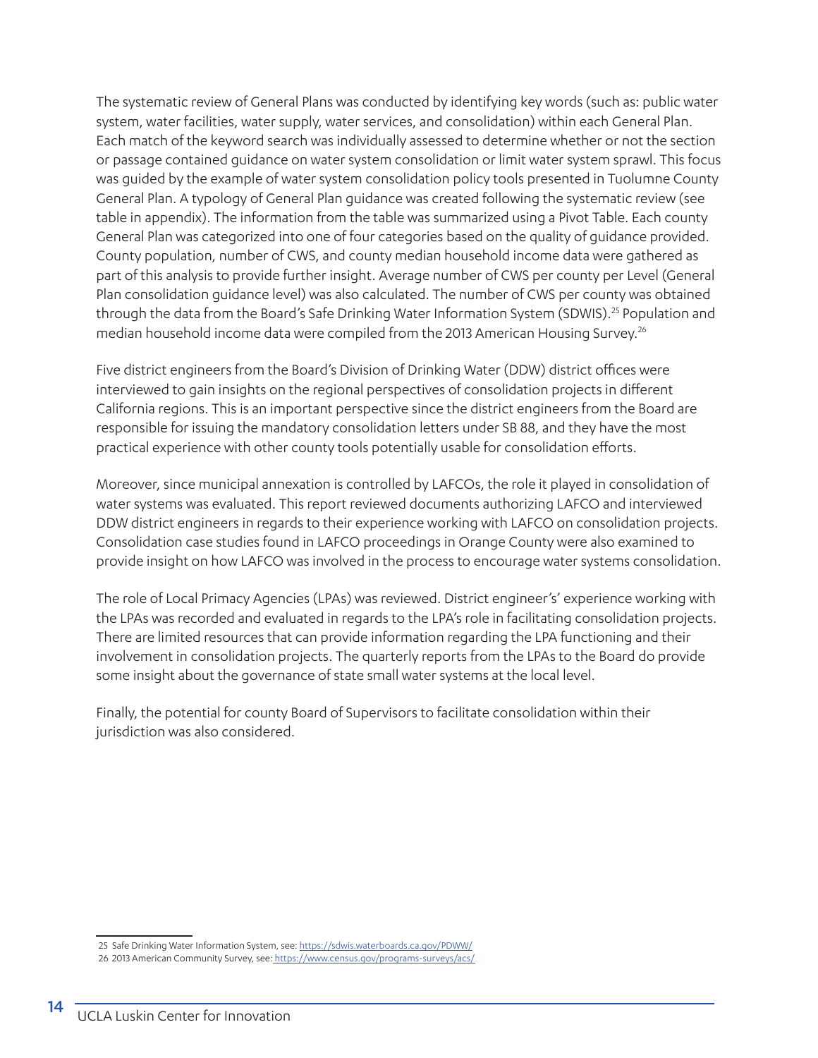The systematic review of General Plans was conducted by identifying key words (such as: public water system, water facilities, water supply, water services, and consolidation) within each General Plan. Each match of the keyword search was individually assessed to determine whether or not the section or passage contained guidance on water system consolidation or limit water system sprawl. This focus was guided by the example of water system consolidation policy tools presented in Tuolumne County General Plan. A typology of General Plan guidance was created following the systematic review (see table in appendix). The information from the table was summarized using a Pivot Table. Each county General Plan was categorized into one of four categories based on the quality of guidance provided. County population, number of CWS, and county median household income data were gathered as part of this analysis to provide further insight. Average number of CWS per county per Level (General Plan consolidation guidance level) was also calculated. The number of CWS per county was obtained through the data from the Board's Safe Drinking Water Information System (SDWIS).[25] Population and median household income data were compiled from the 2013 American Housing Survey.[26]

Five district engineers from the Board's Division of Drinking Water (DDW) district offices were interviewed to gain insights on the regional perspectives of consolidation projects in different California regions. This is an important perspective since the district engineers from the Board are responsible for issuing the mandatory consolidation letters under SB 88, and they have the most practical experience with other county tools potentially usable for consolidation efforts.

Moreover, since municipal annexation is controlled by LAFCOs, the role it played in consolidation of water systems was evaluated. This report reviewed documents authorizing LAFCO and interviewed DDW district engineers in regards to their experience working with LAFCO on consolidation projects. Consolidation case studies found in LAFCO proceedings in Orange County were also examined to provide insight on how LAFCO was involved in the process to encourage water systems consolidation.

The role of Local Primacy Agencies (LPAs) was reviewed. District engineer's' experience working with the LPAs was recorded and evaluated in regards to the LPA's role in facilitating consolidation projects. There are limited resources that can provide information regarding the LPA functioning and their involvement in consolidation projects. The quarterly reports from the LPAs to the Board do provide some insight about the governance of state small water systems at the local level.

Finally, the potential for county Board of Supervisors to facilitate consolidation within their jurisdiction was also considered.

---

25 Safe Drinking Water Information System, see: https://sdwis.waterboards.ca.gov/PDWW/

26 2013 American Community Survey, see: https://www.census.gov/programs-surveys/acs/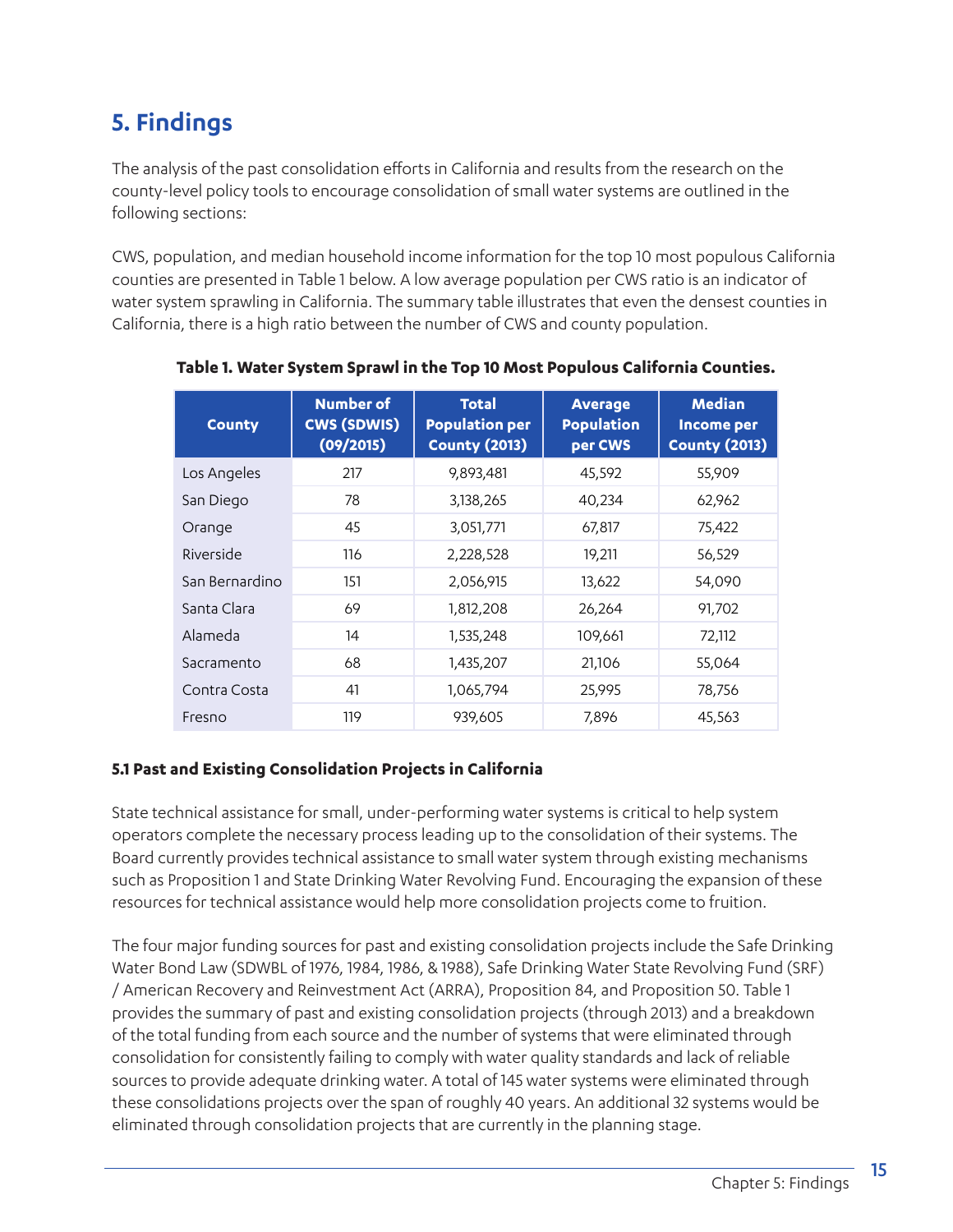# 5. Findings

The analysis of the past consolidation efforts in California and results from the research on the county-level policy tools to encourage consolidation of small water systems are outlined in the following sections:

CWS, population, and median household income information for the top 10 most populous California counties are presented in Table 1 below. A low average population per CWS ratio is an indicator of water system sprawling in California. The summary table illustrates that even the densest counties in California, there is a high ratio between the number of CWS and county population.

**Table 1. Water System Sprawl in the Top 10 Most Populous California Counties.**

| County | Number of CWS (SDWIS) (09/2015) | Total Population per County (2013) | Average Population per CWS | Median Income per County (2013) |
|---|---|---|---|---|
| Los Angeles | 217 | 9,893,481 | 45,592 | 55,909 |
| San Diego | 78 | 3,138,265 | 40,234 | 62,962 |
| Orange | 45 | 3,051,771 | 67,817 | 75,422 |
| Riverside | 116 | 2,228,528 | 19,211 | 56,529 |
| San Bernardino | 151 | 2,056,915 | 13,622 | 54,090 |
| Santa Clara | 69 | 1,812,208 | 26,264 | 91,702 |
| Alameda | 14 | 1,535,248 | 109,661 | 72,112 |
| Sacramento | 68 | 1,435,207 | 21,106 | 55,064 |
| Contra Costa | 41 | 1,065,794 | 25,995 | 78,756 |
| Fresno | 119 | 939,605 | 7,896 | 45,563 |

### 5.1 Past and Existing Consolidation Projects in California

State technical assistance for small, under-performing water systems is critical to help system operators complete the necessary process leading up to the consolidation of their systems. The Board currently provides technical assistance to small water system through existing mechanisms such as Proposition 1 and State Drinking Water Revolving Fund. Encouraging the expansion of these resources for technical assistance would help more consolidation projects come to fruition.

The four major funding sources for past and existing consolidation projects include the Safe Drinking Water Bond Law (SDWBL of 1976, 1984, 1986, & 1988), Safe Drinking Water State Revolving Fund (SRF) / American Recovery and Reinvestment Act (ARRA), Proposition 84, and Proposition 50. Table 1 provides the summary of past and existing consolidation projects (through 2013) and a breakdown of the total funding from each source and the number of systems that were eliminated through consolidation for consistently failing to comply with water quality standards and lack of reliable sources to provide adequate drinking water. A total of 145 water systems were eliminated through these consolidations projects over the span of roughly 40 years. An additional 32 systems would be eliminated through consolidation projects that are currently in the planning stage.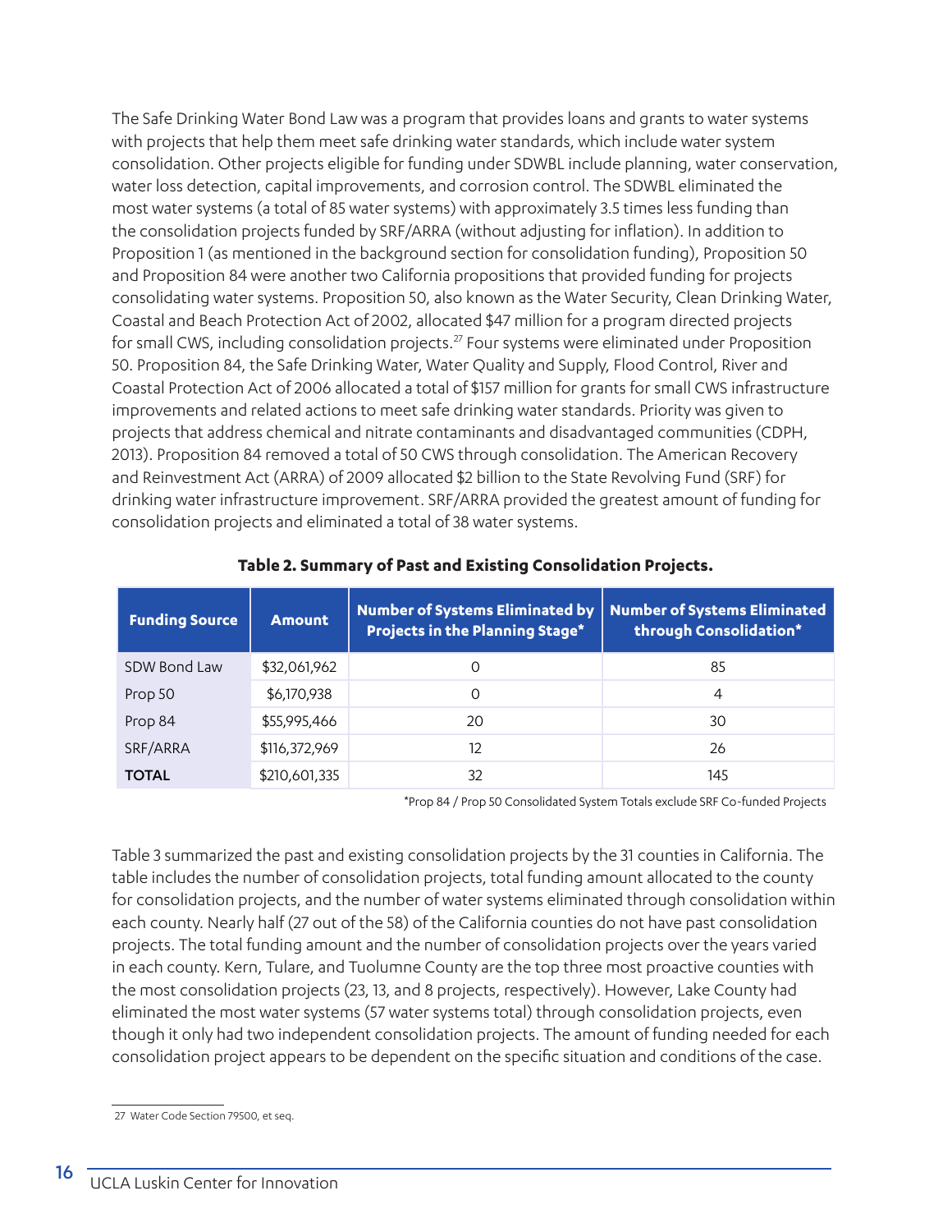The Safe Drinking Water Bond Law was a program that provides loans and grants to water systems with projects that help them meet safe drinking water standards, which include water system consolidation. Other projects eligible for funding under SDWBL include planning, water conservation, water loss detection, capital improvements, and corrosion control. The SDWBL eliminated the most water systems (a total of 85 water systems) with approximately 3.5 times less funding than the consolidation projects funded by SRF/ARRA (without adjusting for inflation). In addition to Proposition 1 (as mentioned in the background section for consolidation funding), Proposition 50 and Proposition 84 were another two California propositions that provided funding for projects consolidating water systems. Proposition 50, also known as the Water Security, Clean Drinking Water, Coastal and Beach Protection Act of 2002, allocated $47 million for a program directed projects for small CWS, including consolidation projects.[27] Four systems were eliminated under Proposition 50. Proposition 84, the Safe Drinking Water, Water Quality and Supply, Flood Control, River and Coastal Protection Act of 2006 allocated a total of $157 million for grants for small CWS infrastructure improvements and related actions to meet safe drinking water standards. Priority was given to projects that address chemical and nitrate contaminants and disadvantaged communities (CDPH, 2013). Proposition 84 removed a total of 50 CWS through consolidation. The American Recovery and Reinvestment Act (ARRA) of 2009 allocated $2 billion to the State Revolving Fund (SRF) for drinking water infrastructure improvement. SRF/ARRA provided the greatest amount of funding for consolidation projects and eliminated a total of 38 water systems.

**Table 2. Summary of Past and Existing Consolidation Projects.**

| Funding Source | Amount | Number of Systems Eliminated by Projects in the Planning Stage* | Number of Systems Eliminated through Consolidation* |
|---|---|---|---|
| SDW Bond Law | $32,061,962 | 0 | 85 |
| Prop 50 | $6,170,938 | 0 | 4 |
| Prop 84 | $55,995,466 | 20 | 30 |
| SRF/ARRA | $116,372,969 | 12 | 26 |
| **TOTAL** | $210,601,335 | 32 | 145 |

*Prop 84 / Prop 50 Consolidated System Totals exclude SRF Co-funded Projects

Table 3 summarized the past and existing consolidation projects by the 31 counties in California. The table includes the number of consolidation projects, total funding amount allocated to the county for consolidation projects, and the number of water systems eliminated through consolidation within each county. Nearly half (27 out of the 58) of the California counties do not have past consolidation projects. The total funding amount and the number of consolidation projects over the years varied in each county. Kern, Tulare, and Tuolumne County are the top three most proactive counties with the most consolidation projects (23, 13, and 8 projects, respectively). However, Lake County had eliminated the most water systems (57 water systems total) through consolidation projects, even though it only had two independent consolidation projects. The amount of funding needed for each consolidation project appears to be dependent on the specific situation and conditions of the case.

27 Water Code Section 79500, et seq.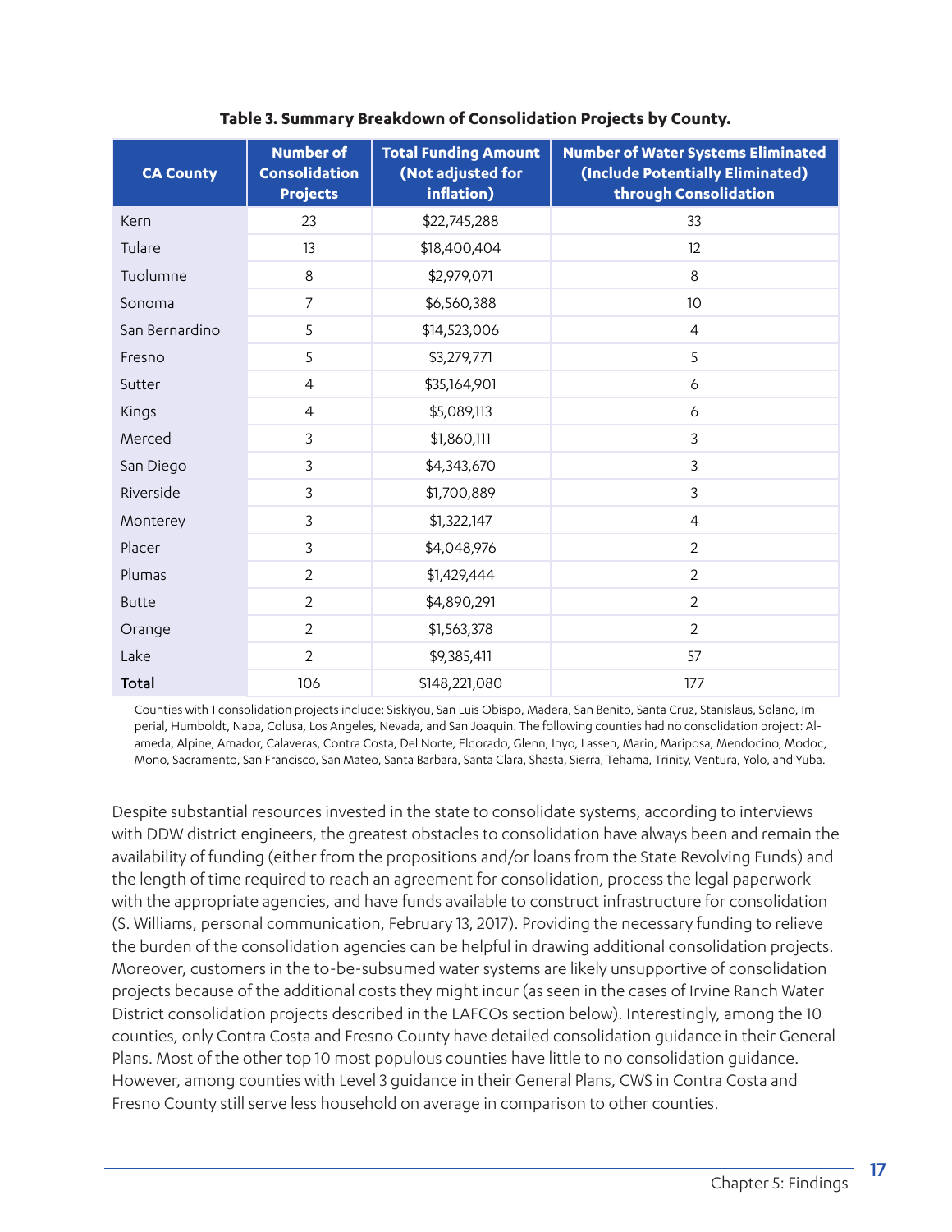**Table 3. Summary Breakdown of Consolidation Projects by County.**

| CA County | Number of Consolidation Projects | Total Funding Amount (Not adjusted for inflation) | Number of Water Systems Eliminated (Include Potentially Eliminated) through Consolidation |
|---|---|---|---|
| Kern | 23 | $22,745,288 | 33 |
| Tulare | 13 | $18,400,404 | 12 |
| Tuolumne | 8 | $2,979,071 | 8 |
| Sonoma | 7 | $6,560,388 | 10 |
| San Bernardino | 5 | $14,523,006 | 4 |
| Fresno | 5 | $3,279,771 | 5 |
| Sutter | 4 | $35,164,901 | 6 |
| Kings | 4 | $5,089,113 | 6 |
| Merced | 3 | $1,860,111 | 3 |
| San Diego | 3 | $4,343,670 | 3 |
| Riverside | 3 | $1,700,889 | 3 |
| Monterey | 3 | $1,322,147 | 4 |
| Placer | 3 | $4,048,976 | 2 |
| Plumas | 2 | $1,429,444 | 2 |
| Butte | 2 | $4,890,291 | 2 |
| Orange | 2 | $1,563,378 | 2 |
| Lake | 2 | $9,385,411 | 57 |
| **Total** | 106 | $148,221,080 | 177 |

Counties with 1 consolidation projects include: Siskiyou, San Luis Obispo, Madera, San Benito, Santa Cruz, Stanislaus, Solano, Imperial, Humboldt, Napa, Colusa, Los Angeles, Nevada, and San Joaquin. The following counties had no consolidation project: Alameda, Alpine, Amador, Calaveras, Contra Costa, Del Norte, Eldorado, Glenn, Inyo, Lassen, Marin, Mariposa, Mendocino, Modoc, Mono, Sacramento, San Francisco, San Mateo, Santa Barbara, Santa Clara, Shasta, Sierra, Tehama, Trinity, Ventura, Yolo, and Yuba.

Despite substantial resources invested in the state to consolidate systems, according to interviews with DDW district engineers, the greatest obstacles to consolidation have always been and remain the availability of funding (either from the propositions and/or loans from the State Revolving Funds) and the length of time required to reach an agreement for consolidation, process the legal paperwork with the appropriate agencies, and have funds available to construct infrastructure for consolidation (S. Williams, personal communication, February 13, 2017). Providing the necessary funding to relieve the burden of the consolidation agencies can be helpful in drawing additional consolidation projects. Moreover, customers in the to-be-subsumed water systems are likely unsupportive of consolidation projects because of the additional costs they might incur (as seen in the cases of Irvine Ranch Water District consolidation projects described in the LAFCOs section below). Interestingly, among the 10 counties, only Contra Costa and Fresno County have detailed consolidation guidance in their General Plans. Most of the other top 10 most populous counties have little to no consolidation guidance. However, among counties with Level 3 guidance in their General Plans, CWS in Contra Costa and Fresno County still serve less household on average in comparison to other counties.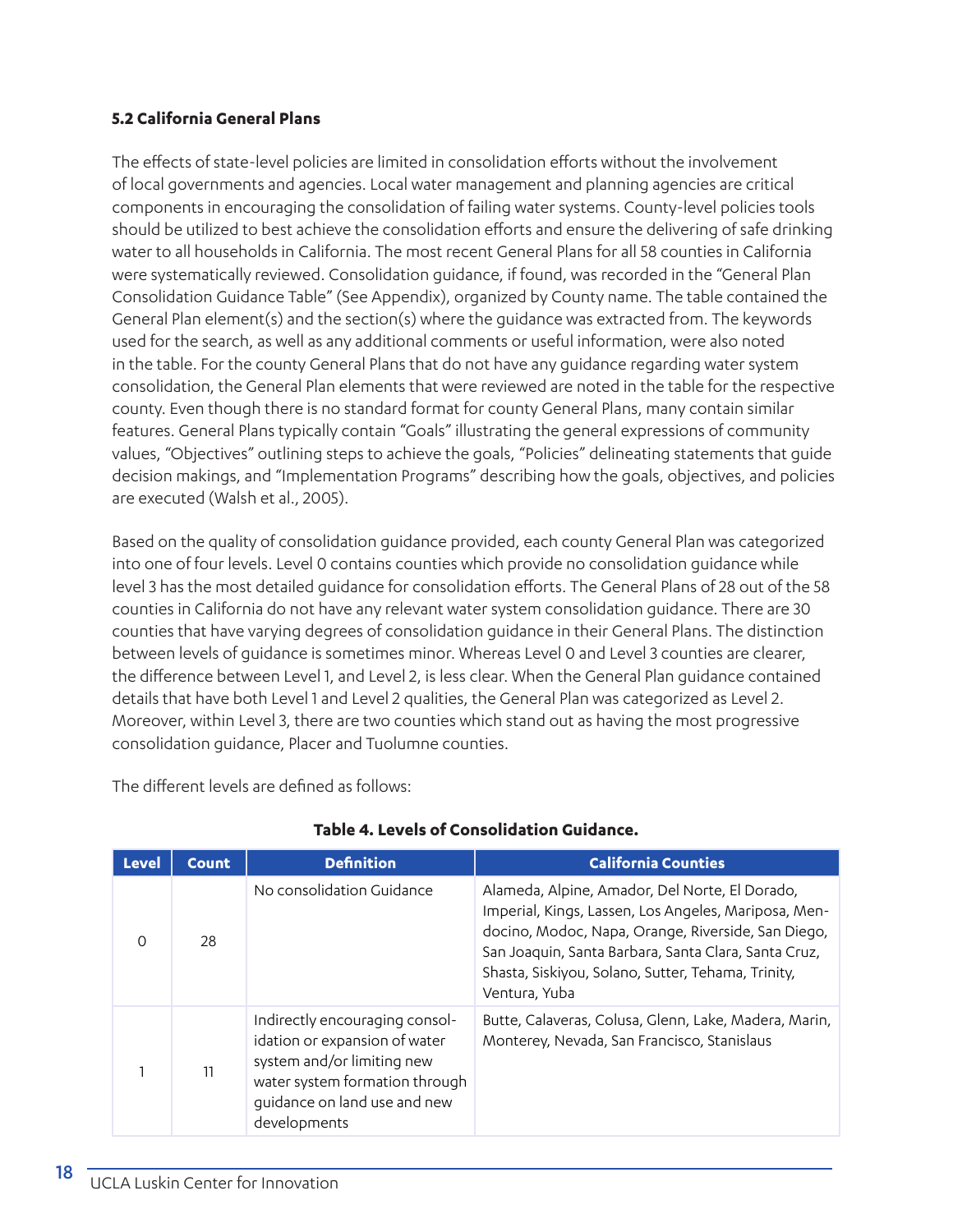### 5.2 California General Plans

The effects of state-level policies are limited in consolidation efforts without the involvement of local governments and agencies. Local water management and planning agencies are critical components in encouraging the consolidation of failing water systems. County-level policies tools should be utilized to best achieve the consolidation efforts and ensure the delivering of safe drinking water to all households in California. The most recent General Plans for all 58 counties in California were systematically reviewed. Consolidation guidance, if found, was recorded in the "General Plan Consolidation Guidance Table" (See Appendix), organized by County name. The table contained the General Plan element(s) and the section(s) where the guidance was extracted from. The keywords used for the search, as well as any additional comments or useful information, were also noted in the table. For the county General Plans that do not have any guidance regarding water system consolidation, the General Plan elements that were reviewed are noted in the table for the respective county. Even though there is no standard format for county General Plans, many contain similar features. General Plans typically contain "Goals" illustrating the general expressions of community values, "Objectives" outlining steps to achieve the goals, "Policies" delineating statements that guide decision makings, and "Implementation Programs" describing how the goals, objectives, and policies are executed (Walsh et al., 2005).

Based on the quality of consolidation guidance provided, each county General Plan was categorized into one of four levels. Level 0 contains counties which provide no consolidation guidance while level 3 has the most detailed guidance for consolidation efforts. The General Plans of 28 out of the 58 counties in California do not have any relevant water system consolidation guidance. There are 30 counties that have varying degrees of consolidation guidance in their General Plans. The distinction between levels of guidance is sometimes minor. Whereas Level 0 and Level 3 counties are clearer, the difference between Level 1, and Level 2, is less clear. When the General Plan guidance contained details that have both Level 1 and Level 2 qualities, the General Plan was categorized as Level 2. Moreover, within Level 3, there are two counties which stand out as having the most progressive consolidation guidance, Placer and Tuolumne counties.

The different levels are defined as follows:

**Table 4. Levels of Consolidation Guidance.**

| Level | Count | Definition | California Counties |
|---|---|---|---|
| 0 | 28 | No consolidation Guidance | Alameda, Alpine, Amador, Del Norte, El Dorado, Imperial, Kings, Lassen, Los Angeles, Mariposa, Mendocino, Modoc, Napa, Orange, Riverside, San Diego, San Joaquin, Santa Barbara, Santa Clara, Santa Cruz, Shasta, Siskiyou, Solano, Sutter, Tehama, Trinity, Ventura, Yuba |
| 1 | 11 | Indirectly encouraging consolidation or expansion of water system and/or limiting new water system formation through guidance on land use and new developments | Butte, Calaveras, Colusa, Glenn, Lake, Madera, Marin, Monterey, Nevada, San Francisco, Stanislaus |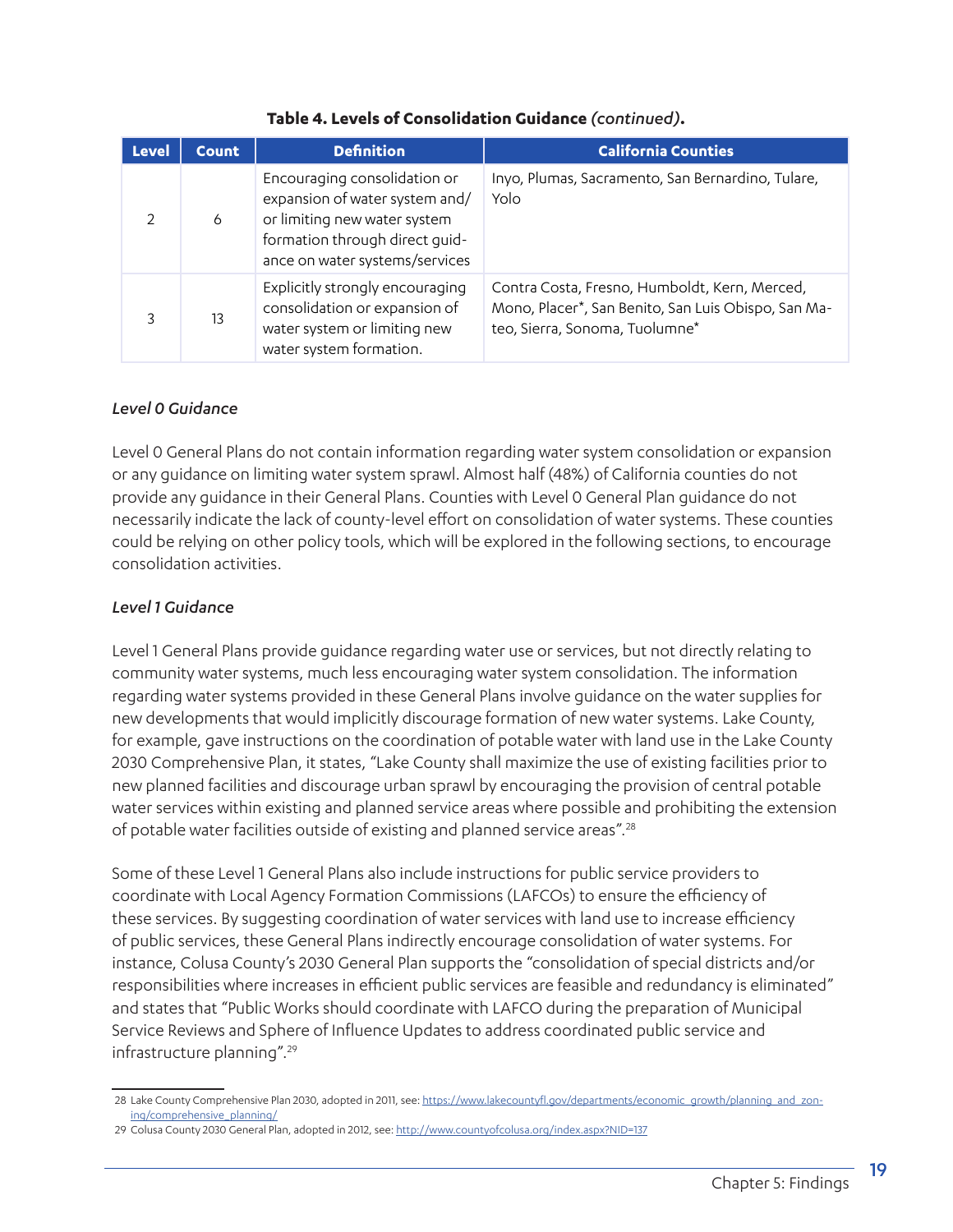**Table 4. Levels of Consolidation Guidance *(continued)*.**

| Level | Count | Definition | California Counties |
|---|---|---|---|
| 2 | 6 | Encouraging consolidation or expansion of water system and/or limiting new water system formation through direct guidance on water systems/services | Inyo, Plumas, Sacramento, San Bernardino, Tulare, Yolo |
| 3 | 13 | Explicitly strongly encouraging consolidation or expansion of water system or limiting new water system formation. | Contra Costa, Fresno, Humboldt, Kern, Merced, Mono, Placer*, San Benito, San Luis Obispo, San Mateo, Sierra, Sonoma, Tuolumne* |

### *Level 0 Guidance*

Level 0 General Plans do not contain information regarding water system consolidation or expansion or any guidance on limiting water system sprawl. Almost half (48%) of California counties do not provide any guidance in their General Plans. Counties with Level 0 General Plan guidance do not necessarily indicate the lack of county-level effort on consolidation of water systems. These counties could be relying on other policy tools, which will be explored in the following sections, to encourage consolidation activities.

### *Level 1 Guidance*

Level 1 General Plans provide guidance regarding water use or services, but not directly relating to community water systems, much less encouraging water system consolidation. The information regarding water systems provided in these General Plans involve guidance on the water supplies for new developments that would implicitly discourage formation of new water systems. Lake County, for example, gave instructions on the coordination of potable water with land use in the Lake County 2030 Comprehensive Plan, it states, "Lake County shall maximize the use of existing facilities prior to new planned facilities and discourage urban sprawl by encouraging the provision of central potable water services within existing and planned service areas where possible and prohibiting the extension of potable water facilities outside of existing and planned service areas".[28]

Some of these Level 1 General Plans also include instructions for public service providers to coordinate with Local Agency Formation Commissions (LAFCOs) to ensure the efficiency of these services. By suggesting coordination of water services with land use to increase efficiency of public services, these General Plans indirectly encourage consolidation of water systems. For instance, Colusa County's 2030 General Plan supports the "consolidation of special districts and/or responsibilities where increases in efficient public services are feasible and redundancy is eliminated" and states that "Public Works should coordinate with LAFCO during the preparation of Municipal Service Reviews and Sphere of Influence Updates to address coordinated public service and infrastructure planning".[29]

---

28 Lake County Comprehensive Plan 2030, adopted in 2011, see: https://www.lakecountyfl.gov/departments/economic_growth/planning_and_zoning/comprehensive_planning/

29 Colusa County 2030 General Plan, adopted in 2012, see: http://www.countyofcolusa.org/index.aspx?NID=137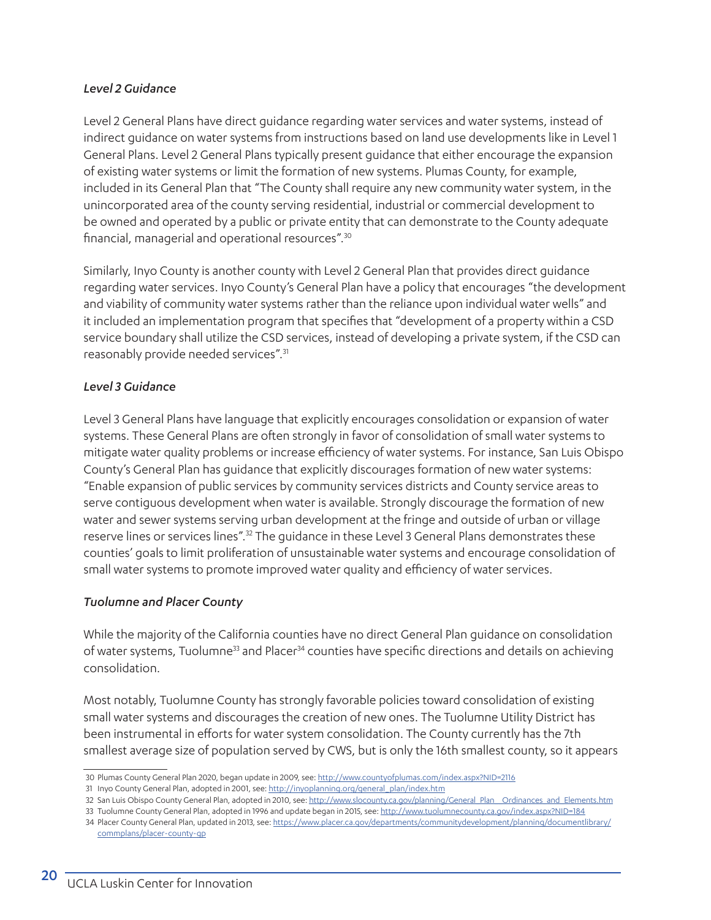### *Level 2 Guidance*

Level 2 General Plans have direct guidance regarding water services and water systems, instead of indirect guidance on water systems from instructions based on land use developments like in Level 1 General Plans. Level 2 General Plans typically present guidance that either encourage the expansion of existing water systems or limit the formation of new systems. Plumas County, for example, included in its General Plan that "The County shall require any new community water system, in the unincorporated area of the county serving residential, industrial or commercial development to be owned and operated by a public or private entity that can demonstrate to the County adequate financial, managerial and operational resources".[30]

Similarly, Inyo County is another county with Level 2 General Plan that provides direct guidance regarding water services. Inyo County's General Plan have a policy that encourages "the development and viability of community water systems rather than the reliance upon individual water wells" and it included an implementation program that specifies that "development of a property within a CSD service boundary shall utilize the CSD services, instead of developing a private system, if the CSD can reasonably provide needed services".[31]

### *Level 3 Guidance*

Level 3 General Plans have language that explicitly encourages consolidation or expansion of water systems. These General Plans are often strongly in favor of consolidation of small water systems to mitigate water quality problems or increase efficiency of water systems. For instance, San Luis Obispo County's General Plan has guidance that explicitly discourages formation of new water systems: "Enable expansion of public services by community services districts and County service areas to serve contiguous development when water is available. Strongly discourage the formation of new water and sewer systems serving urban development at the fringe and outside of urban or village reserve lines or services lines".[32] The guidance in these Level 3 General Plans demonstrates these counties' goals to limit proliferation of unsustainable water systems and encourage consolidation of small water systems to promote improved water quality and efficiency of water services.

### *Tuolumne and Placer County*

While the majority of the California counties have no direct General Plan guidance on consolidation of water systems, Tuolumne[33] and Placer[34] counties have specific directions and details on achieving consolidation.

Most notably, Tuolumne County has strongly favorable policies toward consolidation of existing small water systems and discourages the creation of new ones. The Tuolumne Utility District has been instrumental in efforts for water system consolidation. The County currently has the 7th smallest average size of population served by CWS, but is only the 16th smallest county, so it appears

30 Plumas County General Plan 2020, began update in 2009, see: http://www.countyofplumas.com/index.aspx?NID=2116

31 Inyo County General Plan, adopted in 2001, see: http://inyoplanning.org/general_plan/index.htm

32 San Luis Obispo County General Plan, adopted in 2010, see: http://www.slocounty.ca.gov/planning/General_Plan__Ordinances_and_Elements.htm

33 Tuolumne County General Plan, adopted in 1996 and update began in 2015, see: http://www.tuolumnecounty.ca.gov/index.aspx?NID=184

34 Placer County General Plan, updated in 2013, see: https://www.placer.ca.gov/departments/communitydevelopment/planning/documentlibrary/commplans/placer-county-gp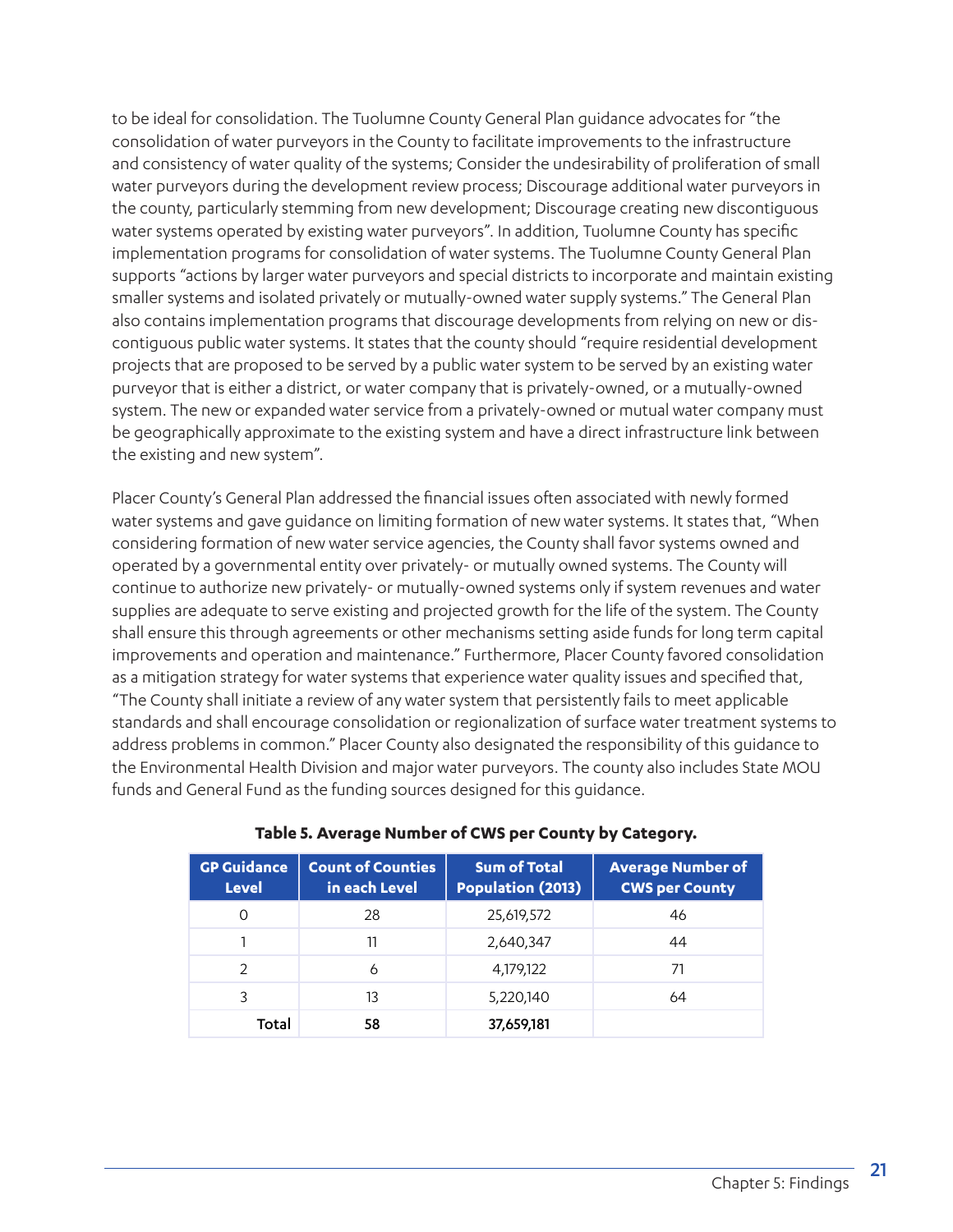to be ideal for consolidation. The Tuolumne County General Plan guidance advocates for "the consolidation of water purveyors in the County to facilitate improvements to the infrastructure and consistency of water quality of the systems; Consider the undesirability of proliferation of small water purveyors during the development review process; Discourage additional water purveyors in the county, particularly stemming from new development; Discourage creating new discontiguous water systems operated by existing water purveyors". In addition, Tuolumne County has specific implementation programs for consolidation of water systems. The Tuolumne County General Plan supports "actions by larger water purveyors and special districts to incorporate and maintain existing smaller systems and isolated privately or mutually-owned water supply systems." The General Plan also contains implementation programs that discourage developments from relying on new or dis-contiguous public water systems. It states that the county should "require residential development projects that are proposed to be served by a public water system to be served by an existing water purveyor that is either a district, or water company that is privately-owned, or a mutually-owned system. The new or expanded water service from a privately-owned or mutual water company must be geographically approximate to the existing system and have a direct infrastructure link between the existing and new system".

Placer County's General Plan addressed the financial issues often associated with newly formed water systems and gave guidance on limiting formation of new water systems. It states that, "When considering formation of new water service agencies, the County shall favor systems owned and operated by a governmental entity over privately- or mutually owned systems. The County will continue to authorize new privately- or mutually-owned systems only if system revenues and water supplies are adequate to serve existing and projected growth for the life of the system. The County shall ensure this through agreements or other mechanisms setting aside funds for long term capital improvements and operation and maintenance." Furthermore, Placer County favored consolidation as a mitigation strategy for water systems that experience water quality issues and specified that, "The County shall initiate a review of any water system that persistently fails to meet applicable standards and shall encourage consolidation or regionalization of surface water treatment systems to address problems in common." Placer County also designated the responsibility of this guidance to the Environmental Health Division and major water purveyors. The county also includes State MOU funds and General Fund as the funding sources designed for this guidance.

**Table 5. Average Number of CWS per County by Category.**

| GP Guidance Level | Count of Counties in each Level | Sum of Total Population (2013) | Average Number of CWS per County |
|---|---|---|---|
| 0 | 28 | 25,619,572 | 46 |
| 1 | 11 | 2,640,347 | 44 |
| 2 | 6 | 4,179,122 | 71 |
| 3 | 13 | 5,220,140 | 64 |
| **Total** | **58** | **37,659,181** | |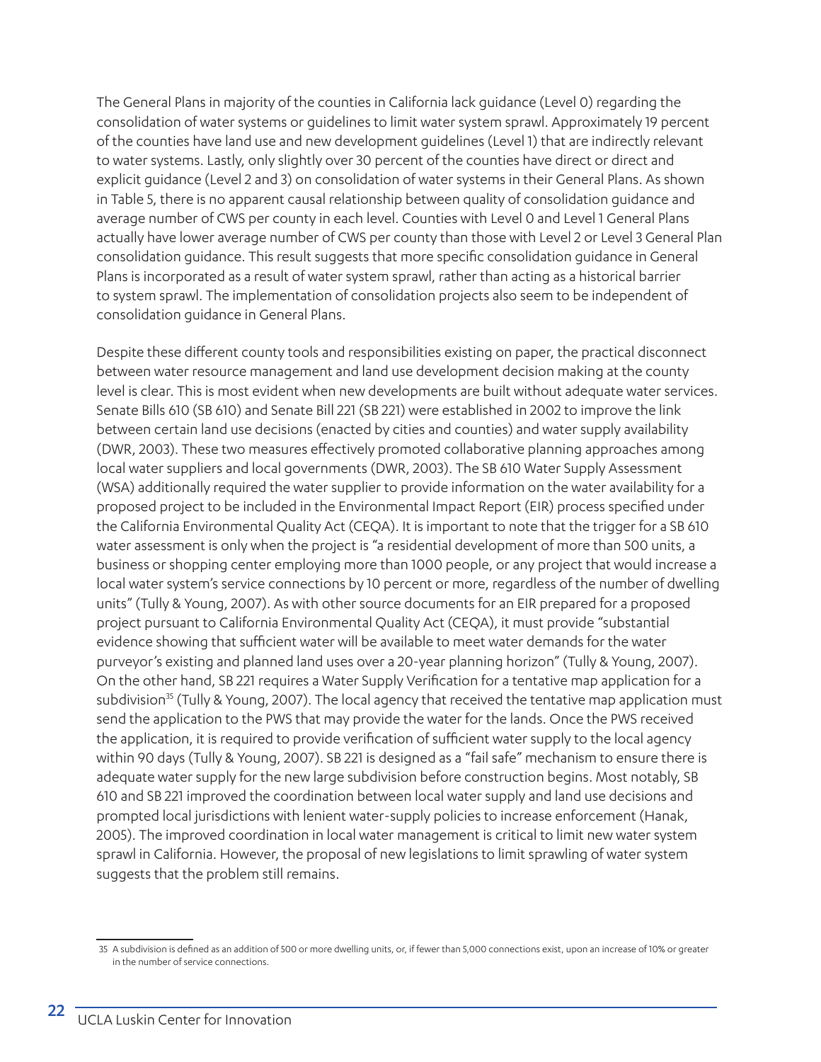The General Plans in majority of the counties in California lack guidance (Level 0) regarding the consolidation of water systems or guidelines to limit water system sprawl. Approximately 19 percent of the counties have land use and new development guidelines (Level 1) that are indirectly relevant to water systems. Lastly, only slightly over 30 percent of the counties have direct or direct and explicit guidance (Level 2 and 3) on consolidation of water systems in their General Plans. As shown in Table 5, there is no apparent causal relationship between quality of consolidation guidance and average number of CWS per county in each level. Counties with Level 0 and Level 1 General Plans actually have lower average number of CWS per county than those with Level 2 or Level 3 General Plan consolidation guidance. This result suggests that more specific consolidation guidance in General Plans is incorporated as a result of water system sprawl, rather than acting as a historical barrier to system sprawl. The implementation of consolidation projects also seem to be independent of consolidation guidance in General Plans.

Despite these different county tools and responsibilities existing on paper, the practical disconnect between water resource management and land use development decision making at the county level is clear. This is most evident when new developments are built without adequate water services. Senate Bills 610 (SB 610) and Senate Bill 221 (SB 221) were established in 2002 to improve the link between certain land use decisions (enacted by cities and counties) and water supply availability (DWR, 2003). These two measures effectively promoted collaborative planning approaches among local water suppliers and local governments (DWR, 2003). The SB 610 Water Supply Assessment (WSA) additionally required the water supplier to provide information on the water availability for a proposed project to be included in the Environmental Impact Report (EIR) process specified under the California Environmental Quality Act (CEQA). It is important to note that the trigger for a SB 610 water assessment is only when the project is "a residential development of more than 500 units, a business or shopping center employing more than 1000 people, or any project that would increase a local water system's service connections by 10 percent or more, regardless of the number of dwelling units" (Tully & Young, 2007). As with other source documents for an EIR prepared for a proposed project pursuant to California Environmental Quality Act (CEQA), it must provide "substantial evidence showing that sufficient water will be available to meet water demands for the water purveyor's existing and planned land uses over a 20-year planning horizon" (Tully & Young, 2007). On the other hand, SB 221 requires a Water Supply Verification for a tentative map application for a subdivision[35] (Tully & Young, 2007). The local agency that received the tentative map application must send the application to the PWS that may provide the water for the lands. Once the PWS received the application, it is required to provide verification of sufficient water supply to the local agency within 90 days (Tully & Young, 2007). SB 221 is designed as a "fail safe" mechanism to ensure there is adequate water supply for the new large subdivision before construction begins. Most notably, SB 610 and SB 221 improved the coordination between local water supply and land use decisions and prompted local jurisdictions with lenient water-supply policies to increase enforcement (Hanak, 2005). The improved coordination in local water management is critical to limit new water system sprawl in California. However, the proposal of new legislations to limit sprawling of water system suggests that the problem still remains.

35 A subdivision is defined as an addition of 500 or more dwelling units, or, if fewer than 5,000 connections exist, upon an increase of 10% or greater in the number of service connections.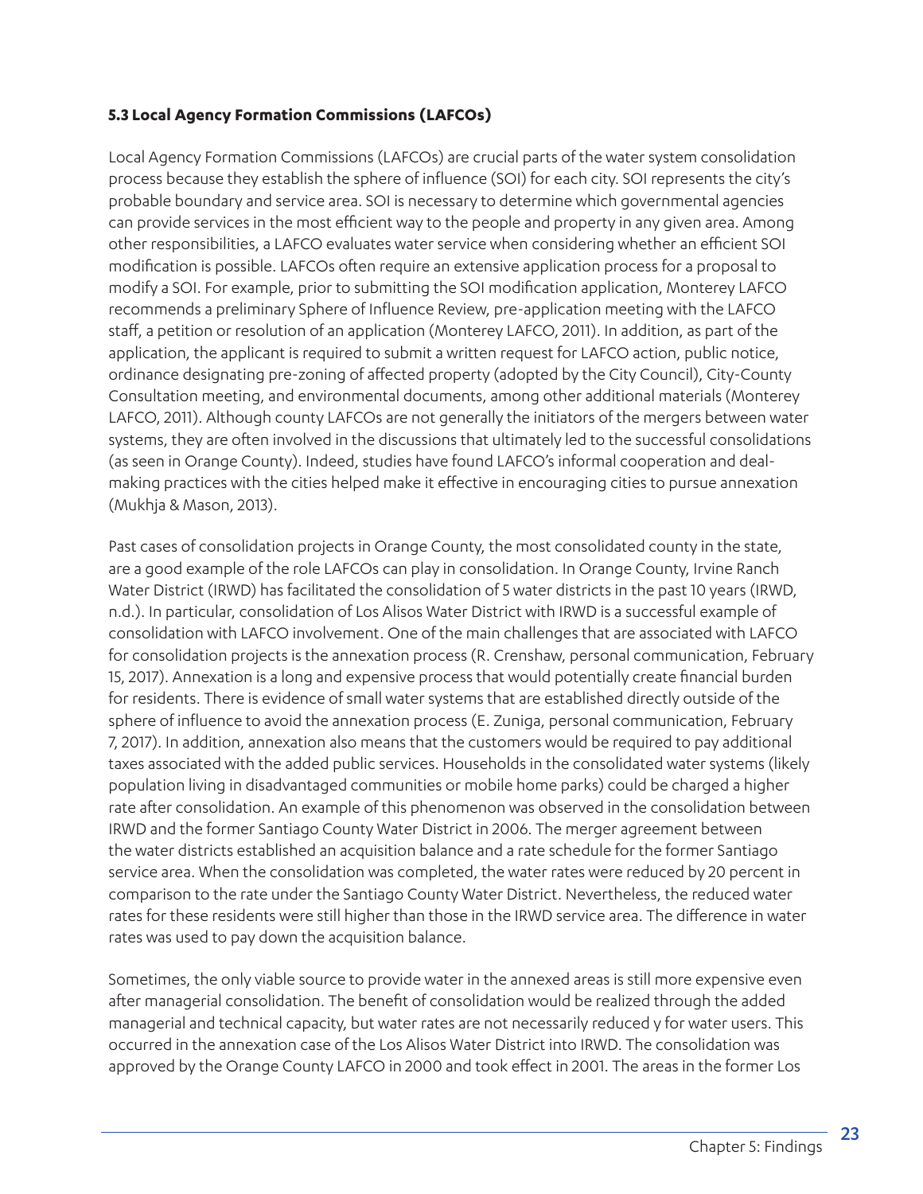### 5.3 Local Agency Formation Commissions (LAFCOs)

Local Agency Formation Commissions (LAFCOs) are crucial parts of the water system consolidation process because they establish the sphere of influence (SOI) for each city. SOI represents the city's probable boundary and service area. SOI is necessary to determine which governmental agencies can provide services in the most efficient way to the people and property in any given area. Among other responsibilities, a LAFCO evaluates water service when considering whether an efficient SOI modification is possible. LAFCOs often require an extensive application process for a proposal to modify a SOI. For example, prior to submitting the SOI modification application, Monterey LAFCO recommends a preliminary Sphere of Influence Review, pre-application meeting with the LAFCO staff, a petition or resolution of an application (Monterey LAFCO, 2011). In addition, as part of the application, the applicant is required to submit a written request for LAFCO action, public notice, ordinance designating pre-zoning of affected property (adopted by the City Council), City-County Consultation meeting, and environmental documents, among other additional materials (Monterey LAFCO, 2011). Although county LAFCOs are not generally the initiators of the mergers between water systems, they are often involved in the discussions that ultimately led to the successful consolidations (as seen in Orange County). Indeed, studies have found LAFCO's informal cooperation and deal-making practices with the cities helped make it effective in encouraging cities to pursue annexation (Mukhja & Mason, 2013).

Past cases of consolidation projects in Orange County, the most consolidated county in the state, are a good example of the role LAFCOs can play in consolidation. In Orange County, Irvine Ranch Water District (IRWD) has facilitated the consolidation of 5 water districts in the past 10 years (IRWD, n.d.). In particular, consolidation of Los Alisos Water District with IRWD is a successful example of consolidation with LAFCO involvement. One of the main challenges that are associated with LAFCO for consolidation projects is the annexation process (R. Crenshaw, personal communication, February 15, 2017). Annexation is a long and expensive process that would potentially create financial burden for residents. There is evidence of small water systems that are established directly outside of the sphere of influence to avoid the annexation process (E. Zuniga, personal communication, February 7, 2017). In addition, annexation also means that the customers would be required to pay additional taxes associated with the added public services. Households in the consolidated water systems (likely population living in disadvantaged communities or mobile home parks) could be charged a higher rate after consolidation. An example of this phenomenon was observed in the consolidation between IRWD and the former Santiago County Water District in 2006. The merger agreement between the water districts established an acquisition balance and a rate schedule for the former Santiago service area. When the consolidation was completed, the water rates were reduced by 20 percent in comparison to the rate under the Santiago County Water District. Nevertheless, the reduced water rates for these residents were still higher than those in the IRWD service area. The difference in water rates was used to pay down the acquisition balance.

Sometimes, the only viable source to provide water in the annexed areas is still more expensive even after managerial consolidation. The benefit of consolidation would be realized through the added managerial and technical capacity, but water rates are not necessarily reduced y for water users. This occurred in the annexation case of the Los Alisos Water District into IRWD. The consolidation was approved by the Orange County LAFCO in 2000 and took effect in 2001. The areas in the former Los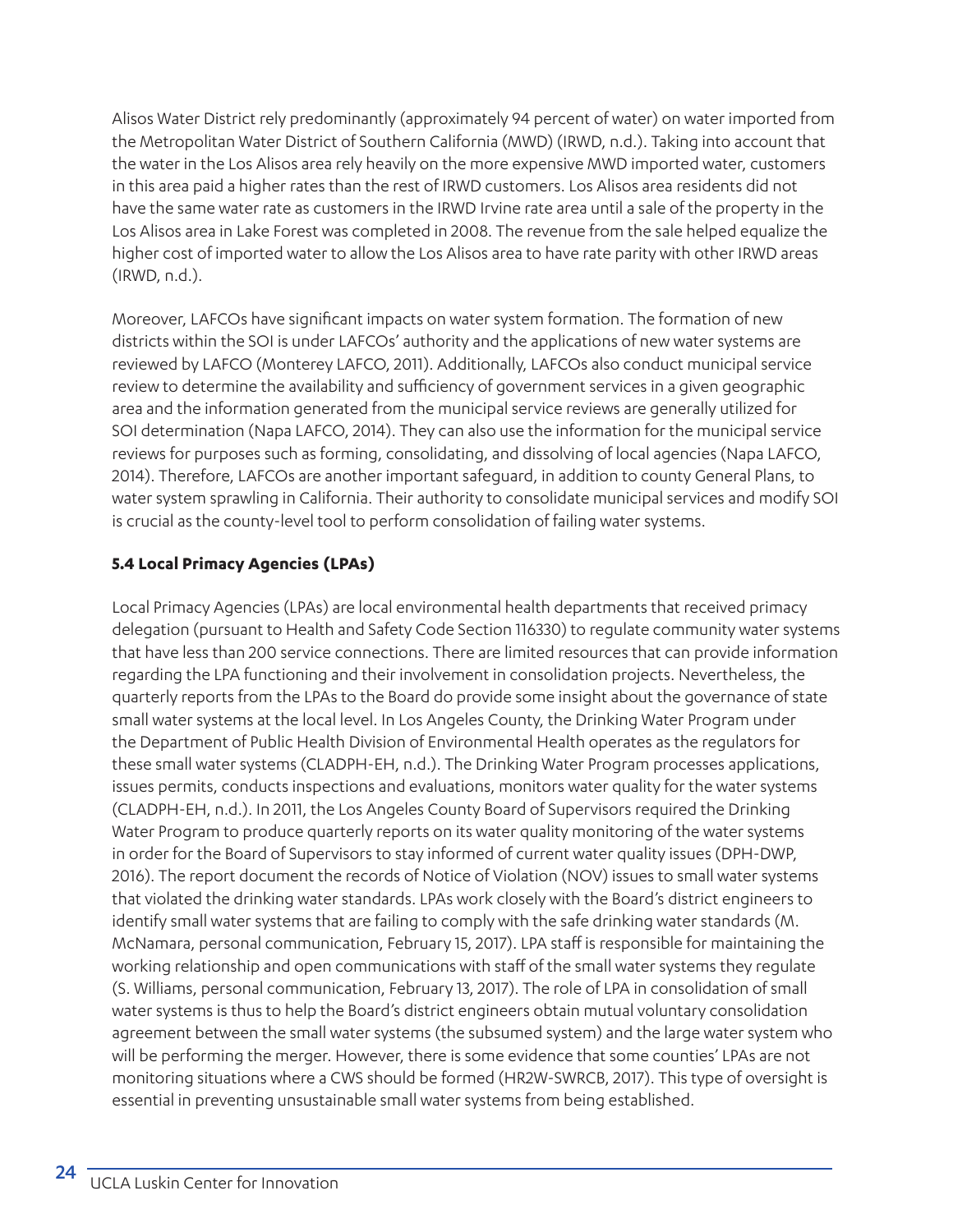Alisos Water District rely predominantly (approximately 94 percent of water) on water imported from the Metropolitan Water District of Southern California (MWD) (IRWD, n.d.). Taking into account that the water in the Los Alisos area rely heavily on the more expensive MWD imported water, customers in this area paid a higher rates than the rest of IRWD customers. Los Alisos area residents did not have the same water rate as customers in the IRWD Irvine rate area until a sale of the property in the Los Alisos area in Lake Forest was completed in 2008. The revenue from the sale helped equalize the higher cost of imported water to allow the Los Alisos area to have rate parity with other IRWD areas (IRWD, n.d.).

Moreover, LAFCOs have significant impacts on water system formation. The formation of new districts within the SOI is under LAFCOs' authority and the applications of new water systems are reviewed by LAFCO (Monterey LAFCO, 2011). Additionally, LAFCOs also conduct municipal service review to determine the availability and sufficiency of government services in a given geographic area and the information generated from the municipal service reviews are generally utilized for SOI determination (Napa LAFCO, 2014). They can also use the information for the municipal service reviews for purposes such as forming, consolidating, and dissolving of local agencies (Napa LAFCO, 2014). Therefore, LAFCOs are another important safeguard, in addition to county General Plans, to water system sprawling in California. Their authority to consolidate municipal services and modify SOI is crucial as the county-level tool to perform consolidation of failing water systems.

### 5.4 Local Primacy Agencies (LPAs)

Local Primacy Agencies (LPAs) are local environmental health departments that received primacy delegation (pursuant to Health and Safety Code Section 116330) to regulate community water systems that have less than 200 service connections. There are limited resources that can provide information regarding the LPA functioning and their involvement in consolidation projects. Nevertheless, the quarterly reports from the LPAs to the Board do provide some insight about the governance of state small water systems at the local level. In Los Angeles County, the Drinking Water Program under the Department of Public Health Division of Environmental Health operates as the regulators for these small water systems (CLADPH-EH, n.d.). The Drinking Water Program processes applications, issues permits, conducts inspections and evaluations, monitors water quality for the water systems (CLADPH-EH, n.d.). In 2011, the Los Angeles County Board of Supervisors required the Drinking Water Program to produce quarterly reports on its water quality monitoring of the water systems in order for the Board of Supervisors to stay informed of current water quality issues (DPH-DWP, 2016). The report document the records of Notice of Violation (NOV) issues to small water systems that violated the drinking water standards. LPAs work closely with the Board's district engineers to identify small water systems that are failing to comply with the safe drinking water standards (M. McNamara, personal communication, February 15, 2017). LPA staff is responsible for maintaining the working relationship and open communications with staff of the small water systems they regulate (S. Williams, personal communication, February 13, 2017). The role of LPA in consolidation of small water systems is thus to help the Board's district engineers obtain mutual voluntary consolidation agreement between the small water systems (the subsumed system) and the large water system who will be performing the merger. However, there is some evidence that some counties' LPAs are not monitoring situations where a CWS should be formed (HR2W-SWRCB, 2017). This type of oversight is essential in preventing unsustainable small water systems from being established.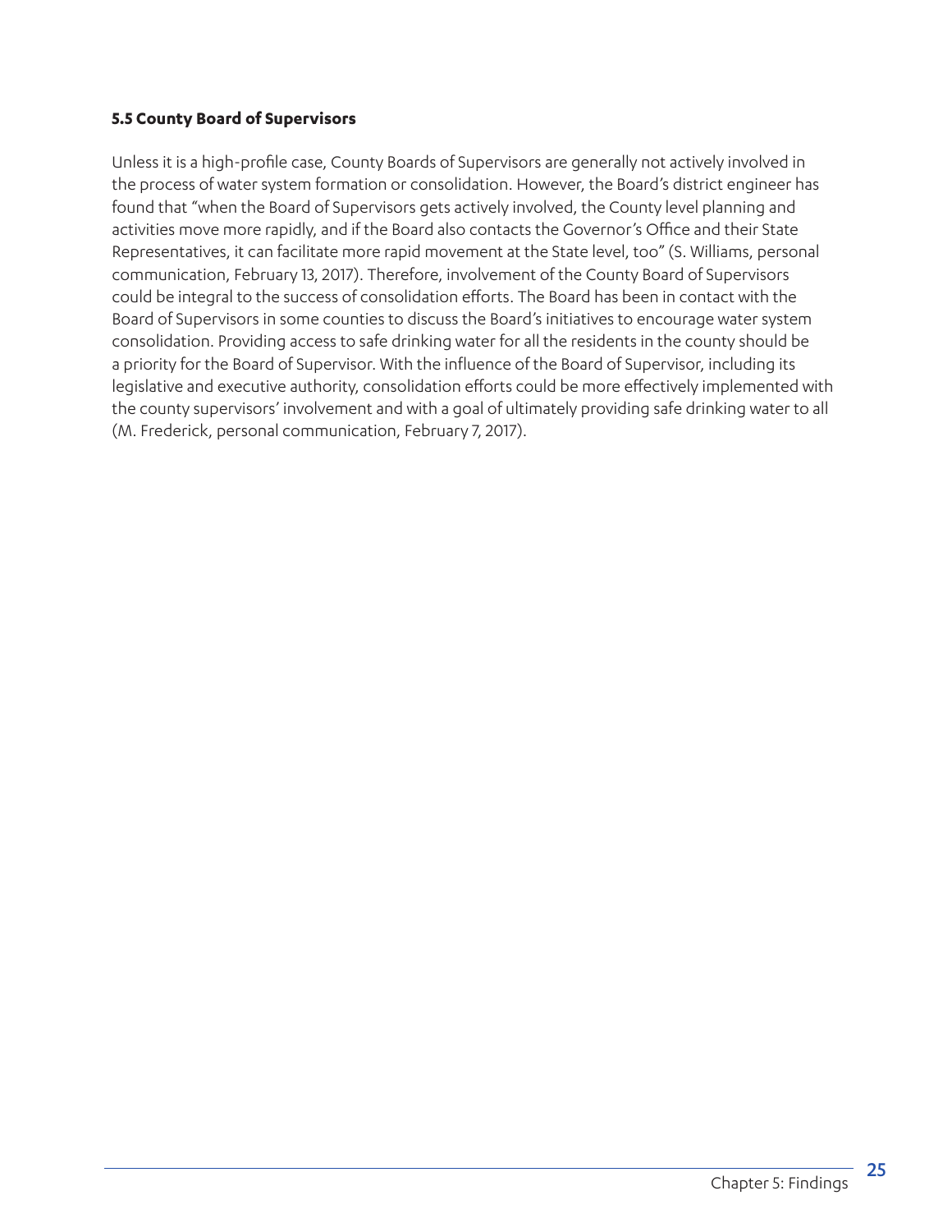### 5.5 County Board of Supervisors

Unless it is a high-profile case, County Boards of Supervisors are generally not actively involved in the process of water system formation or consolidation. However, the Board's district engineer has found that "when the Board of Supervisors gets actively involved, the County level planning and activities move more rapidly, and if the Board also contacts the Governor's Office and their State Representatives, it can facilitate more rapid movement at the State level, too" (S. Williams, personal communication, February 13, 2017). Therefore, involvement of the County Board of Supervisors could be integral to the success of consolidation efforts. The Board has been in contact with the Board of Supervisors in some counties to discuss the Board's initiatives to encourage water system consolidation. Providing access to safe drinking water for all the residents in the county should be a priority for the Board of Supervisor. With the influence of the Board of Supervisor, including its legislative and executive authority, consolidation efforts could be more effectively implemented with the county supervisors' involvement and with a goal of ultimately providing safe drinking water to all (M. Frederick, personal communication, February 7, 2017).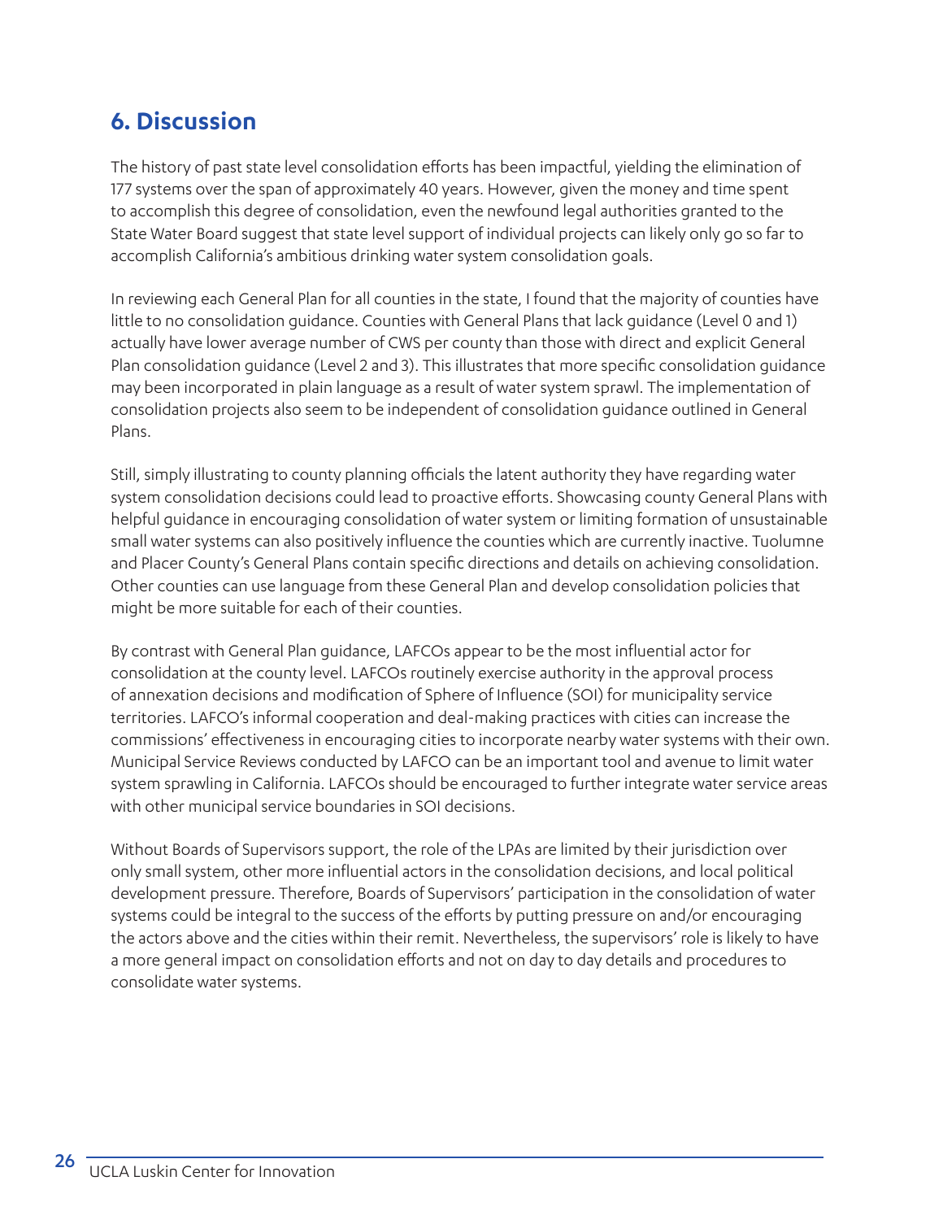## 6. Discussion

The history of past state level consolidation efforts has been impactful, yielding the elimination of 177 systems over the span of approximately 40 years. However, given the money and time spent to accomplish this degree of consolidation, even the newfound legal authorities granted to the State Water Board suggest that state level support of individual projects can likely only go so far to accomplish California's ambitious drinking water system consolidation goals.

In reviewing each General Plan for all counties in the state, I found that the majority of counties have little to no consolidation guidance. Counties with General Plans that lack guidance (Level 0 and 1) actually have lower average number of CWS per county than those with direct and explicit General Plan consolidation guidance (Level 2 and 3). This illustrates that more specific consolidation guidance may been incorporated in plain language as a result of water system sprawl. The implementation of consolidation projects also seem to be independent of consolidation guidance outlined in General Plans.

Still, simply illustrating to county planning officials the latent authority they have regarding water system consolidation decisions could lead to proactive efforts. Showcasing county General Plans with helpful guidance in encouraging consolidation of water system or limiting formation of unsustainable small water systems can also positively influence the counties which are currently inactive. Tuolumne and Placer County's General Plans contain specific directions and details on achieving consolidation. Other counties can use language from these General Plan and develop consolidation policies that might be more suitable for each of their counties.

By contrast with General Plan guidance, LAFCOs appear to be the most influential actor for consolidation at the county level. LAFCOs routinely exercise authority in the approval process of annexation decisions and modification of Sphere of Influence (SOI) for municipality service territories. LAFCO's informal cooperation and deal-making practices with cities can increase the commissions' effectiveness in encouraging cities to incorporate nearby water systems with their own. Municipal Service Reviews conducted by LAFCO can be an important tool and avenue to limit water system sprawling in California. LAFCOs should be encouraged to further integrate water service areas with other municipal service boundaries in SOI decisions.

Without Boards of Supervisors support, the role of the LPAs are limited by their jurisdiction over only small system, other more influential actors in the consolidation decisions, and local political development pressure. Therefore, Boards of Supervisors' participation in the consolidation of water systems could be integral to the success of the efforts by putting pressure on and/or encouraging the actors above and the cities within their remit. Nevertheless, the supervisors' role is likely to have a more general impact on consolidation efforts and not on day to day details and procedures to consolidate water systems.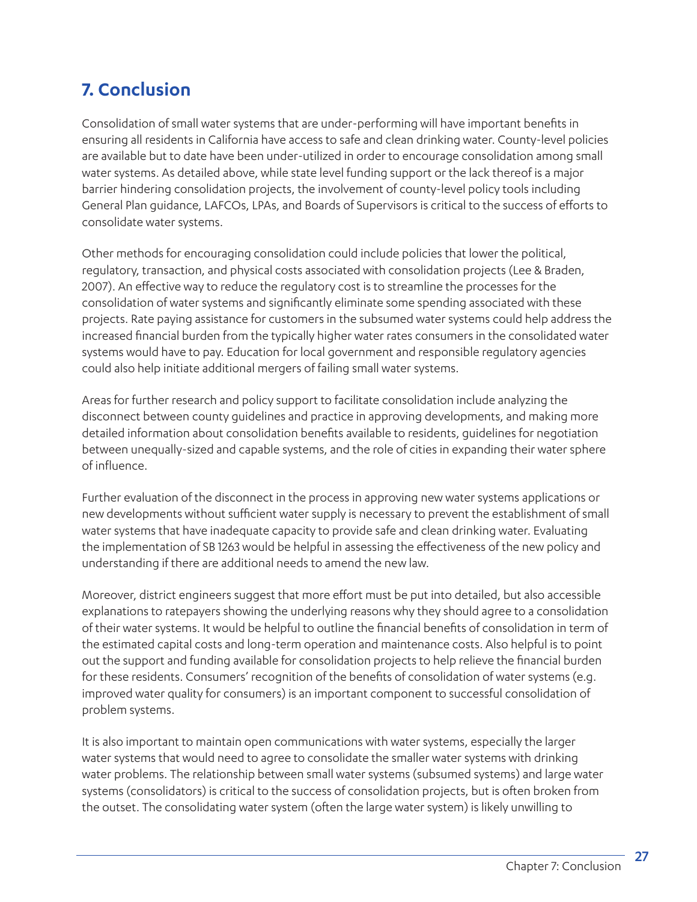## 7. Conclusion

Consolidation of small water systems that are under-performing will have important benefits in ensuring all residents in California have access to safe and clean drinking water. County-level policies are available but to date have been under-utilized in order to encourage consolidation among small water systems. As detailed above, while state level funding support or the lack thereof is a major barrier hindering consolidation projects, the involvement of county-level policy tools including General Plan guidance, LAFCOs, LPAs, and Boards of Supervisors is critical to the success of efforts to consolidate water systems.

Other methods for encouraging consolidation could include policies that lower the political, regulatory, transaction, and physical costs associated with consolidation projects (Lee & Braden, 2007). An effective way to reduce the regulatory cost is to streamline the processes for the consolidation of water systems and significantly eliminate some spending associated with these projects. Rate paying assistance for customers in the subsumed water systems could help address the increased financial burden from the typically higher water rates consumers in the consolidated water systems would have to pay. Education for local government and responsible regulatory agencies could also help initiate additional mergers of failing small water systems.

Areas for further research and policy support to facilitate consolidation include analyzing the disconnect between county guidelines and practice in approving developments, and making more detailed information about consolidation benefits available to residents, guidelines for negotiation between unequally-sized and capable systems, and the role of cities in expanding their water sphere of influence.

Further evaluation of the disconnect in the process in approving new water systems applications or new developments without sufficient water supply is necessary to prevent the establishment of small water systems that have inadequate capacity to provide safe and clean drinking water. Evaluating the implementation of SB 1263 would be helpful in assessing the effectiveness of the new policy and understanding if there are additional needs to amend the new law.

Moreover, district engineers suggest that more effort must be put into detailed, but also accessible explanations to ratepayers showing the underlying reasons why they should agree to a consolidation of their water systems. It would be helpful to outline the financial benefits of consolidation in term of the estimated capital costs and long-term operation and maintenance costs. Also helpful is to point out the support and funding available for consolidation projects to help relieve the financial burden for these residents. Consumers' recognition of the benefits of consolidation of water systems (e.g. improved water quality for consumers) is an important component to successful consolidation of problem systems.

It is also important to maintain open communications with water systems, especially the larger water systems that would need to agree to consolidate the smaller water systems with drinking water problems. The relationship between small water systems (subsumed systems) and large water systems (consolidators) is critical to the success of consolidation projects, but is often broken from the outset. The consolidating water system (often the large water system) is likely unwilling to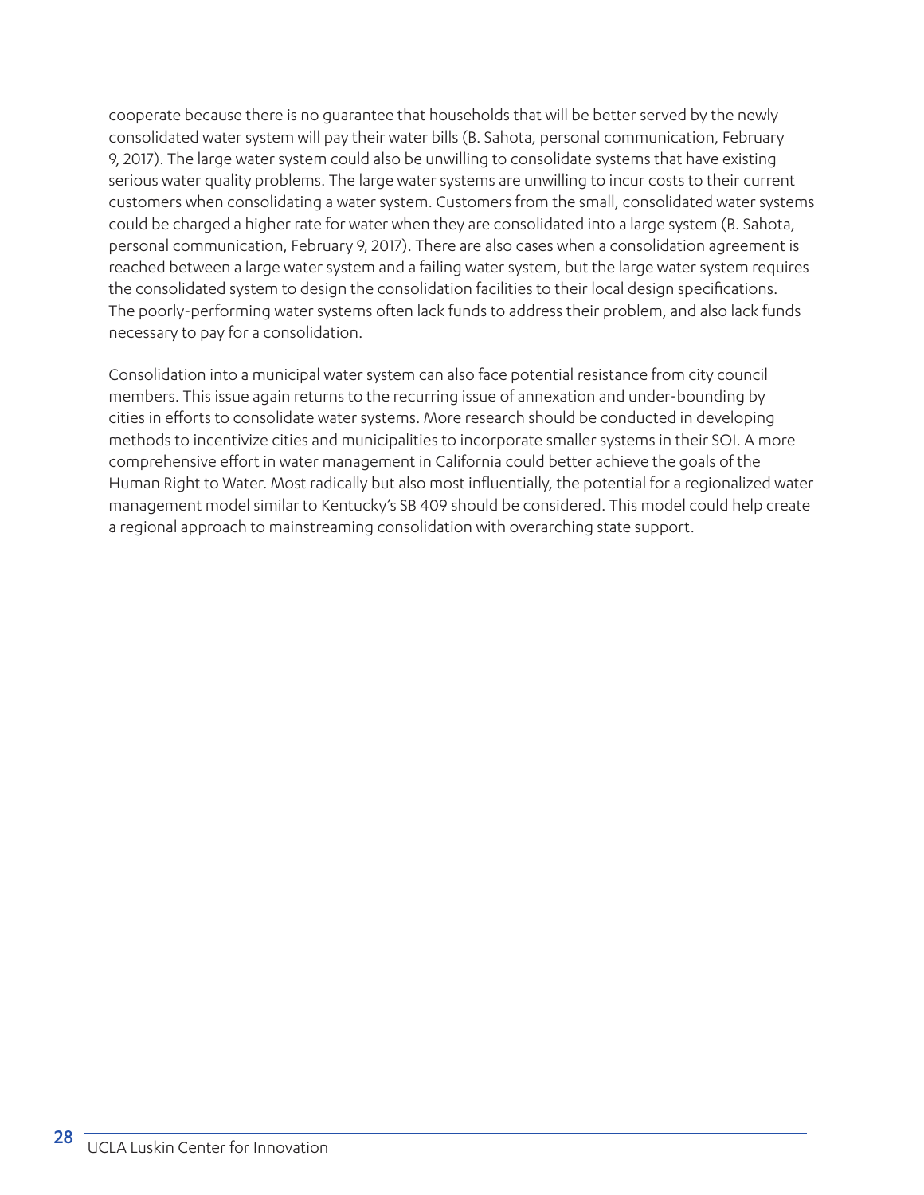cooperate because there is no guarantee that households that will be better served by the newly consolidated water system will pay their water bills (B. Sahota, personal communication, February 9, 2017). The large water system could also be unwilling to consolidate systems that have existing serious water quality problems. The large water systems are unwilling to incur costs to their current customers when consolidating a water system. Customers from the small, consolidated water systems could be charged a higher rate for water when they are consolidated into a large system (B. Sahota, personal communication, February 9, 2017). There are also cases when a consolidation agreement is reached between a large water system and a failing water system, but the large water system requires the consolidated system to design the consolidation facilities to their local design specifications. The poorly-performing water systems often lack funds to address their problem, and also lack funds necessary to pay for a consolidation.

Consolidation into a municipal water system can also face potential resistance from city council members. This issue again returns to the recurring issue of annexation and under-bounding by cities in efforts to consolidate water systems. More research should be conducted in developing methods to incentivize cities and municipalities to incorporate smaller systems in their SOI. A more comprehensive effort in water management in California could better achieve the goals of the Human Right to Water. Most radically but also most influentially, the potential for a regionalized water management model similar to Kentucky's SB 409 should be considered. This model could help create a regional approach to mainstreaming consolidation with overarching state support.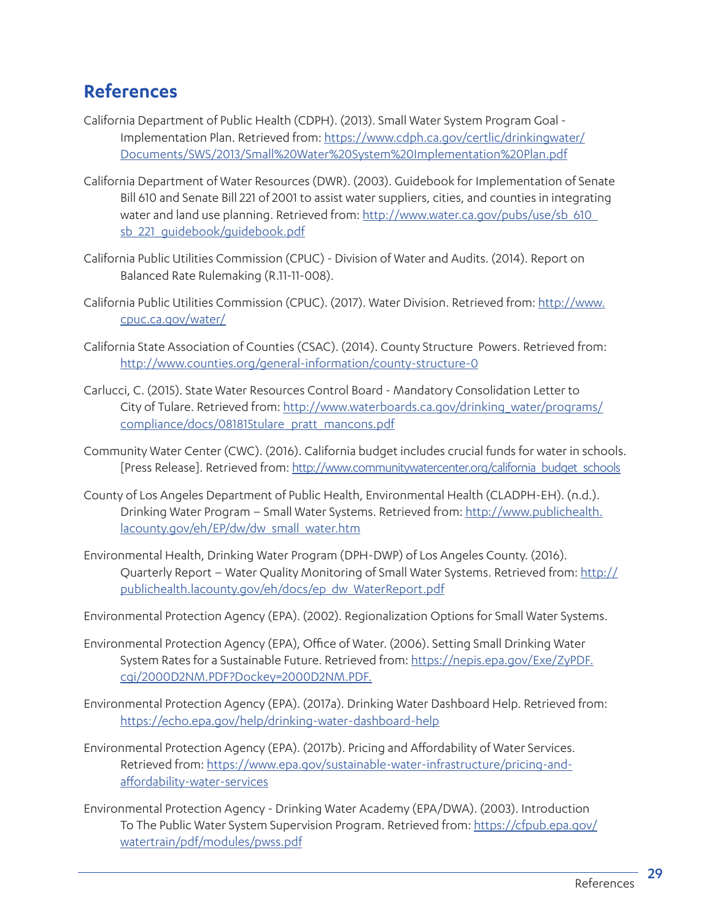## References

California Department of Public Health (CDPH). (2013). Small Water System Program Goal - Implementation Plan. Retrieved from: https://www.cdph.ca.gov/certlic/drinkingwater/Documents/SWS/2013/Small%20Water%20System%20Implementation%20Plan.pdf

California Department of Water Resources (DWR). (2003). Guidebook for Implementation of Senate Bill 610 and Senate Bill 221 of 2001 to assist water suppliers, cities, and counties in integrating water and land use planning. Retrieved from: http://www.water.ca.gov/pubs/use/sb_610_sb_221_guidebook/guidebook.pdf

California Public Utilities Commission (CPUC) - Division of Water and Audits. (2014). Report on Balanced Rate Rulemaking (R.11-11-008).

California Public Utilities Commission (CPUC). (2017). Water Division. Retrieved from: http://www.cpuc.ca.gov/water/

California State Association of Counties (CSAC). (2014). County Structure Powers. Retrieved from: http://www.counties.org/general-information/county-structure-0

Carlucci, C. (2015). State Water Resources Control Board - Mandatory Consolidation Letter to City of Tulare. Retrieved from: http://www.waterboards.ca.gov/drinking_water/programs/compliance/docs/081815tulare_pratt_mancons.pdf

Community Water Center (CWC). (2016). California budget includes crucial funds for water in schools. [Press Release]. Retrieved from: http://www.communitywatercenter.org/california_budget_schools

County of Los Angeles Department of Public Health, Environmental Health (CLADPH-EH). (n.d.). Drinking Water Program – Small Water Systems. Retrieved from: http://www.publichealth.lacounty.gov/eh/EP/dw/dw_small_water.htm

Environmental Health, Drinking Water Program (DPH-DWP) of Los Angeles County. (2016). Quarterly Report – Water Quality Monitoring of Small Water Systems. Retrieved from: http://publichealth.lacounty.gov/eh/docs/ep_dw_WaterReport.pdf

Environmental Protection Agency (EPA). (2002). Regionalization Options for Small Water Systems.

Environmental Protection Agency (EPA), Office of Water. (2006). Setting Small Drinking Water System Rates for a Sustainable Future. Retrieved from: https://nepis.epa.gov/Exe/ZyPDF.cgi/2000D2NM.PDF?Dockey=2000D2NM.PDF.

Environmental Protection Agency (EPA). (2017a). Drinking Water Dashboard Help. Retrieved from: https://echo.epa.gov/help/drinking-water-dashboard-help

Environmental Protection Agency (EPA). (2017b). Pricing and Affordability of Water Services. Retrieved from: https://www.epa.gov/sustainable-water-infrastructure/pricing-and-affordability-water-services

Environmental Protection Agency - Drinking Water Academy (EPA/DWA). (2003). Introduction To The Public Water System Supervision Program. Retrieved from: https://cfpub.epa.gov/watertrain/pdf/modules/pwss.pdf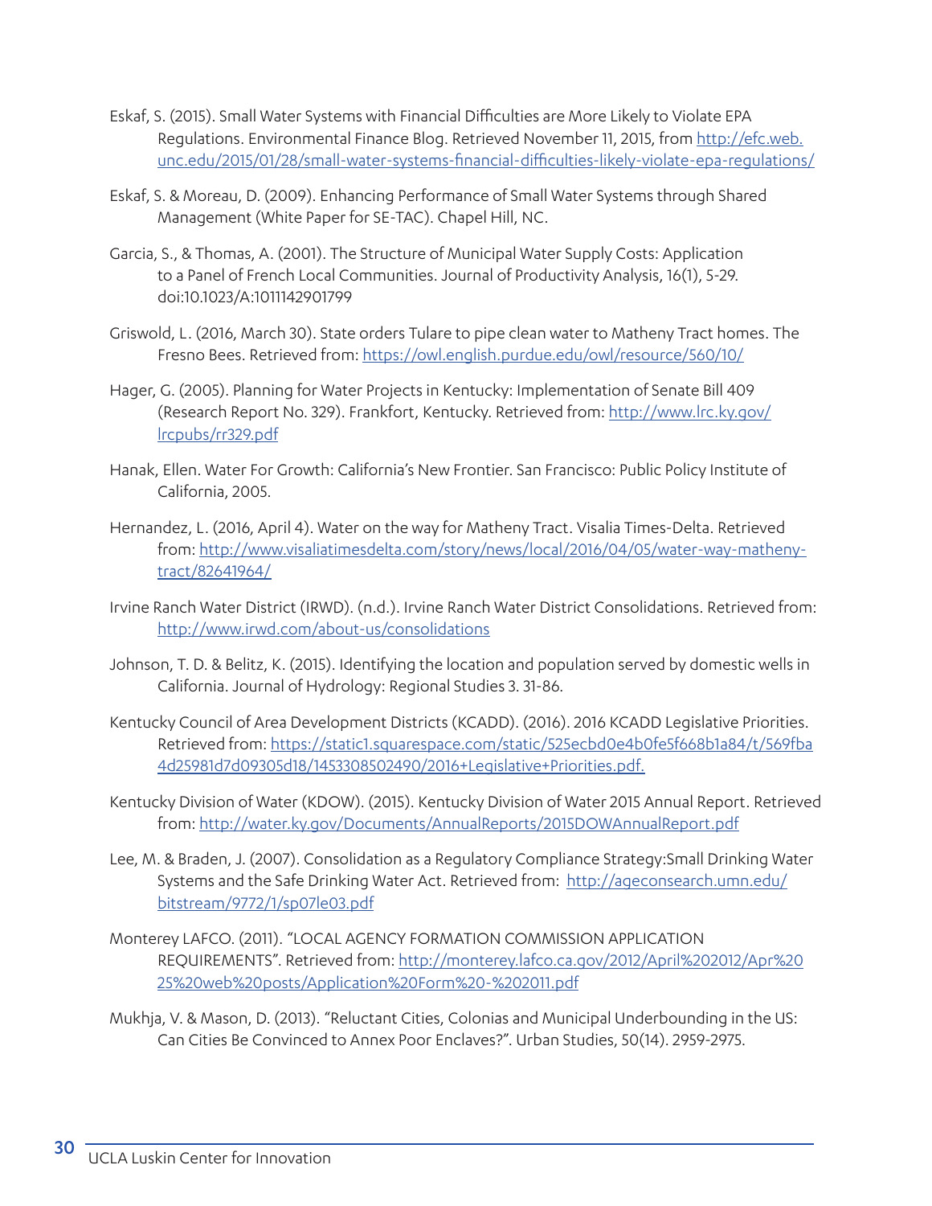Eskaf, S. (2015). Small Water Systems with Financial Difficulties are More Likely to Violate EPA Regulations. Environmental Finance Blog. Retrieved November 11, 2015, from http://efc.web.unc.edu/2015/01/28/small-water-systems-financial-difficulties-likely-violate-epa-regulations/

Eskaf, S. & Moreau, D. (2009). Enhancing Performance of Small Water Systems through Shared Management (White Paper for SE-TAC). Chapel Hill, NC.

Garcia, S., & Thomas, A. (2001). The Structure of Municipal Water Supply Costs: Application to a Panel of French Local Communities. Journal of Productivity Analysis, 16(1), 5-29. doi:10.1023/A:1011142901799

Griswold, L. (2016, March 30). State orders Tulare to pipe clean water to Matheny Tract homes. The Fresno Bees. Retrieved from: https://owl.english.purdue.edu/owl/resource/560/10/

Hager, G. (2005). Planning for Water Projects in Kentucky: Implementation of Senate Bill 409 (Research Report No. 329). Frankfort, Kentucky. Retrieved from: http://www.lrc.ky.gov/lrcpubs/rr329.pdf

Hanak, Ellen. Water For Growth: California's New Frontier. San Francisco: Public Policy Institute of California, 2005.

Hernandez, L. (2016, April 4). Water on the way for Matheny Tract. Visalia Times-Delta. Retrieved from: http://www.visaliatimesdelta.com/story/news/local/2016/04/05/water-way-matheny-tract/82641964/

Irvine Ranch Water District (IRWD). (n.d.). Irvine Ranch Water District Consolidations. Retrieved from: http://www.irwd.com/about-us/consolidations

Johnson, T. D. & Belitz, K. (2015). Identifying the location and population served by domestic wells in California. Journal of Hydrology: Regional Studies 3. 31-86.

Kentucky Council of Area Development Districts (KCADD). (2016). 2016 KCADD Legislative Priorities. Retrieved from: https://static1.squarespace.com/static/525ecbd0e4b0fe5f668b1a84/t/569fba4d25981d7d09305d18/1453308502490/2016+Legislative+Priorities.pdf.

Kentucky Division of Water (KDOW). (2015). Kentucky Division of Water 2015 Annual Report. Retrieved from: http://water.ky.gov/Documents/AnnualReports/2015DOWAnnualReport.pdf

Lee, M. & Braden, J. (2007). Consolidation as a Regulatory Compliance Strategy:Small Drinking Water Systems and the Safe Drinking Water Act. Retrieved from: http://ageconsearch.umn.edu/bitstream/9772/1/sp07le03.pdf

Monterey LAFCO. (2011). "LOCAL AGENCY FORMATION COMMISSION APPLICATION REQUIREMENTS". Retrieved from: http://monterey.lafco.ca.gov/2012/April%202012/Apr%2025%20web%20posts/Application%20Form%20-%202011.pdf

Mukhja, V. & Mason, D. (2013). "Reluctant Cities, Colonias and Municipal Underbounding in the US: Can Cities Be Convinced to Annex Poor Enclaves?". Urban Studies, 50(14). 2959-2975.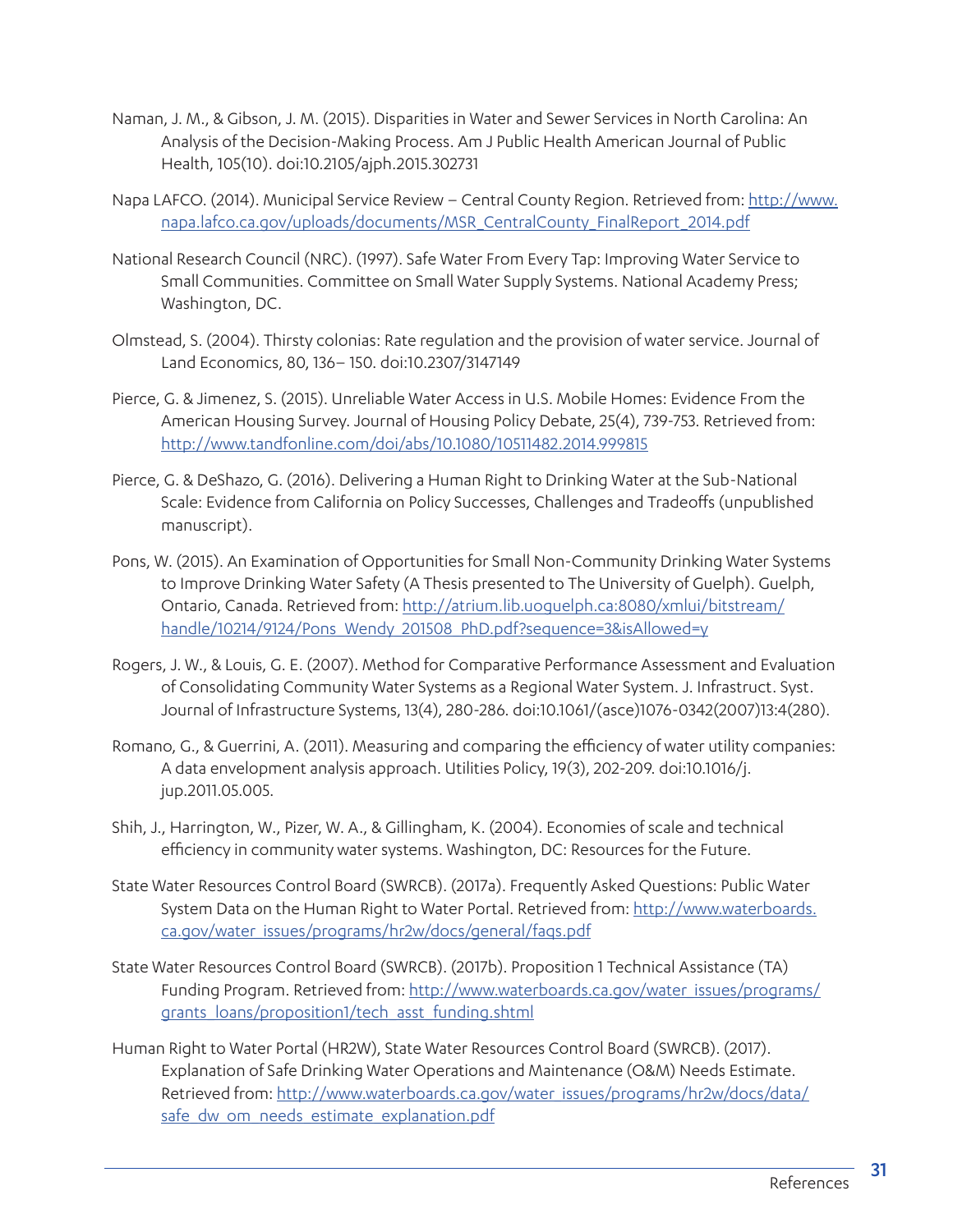Naman, J. M., & Gibson, J. M. (2015). Disparities in Water and Sewer Services in North Carolina: An Analysis of the Decision-Making Process. Am J Public Health American Journal of Public Health, 105(10). doi:10.2105/ajph.2015.302731

Napa LAFCO. (2014). Municipal Service Review – Central County Region. Retrieved from: http://www.napa.lafco.ca.gov/uploads/documents/MSR_CentralCounty_FinalReport_2014.pdf

National Research Council (NRC). (1997). Safe Water From Every Tap: Improving Water Service to Small Communities. Committee on Small Water Supply Systems. National Academy Press; Washington, DC.

Olmstead, S. (2004). Thirsty colonias: Rate regulation and the provision of water service. Journal of Land Economics, 80, 136– 150. doi:10.2307/3147149

Pierce, G. & Jimenez, S. (2015). Unreliable Water Access in U.S. Mobile Homes: Evidence From the American Housing Survey. Journal of Housing Policy Debate, 25(4), 739-753. Retrieved from: http://www.tandfonline.com/doi/abs/10.1080/10511482.2014.999815

Pierce, G. & DeShazo, G. (2016). Delivering a Human Right to Drinking Water at the Sub-National Scale: Evidence from California on Policy Successes, Challenges and Tradeoffs (unpublished manuscript).

Pons, W. (2015). An Examination of Opportunities for Small Non-Community Drinking Water Systems to Improve Drinking Water Safety (A Thesis presented to The University of Guelph). Guelph, Ontario, Canada. Retrieved from: http://atrium.lib.uoguelph.ca:8080/xmlui/bitstream/handle/10214/9124/Pons_Wendy_201508_PhD.pdf?sequence=3&isAllowed=y

Rogers, J. W., & Louis, G. E. (2007). Method for Comparative Performance Assessment and Evaluation of Consolidating Community Water Systems as a Regional Water System. J. Infrastruct. Syst. Journal of Infrastructure Systems, 13(4), 280-286. doi:10.1061/(asce)1076-0342(2007)13:4(280).

Romano, G., & Guerrini, A. (2011). Measuring and comparing the efficiency of water utility companies: A data envelopment analysis approach. Utilities Policy, 19(3), 202-209. doi:10.1016/j.jup.2011.05.005.

Shih, J., Harrington, W., Pizer, W. A., & Gillingham, K. (2004). Economies of scale and technical efficiency in community water systems. Washington, DC: Resources for the Future.

State Water Resources Control Board (SWRCB). (2017a). Frequently Asked Questions: Public Water System Data on the Human Right to Water Portal. Retrieved from: http://www.waterboards.ca.gov/water_issues/programs/hr2w/docs/general/faqs.pdf

State Water Resources Control Board (SWRCB). (2017b). Proposition 1 Technical Assistance (TA) Funding Program. Retrieved from: http://www.waterboards.ca.gov/water_issues/programs/grants_loans/proposition1/tech_asst_funding.shtml

Human Right to Water Portal (HR2W), State Water Resources Control Board (SWRCB). (2017). Explanation of Safe Drinking Water Operations and Maintenance (O&M) Needs Estimate. Retrieved from: http://www.waterboards.ca.gov/water_issues/programs/hr2w/docs/data/safe_dw_om_needs_estimate_explanation.pdf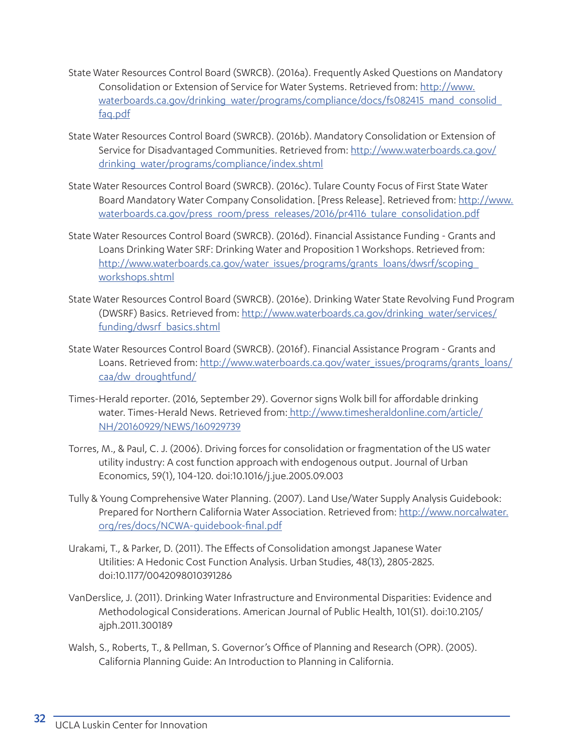State Water Resources Control Board (SWRCB). (2016a). Frequently Asked Questions on Mandatory Consolidation or Extension of Service for Water Systems. Retrieved from: http://www.waterboards.ca.gov/drinking_water/programs/compliance/docs/fs082415_mand_consolid_faq.pdf

State Water Resources Control Board (SWRCB). (2016b). Mandatory Consolidation or Extension of Service for Disadvantaged Communities. Retrieved from: http://www.waterboards.ca.gov/drinking_water/programs/compliance/index.shtml

State Water Resources Control Board (SWRCB). (2016c). Tulare County Focus of First State Water Board Mandatory Water Company Consolidation. [Press Release]. Retrieved from: http://www.waterboards.ca.gov/press_room/press_releases/2016/pr4116_tulare_consolidation.pdf

State Water Resources Control Board (SWRCB). (2016d). Financial Assistance Funding - Grants and Loans Drinking Water SRF: Drinking Water and Proposition 1 Workshops. Retrieved from: http://www.waterboards.ca.gov/water_issues/programs/grants_loans/dwsrf/scoping_workshops.shtml

State Water Resources Control Board (SWRCB). (2016e). Drinking Water State Revolving Fund Program (DWSRF) Basics. Retrieved from: http://www.waterboards.ca.gov/drinking_water/services/funding/dwsrf_basics.shtml

State Water Resources Control Board (SWRCB). (2016f). Financial Assistance Program - Grants and Loans. Retrieved from: http://www.waterboards.ca.gov/water_issues/programs/grants_loans/caa/dw_droughtfund/

Times-Herald reporter. (2016, September 29). Governor signs Wolk bill for affordable drinking water. Times-Herald News. Retrieved from: http://www.timesheraldonline.com/article/NH/20160929/NEWS/160929739

Torres, M., & Paul, C. J. (2006). Driving forces for consolidation or fragmentation of the US water utility industry: A cost function approach with endogenous output. Journal of Urban Economics, 59(1), 104-120. doi:10.1016/j.jue.2005.09.003

Tully & Young Comprehensive Water Planning. (2007). Land Use/Water Supply Analysis Guidebook: Prepared for Northern California Water Association. Retrieved from: http://www.norcalwater.org/res/docs/NCWA-guidebook-final.pdf

Urakami, T., & Parker, D. (2011). The Effects of Consolidation amongst Japanese Water Utilities: A Hedonic Cost Function Analysis. Urban Studies, 48(13), 2805-2825. doi:10.1177/0042098010391286

VanDerslice, J. (2011). Drinking Water Infrastructure and Environmental Disparities: Evidence and Methodological Considerations. American Journal of Public Health, 101(S1). doi:10.2105/ajph.2011.300189

Walsh, S., Roberts, T., & Pellman, S. Governor's Office of Planning and Research (OPR). (2005). California Planning Guide: An Introduction to Planning in California.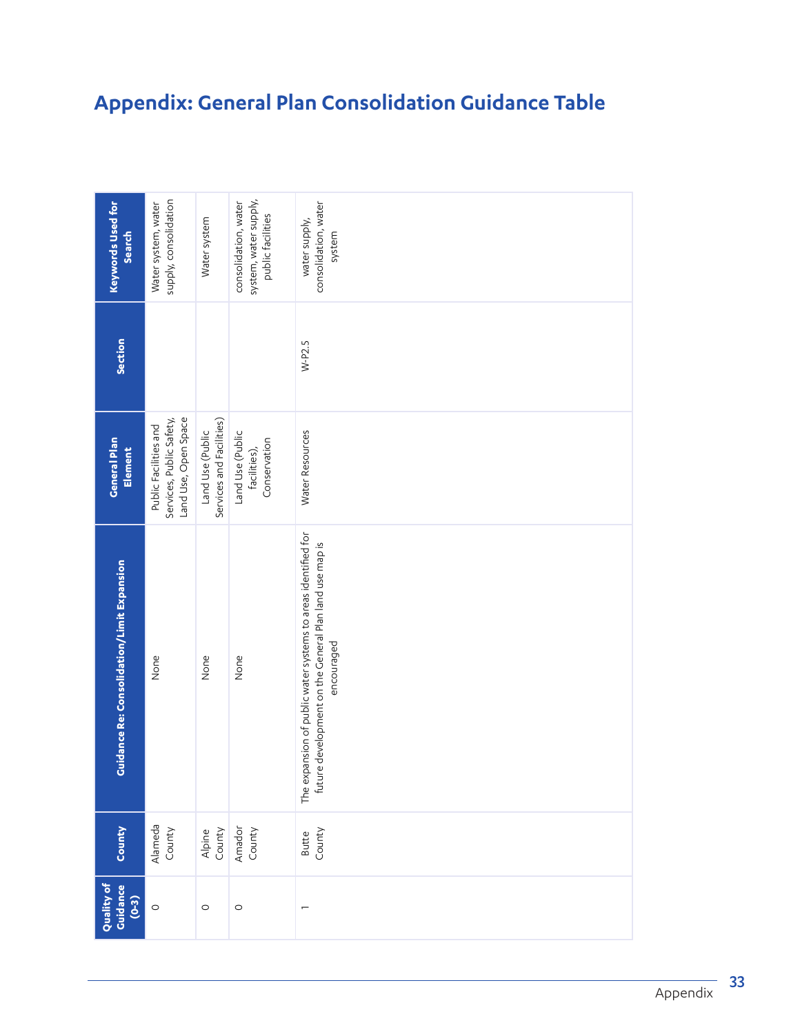# Appendix: General Plan Consolidation Guidance Table

| Quality of Guidance (0-3) | County | Guidance Re: Consolidation/Limit Expansion | General Plan Element | Section | Keywords Used for Search |
|---|---|---|---|---|---|
| 0 | Alameda County | None | Public Facilities and Services, Public Safety, Land Use, Open Space | | Water system, water supply, consolidation |
| 0 | Alpine County | None | Land Use (Public Services and Facilities) | | Water system |
| 0 | Amador County | None | Land Use (Public facilities), Conservation | | consolidation, water system, water supply, public facilities |
| 1 | Butte County | The expansion of public water systems to areas identified for future development on the General Plan land use map is encouraged | Water Resources | W-P2.5 | water supply, consolidation, water system |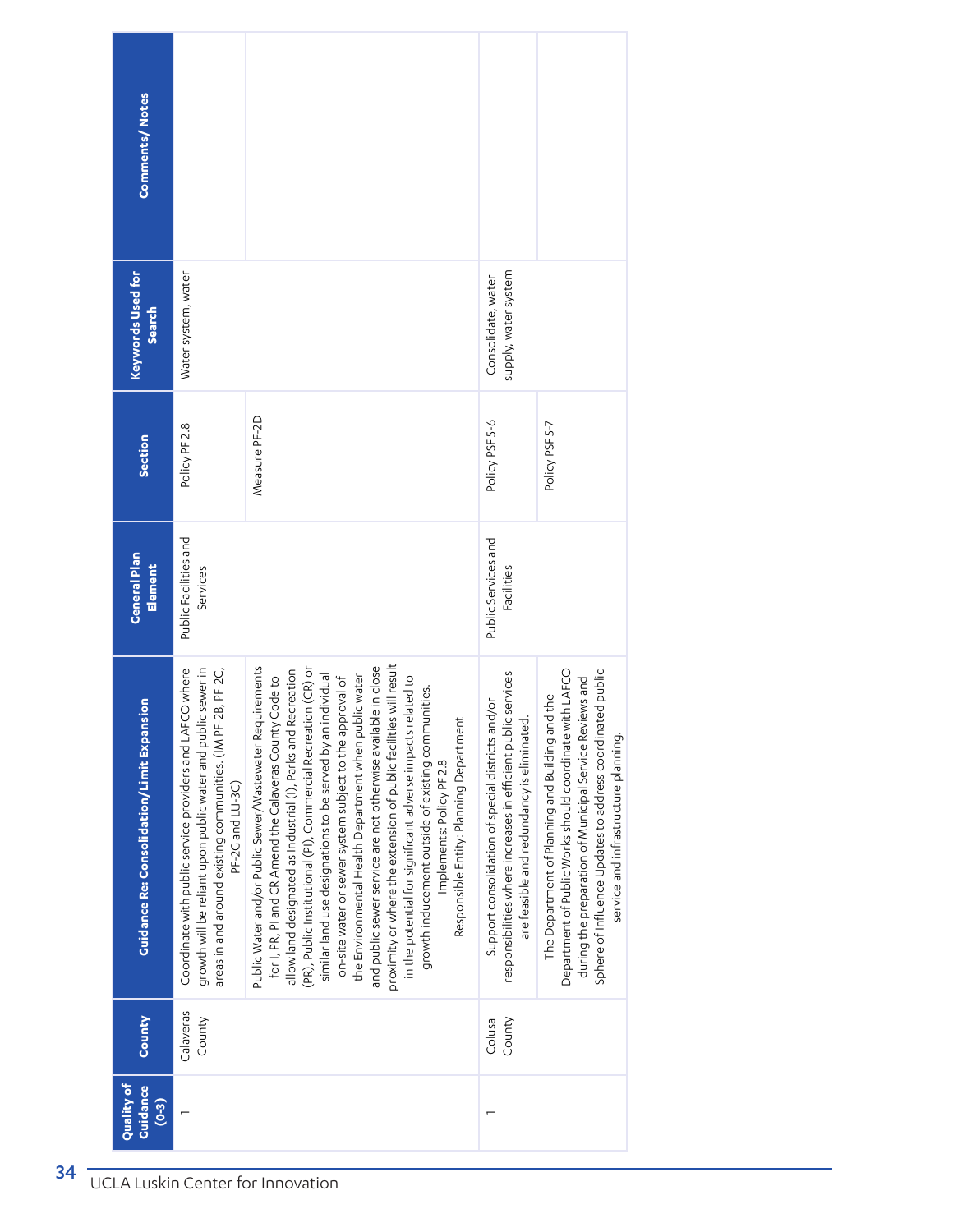| Quality of Guidance (0-3) | County | Guidance Re: Consolidation/Limit Expansion | General Plan Element | Section | Keywords Used for Search | Comments/ Notes |
|---|---|---|---|---|---|---|
| 1 | Calaveras County | Coordinate with public service providers and LAFCO where growth will be reliant upon public water and public sewer in areas in and around existing communities. (IM PF-2B, PF-2C, PF-2G and LU-3C) | Public Facilities and Services | Policy PF 2.8 | Water system, water | |
| | | Public Water and/or Public Sewer/Wastewater Requirements for I, PR, PI and CR Amend the Calaveras County Code to allow land designated as Industrial (I), Parks and Recreation (PR), Public Institutional (PI), Commercial Recreation (CR) or similar land use designations to be served by an individual on-site water or sewer system subject to the approval of the Environmental Health Department when public water and public sewer service are not otherwise available in close proximity or where the extension of public facilities will result in the potential for significant adverse impacts related to growth inducement outside of existing communities. Implements: Policy PF 2.8 Responsible Entity: Planning Department | | Measure PF-2D | | |
| 1 | Colusa County | Support consolidation of special districts and/or responsibilities where increases in efficient public services are feasible and redundancy is eliminated. | Public Services and Facilities | Policy PSF 5-6 | Consolidate, water supply, water system | |
| | | The Department of Planning and Building and the Department of Public Works should coordinate with LAFCO during the preparation of Municipal Service Reviews and Sphere of Influence Updates to address coordinated public service and infrastructure planning. | | Policy PSF 5-7 | | |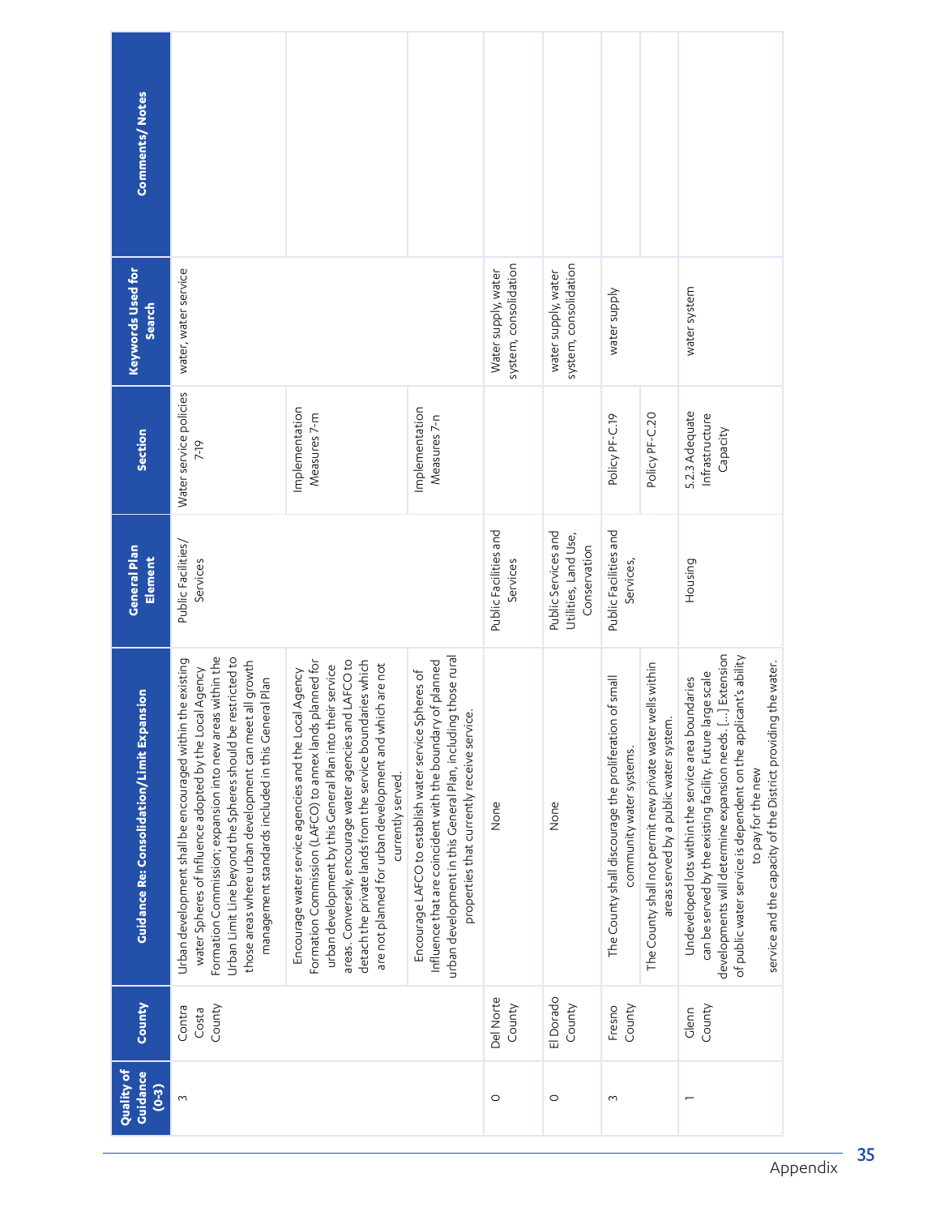| Quality of Guidance (0-3) | County | Guidance Re: Consolidation/Limit Expansion | General Plan Element | Section | Keywords Used for Search | Comments/ Notes |
|---|---|---|---|---|---|---|
| 3 | Contra Costa County | Urban development shall be encouraged within the existing water Spheres of Influence adopted by the Local Agency Formation Commission; expansion into new areas within the Urban Limit Line beyond the Spheres should be restricted to those areas where urban development can meet all growth management standards included in this General Plan | Public Facilities/ Services | Water service policies 7-19 | water, water service | |
| | | Encourage water service agencies and the Local Agency Formation Commission (LAFCO) to annex lands planned for urban development by this General Plan into their service areas. Conversely, encourage water agencies and LAFCO to detach the private lands from the service boundaries which are not planned for urban development and which are not currently served. | | Implementation Measures 7-m | | |
| | | Encourage LAFCO to establish water service Spheres of Influence that are coincident with the boundary of planned urban development in this General Plan, including those rural properties that currently receive service. | | Implementation Measures 7-n | | |
| 0 | Del Norte County | None | Public Facilities and Services | | Water supply, water system, consolidation | |
| 0 | El Dorado County | None | Public Services and Utilities, Land Use, Conservation | | water supply, water system, consolidation | |
| 3 | Fresno County | The County shall discourage the proliferation of small community water systems. | Public Facilities and Services, | Policy PF-C.19 | water supply | |
| | | The County shall not permit new private water wells within areas served by a public water system. | | Policy PF-C.20 | | |
| 1 | Glenn County | Undeveloped lots within the service area boundaries can be served by the existing facility. Future large scale developments will determine expansion needs. [...] Extension of public water service is dependent on the applicant's ability to pay for the new service and the capacity of the District providing the water. | Housing | 5.2.3 Adequate Infrastructure Capacity | water system | |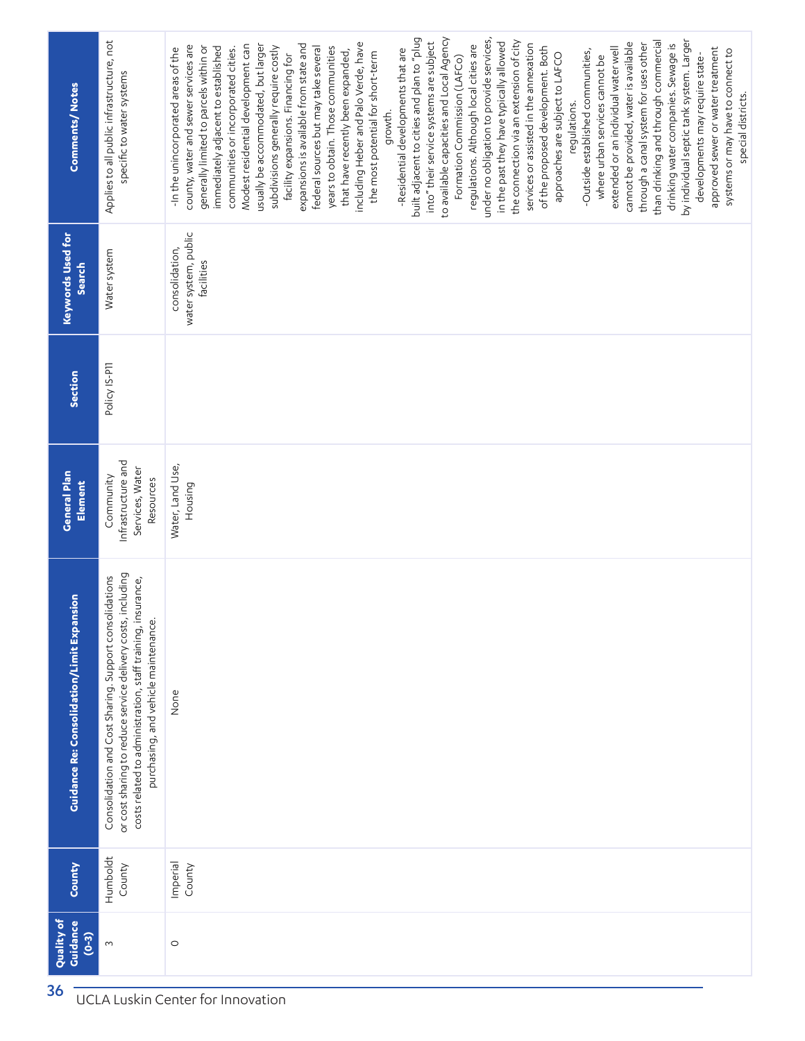| Quality of Guidance (0-3) | County | Guidance Re: Consolidation/Limit Expansion | General Plan Element | Section | Keywords Used for Search | Comments/ Notes |
|---|---|---|---|---|---|---|
| 3 | Humboldt County | Consolidation and Cost Sharing. Support consolidations or cost sharing to reduce service delivery costs, including costs related to administration, staff training, insurance, purchasing, and vehicle maintenance. | Community Infrastructure and Services, Water Resources | Policy IS-P11 | Water system | Applies to all public infrastructure, not specific to water systems |
| 0 | Imperial County | None | Water, Land Use, Housing | | consolidation, water system, public facilities | -In the unincorporated areas of the county, water and sewer services are generally limited to parcels within or immediately adjacent to established communities or incorporated cities. Modest residential development can usually be accommodated, but larger subdivisions generally require costly facility expansions. Financing for expansions is available from state and federal sources but may take several years to obtain. Those communities that have recently been expanded, including Heber and Palo Verde, have the most potential for short-term growth.<br>-Residential developments that are built adjacent to cities and plan to "plug into" their service systems are subject to available capacities and Local Agency Formation Commission (LAFCo) regulations. Although local cities are under no obligation to provide services, in the past they have typically allowed the connection via an extension of city services or assisted in the annexation of the proposed development. Both approaches are subject to LAFCO regulations.<br>-Outside established communities, where urban services cannot be extended or an individual water well cannot be provided, water is available through a canal system for uses other than drinking and through commercial drinking water companies. Sewage is by individual septic tank system. Larger developments may require state-approved sewer or water treatment systems or may have to connect to special districts. |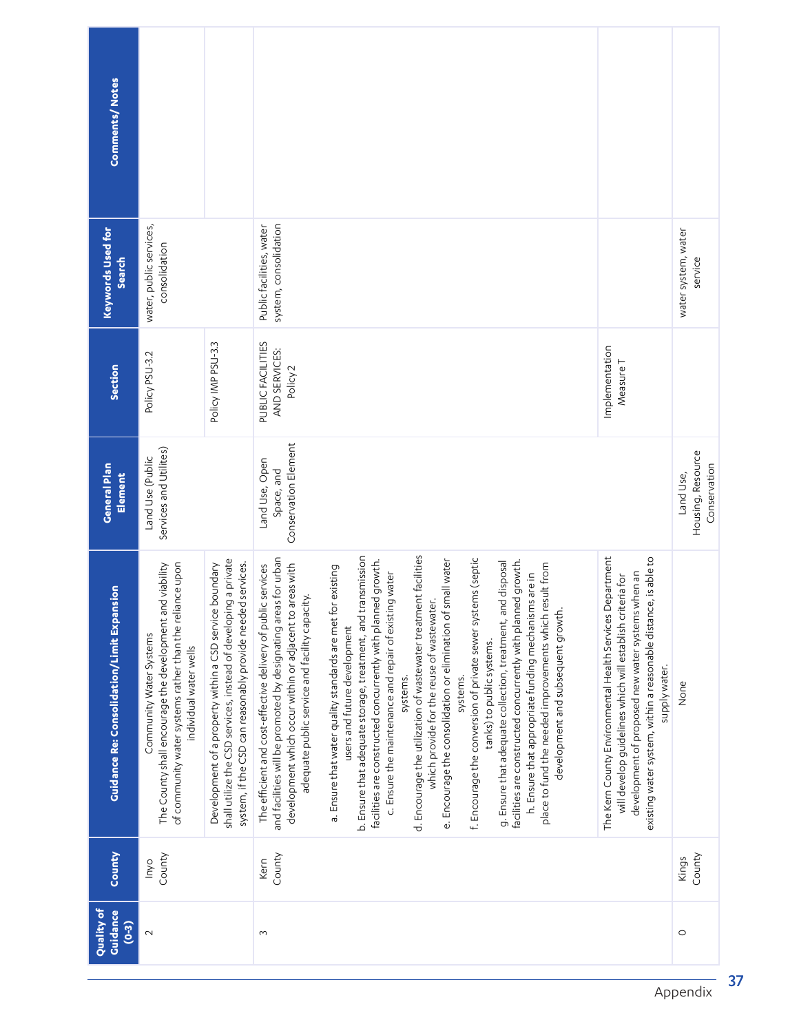| Quality of Guidance (0-3) | County | Guidance Re: Consolidation/Limit Expansion | General Plan Element | Section | Keywords Used for Search | Comments/ Notes |
|---|---|---|---|---|---|---|
| 2 | Inyo County | Community Water Systems<br>The County shall encourage the development and viability of community water systems rather than the reliance upon individual water wells | Land Use (Public Services and Utilites) | Policy PSU-3.2 | water, public services, consolidation | |
| | | Development of a property within a CSD service boundary shall utilize the CSD services, instead of developing a private system, if the CSD can reasonably provide needed services. | | Policy IMP PSU-3.3 | | |
| 3 | Kern County | The efficient and cost-effective delivery of public services and facilities will be promoted by designating areas for urban development which occur within or adjacent to areas with adequate public service and facility capacity.<br><br>a. Ensure that water quality standards are met for existing users and future development<br>b. Ensure that adequate storage, treatment, and transmission facilities are constructed concurrently with planned growth.<br>c. Ensure the maintenance and repair of existing water systems.<br>d. Encourage the utilization of wastewater treatment facilities which provide for the reuse of wastewater.<br>e. Encourage the consolidation or elimination of small water systems.<br>f. Encourage the conversion of private sewer systems (septic tanks) to public systems.<br>g. Ensure that adequate collection, treatment, and disposal facilities are constructed concurrently with planned growth.<br>h. Ensure that appropriate funding mechanisms are in place to fund the needed improvements which result from development and subsequent growth. | Land Use, Open Space, and Conservation Element | PUBLIC FACILITIES AND SERVICES: Policy 2 | Public facilities, water system, consolidation | |
| | | The Kern County Environmental Health Services Department will develop guidelines which will establish criteria for development of proposed new water systems when an existing water system, within a reasonable distance, is able to supply water. | | Implementation Measure T | | |
| 0 | Kings County | None | Land Use, Housing, Resource Conservation | | water system, water service | |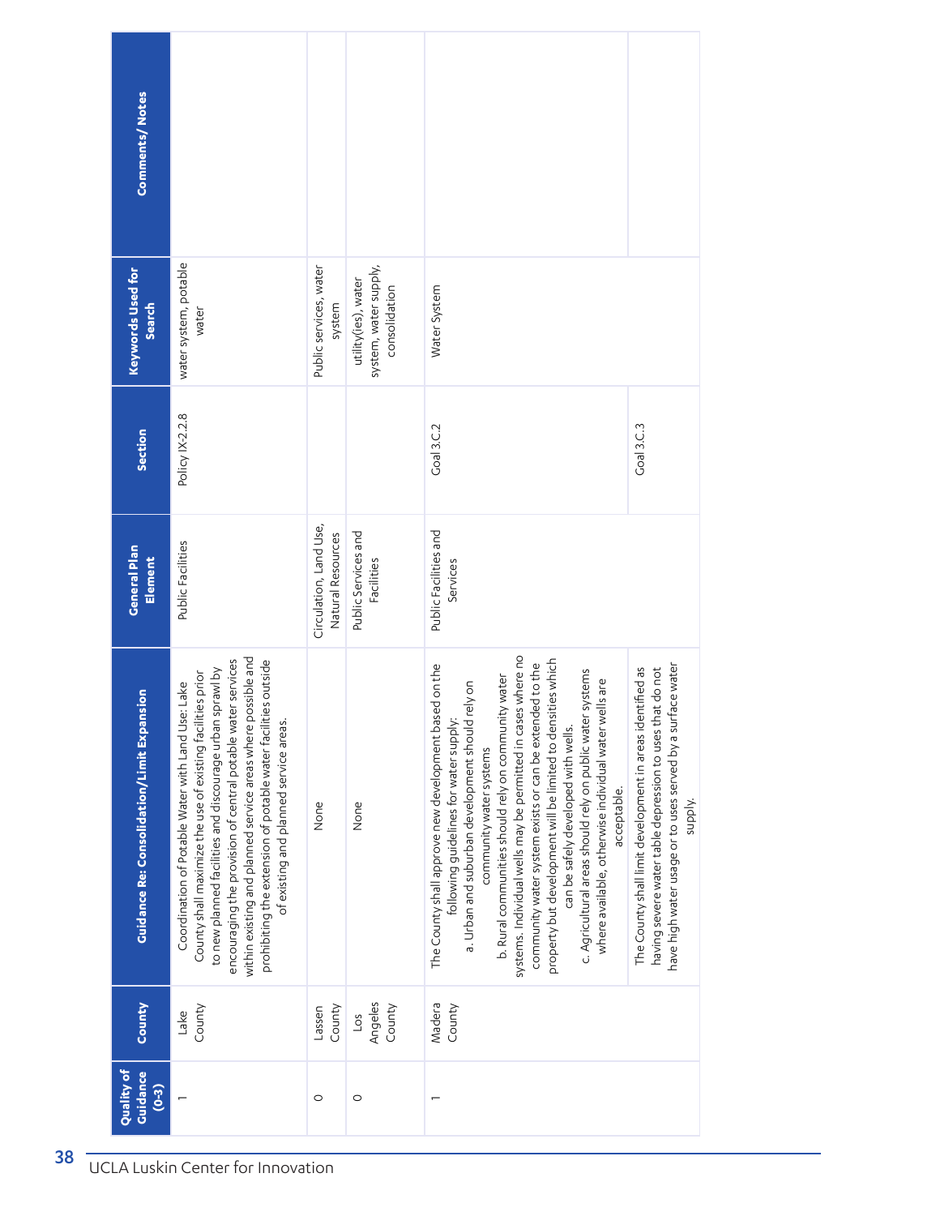| Quality of Guidance (0-3) | County | Guidance Re: Consolidation/Limit Expansion | General Plan Element | Section | Keywords Used for Search | Comments/ Notes |
|---|---|---|---|---|---|---|
| 1 | Lake County | Coordination of Potable Water with Land Use: Lake County shall maximize the use of existing facilities prior to new planned facilities and discourage urban sprawl by encouraging the provision of central potable water services within existing and planned service areas where possible and prohibiting the extension of potable water facilities outside of existing and planned service areas. | Public Facilities | Policy IX-2.2.8 | water system, potable water | |
| 0 | Lassen County | None | Circulation, Land Use, Natural Resources | | Public services, water system | |
| 0 | Los Angeles County | None | Public Services and Facilities | | utility(ies), water system, water supply, consolidation | |
| 1 | Madera County | The County shall approve new development based on the following guidelines for water supply: a. Urban and suburban development should rely on community water systems b. Rural communities should rely on community water systems. Individual wells may be permitted in cases where no community water system exists or can be extended to the property but development will be limited to densities which can be safely developed with wells. c. Agricultural areas should rely on public water systems where available, otherwise individual water wells are acceptable. | Public Facilities and Services | Goal 3.C.2 | Water System | |
| | | The County shall limit development in areas identified as having severe water table depression to uses that do not have high water usage or to uses served by a surface water supply. | | Goal 3.C.3 | | |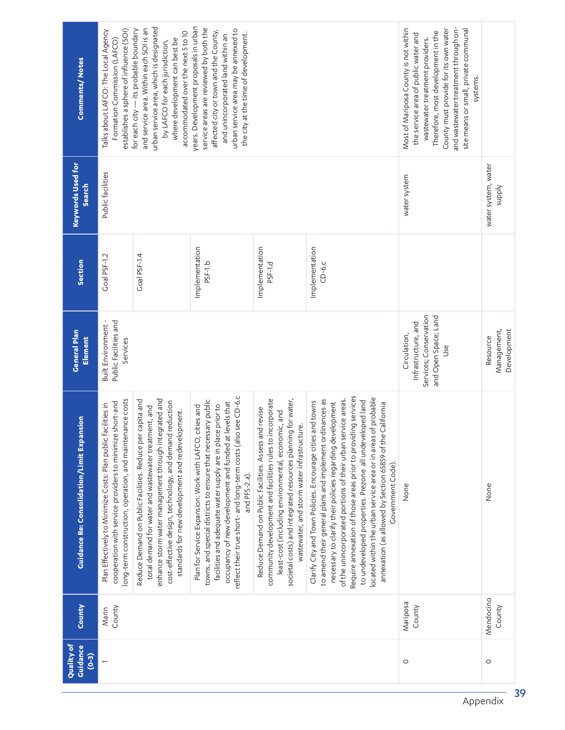| Quality of Guidance (0-3) | County | Guidance Re: Consolidation/Limit Expansion | General Plan Element | Section | Keywords Used for Search | Comments/Notes |
|---|---|---|---|---|---|---|
| 1 | Marin County | Plan Effectively to Minimize Costs: Plan public facilities in cooperation with service providers to minimize short-and long-term construction, operation, and maintenance costs | Built Environment - Public Facilities and Services | Goal PSF-1.2 | Public facilities | Talks about LAFCO: The Local Agency Formation Commission (LAFCO) establishes a sphere of influence (SOI) for each city — its probable boundary and service area. Within each SOI is an urban service area, which is designated by LAFCO for each jurisdiction, where development can best be accommodated over the next 5 to 10 years. Development proposals in urban service areas are reviewed by both the affected city or town and the County, and unincorporated land within an urban service area may be annexed to the city at the time of development. |
| | | Reduce Demand on Public Facilities. Reduce per capita and total demand for water and wastewater treatment, and enhance storm water management through integrated and cost-effective design, technology, and demand reduction standards for new development and redevelopment. | | Goal PSF-1.4 | | |
| | | Plan for Service Expansion: Work with LAFCO, cities and towns, and special districts to ensure that necessary public facilities and adequate water supply are in place prior to occupancy of new development and funded at levels that reflect their true short- and long-term costs (also see CD-6.c and PFS-2.a). | | Implementation PSF-1.b | | |
| | | Reduce Demand on Public Facilities. Assess and revise community development and facilities rules to incorporate least-cost (including environmental, economic, and societal costs) and integrated resources planning for water, wastewater, and storm water infrastructure. | | Implementation PSF-1.d | | |
| | | Clarify City and Town Policies. Encourage cities and towns to amend their general plans and implement ordinances as necessary to clarify their policies regarding development of the unincorporated portions of their urban service areas. Require annexation of those areas prior to providing services to undeveloped properties. Prezone all undeveloped land located within the urban service area or in areas of probable annexation (as allowed by Section 65859 of the California Government Code). | | Implementation CD-6.c | | |
| 0 | Mariposa County | None | Circulation, Infrastructure, and Services; Conservation and Open Space; Land Use | | water system | Most of Mariposa County is not within the service area of public water and wastewater treatment providers. Therefore, most development in the County must provide for its own water and wastewater treatment through on-site means or small, private communal systems. |
| 0 | Mendocino County | None | Resource Management, Development | | water system, water supply | |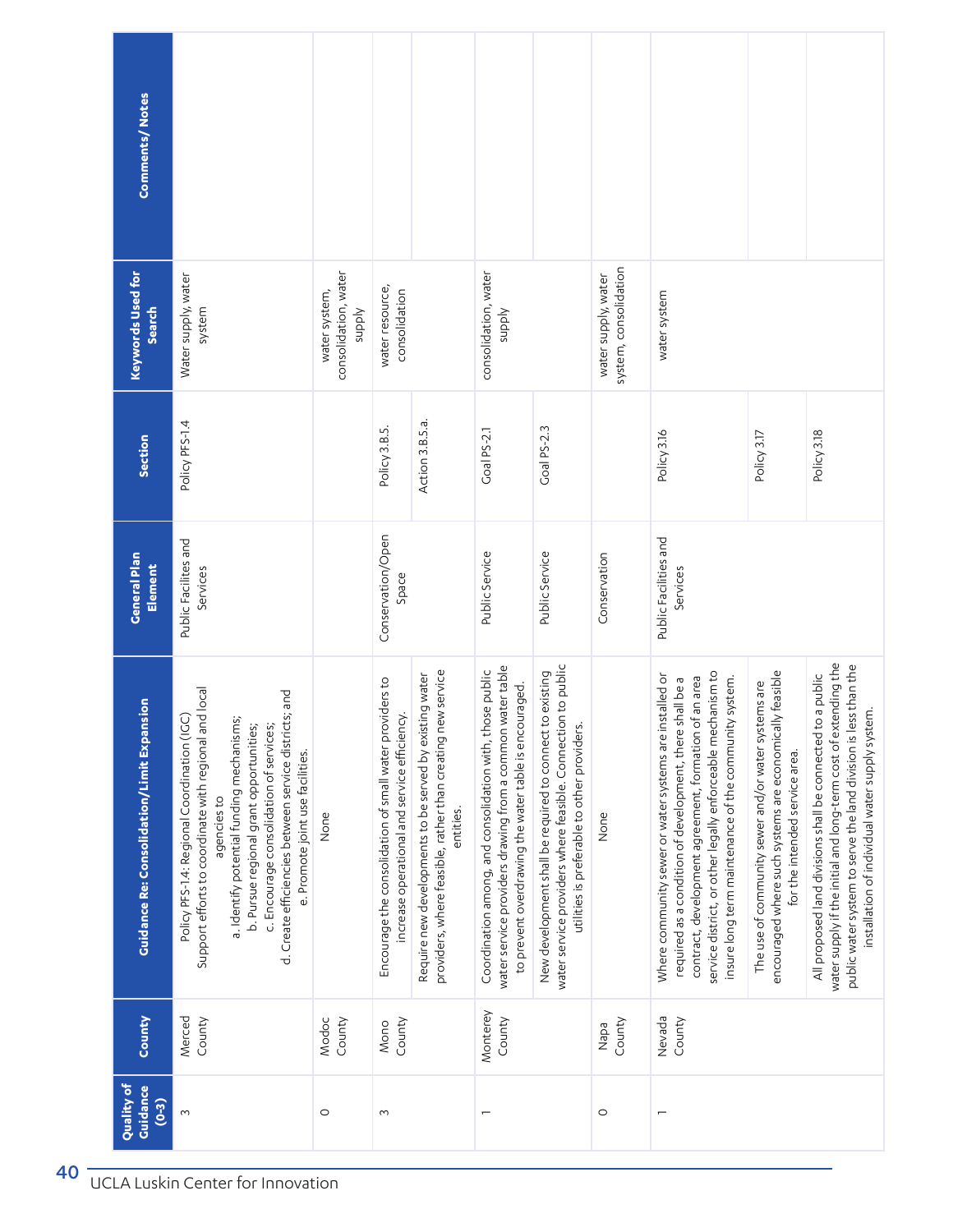| Quality of Guidance (0-3) | County | Guidance Re: Consolidation/Limit Expansion | General Plan Element | Section | Keywords Used for Search | Comments/ Notes |
|---|---|---|---|---|---|---|
| 3 | Merced County | Policy PFS-1.4: Regional Coordination (IGC) Support efforts to coordinate with regional and local agencies to a. Identify potential funding mechanisms; b. Pursue regional grant opportunities; c. Encourage consolidation of services; d. Create efficiencies between service districts; and e. Promote joint use facilities. | Public Facilites and Services | Policy PFS-1.4 | Water supply, water system | |
| 0 | Modoc County | None | | | water system, consolidation, water supply | |
| 3 | Mono County | Encourage the consolidation of small water providers to increase operational and service efficiency. | Conservation/Open Space | Policy 3.B.5. | water resource, consolidation | |
| | | Require new developments to be served by existing water providers, where feasible, rather than creating new service entities. | | Action 3.B.5.a. | | |
| 1 | Monterey County | Coordination among, and consolidation with, those public water service providers drawing from a common water table to prevent overdrawing the water table is encouraged. | Public Service | Goal PS-2.1 | consolidation, water supply | |
| | | New development shall be required to connect to existing water service providers where feasible. Connection to public utilities is preferable to other providers. | Public Service | Goal PS-2.3 | | |
| 0 | Napa County | None | Conservation | | water supply, water system, consolidation | |
| 1 | Nevada County | Where community sewer or water systems are installed or required as a condition of development, there shall be a contract, development agreement, formation of an area service district, or other legally enforceable mechanism to insure long term maintenance of the community system. | Public Facilities and Services | Policy 3.16 | water system | |
| | | The use of community sewer and/or water systems are encouraged where such systems are economically feasible for the intended service area. | | Policy 3.17 | | |
| | | All proposed land divisions shall be connected to a public water supply if the initial and long-term cost of extending the public water system to serve the land division is less than the installation of individual water supply system. | | Policy 3.18 | | |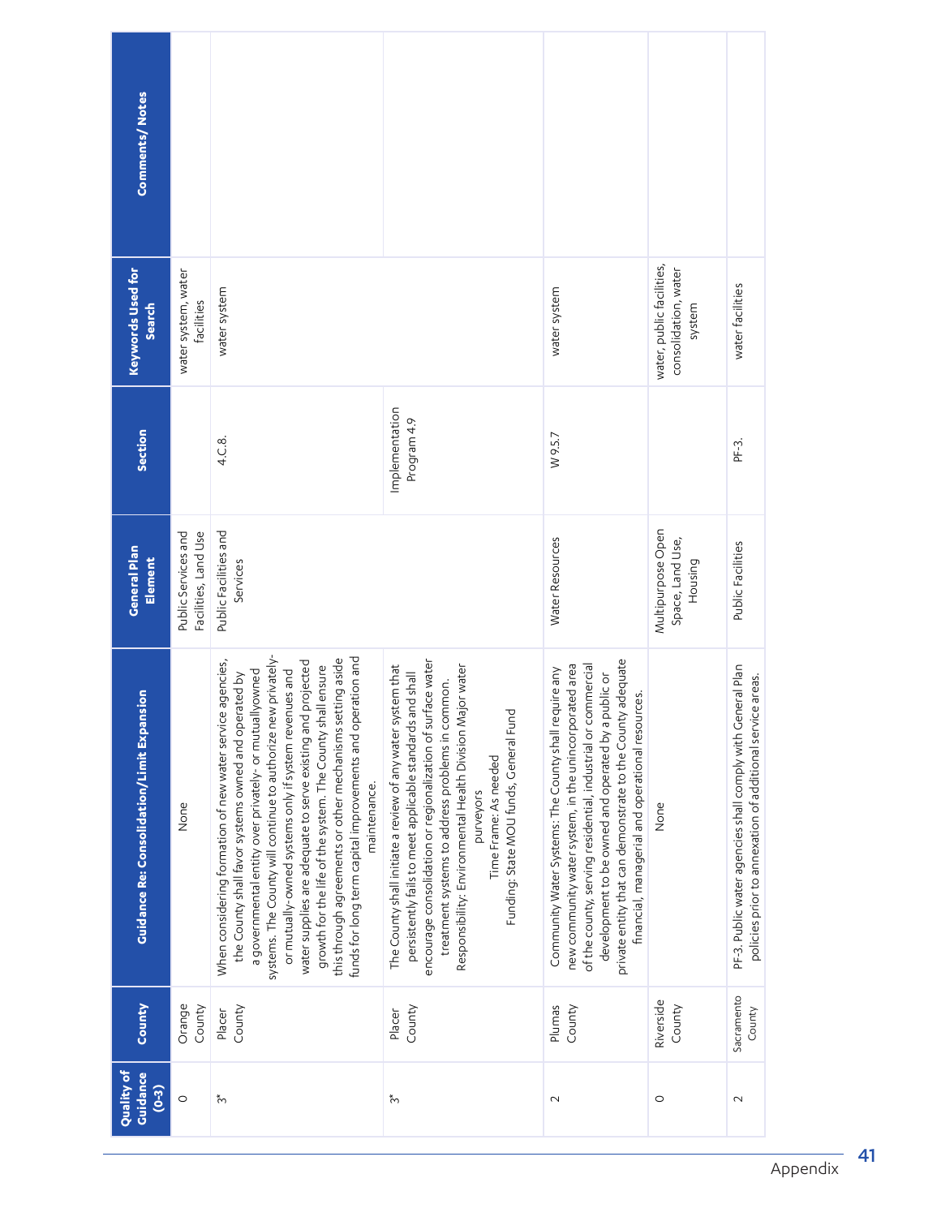| Quality of Guidance (0-3) | County | Guidance Re: Consolidation/Limit Expansion | General Plan Element | Section | Keywords Used for Search | Comments/ Notes |
|---|---|---|---|---|---|---|
| 0 | Orange County | None | Public Services and Facilities, Land Use | | water system, water facilities | |
| 3* | Placer County | When considering formation of new water service agencies, the County shall favor systems owned and operated by a governmental entity over privately- or mutuallyowned systems. The County will continue to authorize new privately- or mutually-owned systems only if system revenues and water supplies are adequate to serve existing and projected growth for the life of the system. The County shall ensure this through agreements or other mechanisms setting aside funds for long term capital improvements and operation and maintenance. | Public Facilities and Services | 4.C.8. | water system | |
| 3* | Placer County | The County shall initiate a review of any water system that persistently fails to meet applicable standards and shall encourage consolidation or regionalization of surface water treatment systems to address problems in common.<br>Responsibility: Environmental Health Division Major water purveyors<br>Time Frame: As needed<br>Funding: State MOU funds, General Fund | | Implementation Program 4.9 | | |
| 2 | Plumas County | Community Water Systems: The County shall require any new community water system, in the unincorporated area of the county, serving residential, industrial or commercial development to be owned and operated by a public or private entity that can demonstrate to the County adequate financial, managerial and operational resources. | Water Resources | W 9.5.7 | water system | |
| 0 | Riverside County | None | Multipurpose Open Space, Land Use, Housing | | water, public facilities, consolidation, water system | |
| 2 | Sacramento County | PF-3. Public water agencies shall comply with General Plan policies prior to annexation of additional service areas. | Public Facilities | PF-3. | water facilities | |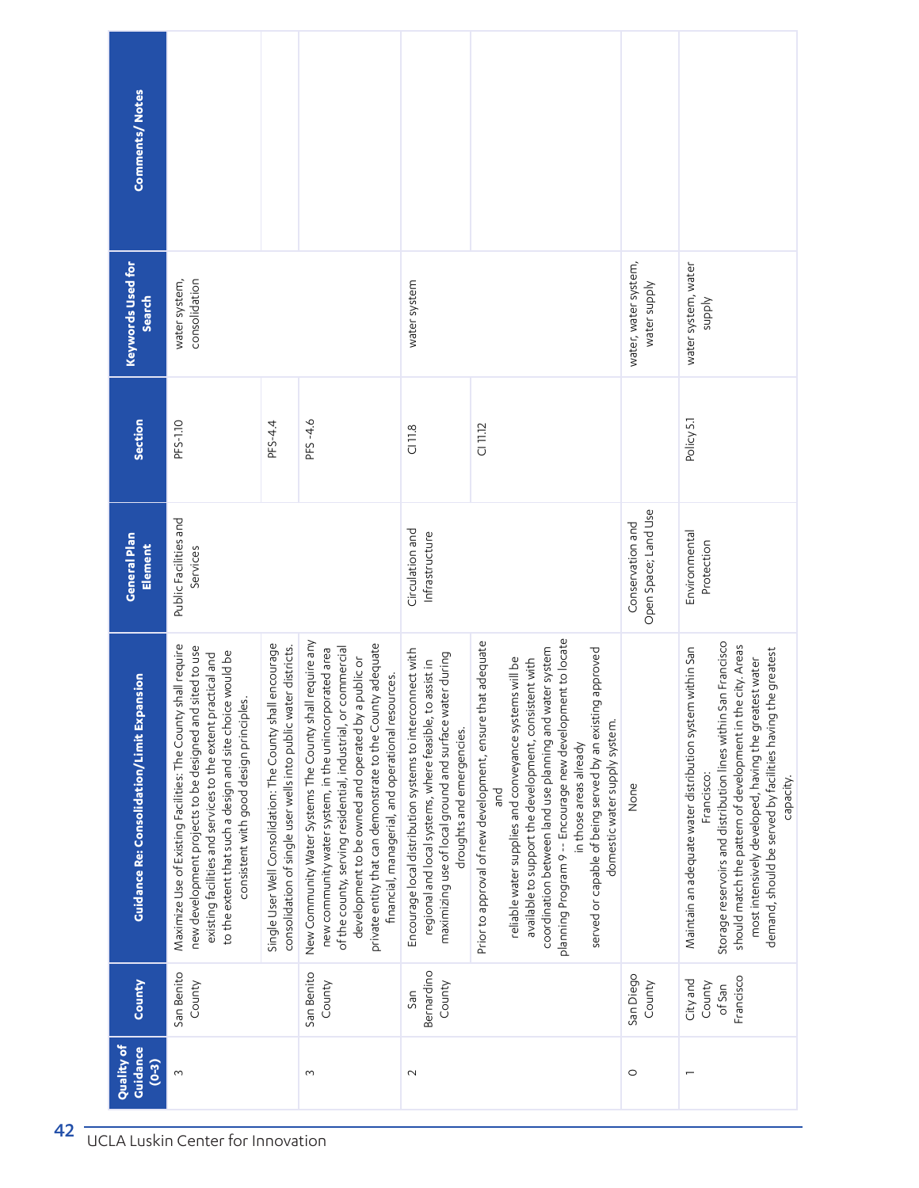| Quality of Guidance (0-3) | County | Guidance Re: Consolidation/Limit Expansion | General Plan Element | Section | Keywords Used for Search | Comments/ Notes |
|---|---|---|---|---|---|---|
| 3 | San Benito County | Maximize Use of Existing Facilities: The County shall require new development projects to be designed and sited to use existing facilities and services to the extent practical and to the extent that such a design and site choice would be consistent with good design principles. | Public Facilities and Services | PFS-1.10 | water system, consolidation | |
| | | Single User Well Consolidation: The County shall encourage consolidation of single user wells into public water districts. | | PFS-4.4 | | |
| 3 | San Benito County | New Community Water Systems The County shall require any new community water system, in the unincorporated area of the county, serving residential, industrial, or commercial development to be owned and operated by a public or private entity that can demonstrate to the County adequate financial, managerial, and operational resources. | | PFS -4.6 | | |
| 2 | San Bernardino County | Encourage local distribution systems to interconnect with regional and local systems, where feasible, to assist in maximizing use of local ground and surface water during droughts and emergencies. | Circulation and Infrastructure | CI 11.8 | water system | |
| | | Prior to approval of new development, ensure that adequate and reliable water supplies and conveyance systems will be available to support the development, consistent with coordination between land use planning and water system planning Program 9 -- Encourage new development to locate in those areas already served or capable of being served by an existing approved domestic water supply system. | | CI 11.12 | | |
| 0 | San Diego County | None | Conservation and Open Space; Land Use | | water, water system, water supply | |
| 1 | City and County of San Francisco | Maintain an adequate water distribution system within San Francisco: Storage reservoirs and distribution lines within San Francisco should match the pattern of development in the city. Areas most intensively developed, having the greatest water demand, should be served by facilities having the greatest capacity. | Environmental Protection | Policy 5.1 | water system, water supply | |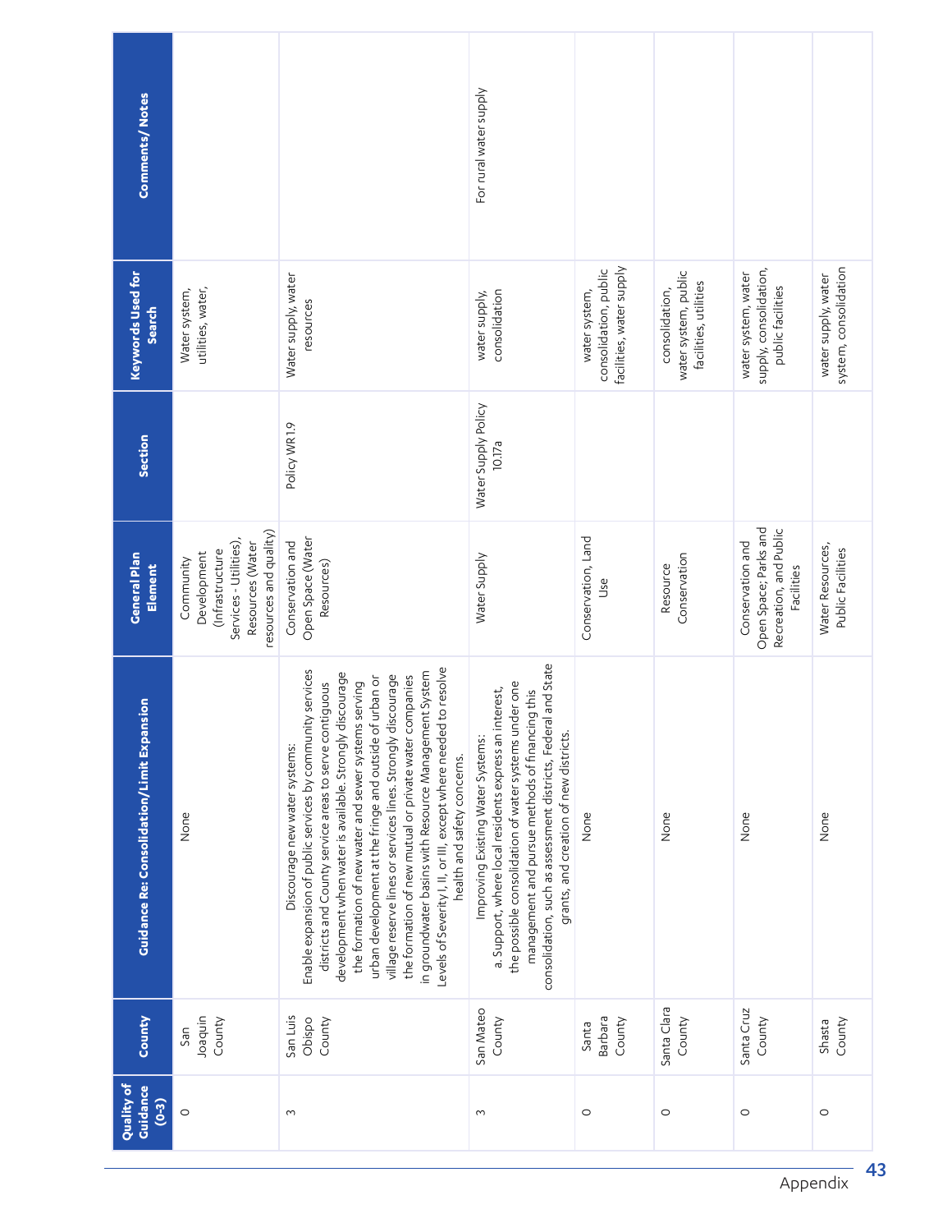| Quality of Guidance (0-3) | County | Guidance Re: Consolidation/Limit Expansion | General Plan Element | Section | Keywords Used for Search | Comments/ Notes |
|---|---|---|---|---|---|---|
| 0 | San Joaquin County | None | Community Development (Infrastructure Services - Utilities), Resources (Water resources and quality) | | Water system, utilities, water, | |
| 3 | San Luis Obispo County | Discourage new water systems: Enable expansion of public services by community services districts and County service areas to serve contiguous development when water is available. Strongly discourage the formation of new water and sewer systems serving urban development at the fringe and outside of urban or village reserve lines or services lines. Strongly discourage the formation of new mutual or private water companies in groundwater basins with Resource Management System Levels of Severity I, II, or III, except where needed to resolve health and safety concerns. | Conservation and Open Space (Water Resources) | Policy WR 1.9 | Water supply, water resources | |
| 3 | San Mateo County | Improving Existing Water Systems: a. Support, where local residents express an interest, the possible consolidation of water systems under one management and pursue methods of financing this consolidation, such as assessment districts, Federal and State grants, and creation of new districts. | Water Supply | Water Supply Policy 10.17a | water supply, consolidation | For rural water supply |
| 0 | Santa Barbara County | None | Conservation, Land Use | | water system, consolidation, public facilities, water supply | |
| 0 | Santa Clara County | None | Resource Conservation | | consolidation, water system, public facilities, utilities | |
| 0 | Santa Cruz County | None | Conservation and Open Space; Parks and Recreation, and Public Facilities | | water system, water supply, consolidation, public facilities | |
| 0 | Shasta County | None | Water Resources, Public Facilities | | water supply, water system, consolidation | |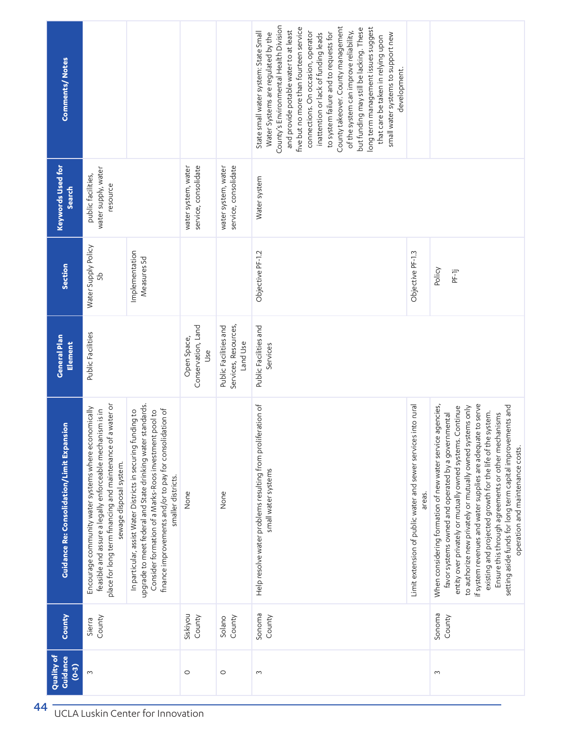| Quality of Guidance (0-3) | County | Guidance Re: Consolidation/Limit Expansion | General Plan Element | Section | Keywords Used for Search | Comments/ Notes |
|---|---|---|---|---|---|---|
| 3 | Sierra County | Encourage community water systems where economically feasible and assure a legally enforceable mechanism is in place for long term financing and maintenance of a water or sewage disposal system. | Public Facilities | Water Supply Policy 5b | public facilities, water supply, water resource | |
| | | In particular, assist Water Districts in securing funding to upgrade to meet federal and State drinking water standards. Consider formation of a Marks-Roos investment pool to finance improvements and/or to pay for consolidation of smaller districts. | | Implementation Measures 5d | | |
| 0 | Siskiyou County | None | Open Space, Conservation, Land Use | | water system, water service, consolidate | |
| 0 | Solano County | None | Public Facilities and Services, Resources, Land Use | | water system, water service, consolidate | |
| 3 | Sonoma County | Help resolve water problems resulting from proliferation of small water systems | Public Facilities and Services | Objective PF-1.2 | Water system | State small water system: State Small Water Systems are regulated by the County's Environmental Health Division and provide potable water to at least five but no more than fourteen service connections. On occasion, operator inattention or lack of funding leads to system failure and to requests for County takeover. County management of the system can improve reliability, but funding may still be lacking. These long term management issues suggest that care be taken in relying upon small water systems to support new development. |
| | | Limit extension of public water and sewer services into rural areas. | | Objective PF-1.3 | | |
| 3 | Sonoma County | When considering formation of new water service agencies, favor systems owned and operated by a governmental entity over privately or mutually owned systems. Continue to authorize new privately or mutually owned systems only if system revenues and water supplies are adequate to serve existing and projected growth for the life of the system. Ensure this through agreements or other mechanisms setting aside funds for long term capital improvements and operation and maintenance costs. | | Policy PF-1j | | |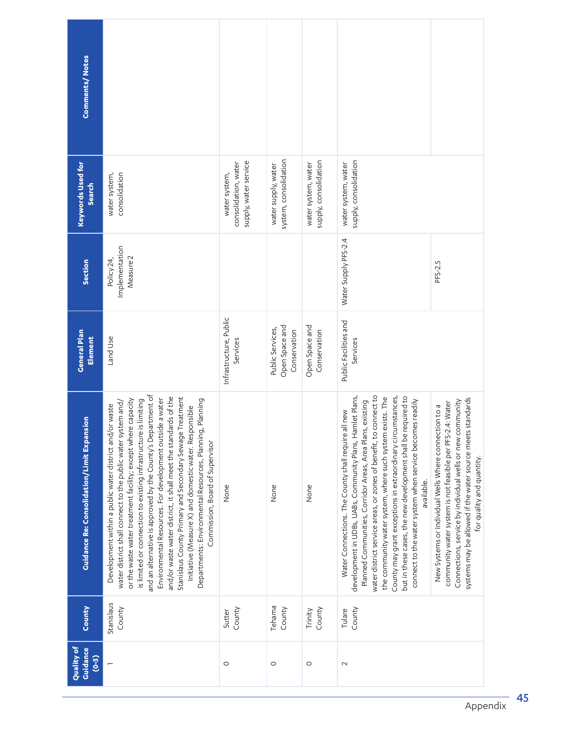| Quality of Guidance (0-3) | County | Guidance Re: Consolidation/Limit Expansion | General Plan Element | Section | Keywords Used for Search | Comments/ Notes |
|---|---|---|---|---|---|---|
| 1 | Stanislaus County | Development within a public water district and/or waste water district shall connect to the public water system and/ or the waste water treatment facility; except where capacity is limited or connection to existing infrastructure is limiting and an alternative is approved by the County's Department of Environmental Resources. For development outside a water and/or waste water district, it shall meet the standards of the Stanislaus County Primary and Secondary Sewage Treatment Initiative (Measure X) and domestic water. Responsible Departments: Environmental Resources, Planning, Planning Commission, Board of Supervisor | Land Use | Policy 24, Implementation Measure 2 | water system, consolidation | |
| 0 | Sutter County | None | Infrastructure, Public Services | | water system, consolidation, water supply, water service | |
| 0 | Tehama County | None | Public Services, Open Space and Conservation | | water supply, water system, consolidation | |
| 0 | Trinity County | None | Open Space and Conservation | | water system, water supply, consolidation | |
| 2 | Tulare County | Water Connections. The County shall require all new development in UDBs, UABs, Community Plans, Hamlet Plans, Planned Communities, Corridor Areas, Area Plans, existing water district service areas, or zones of benefit, to connect to the community water system, where such system exists. The County may grant exceptions in extraordinary circumstances, but in these cases, the new development shall be required to connect to the water system when service becomes readily available. | Public Facilities and Services | Water Supply PFS-2.4 | water system, water supply, consolidation | |
| | | New Systems or Individual Wells Where connection to a community water system is not feasible per PFS-2.4: Water Connections, service by individual wells or new community systems may be allowed if the water source meets standards for quality and quantity. | | PFS-2.5 | | |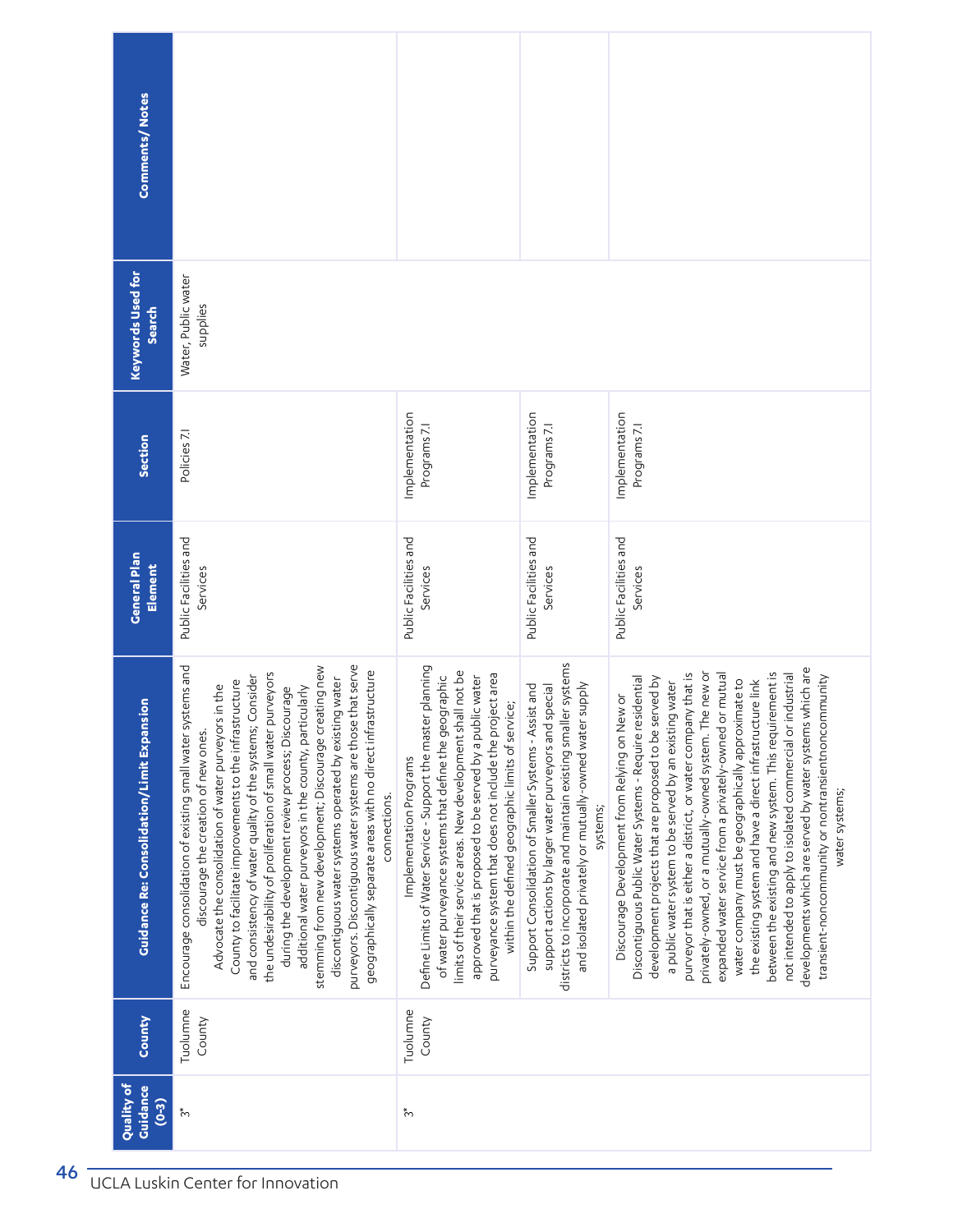| Quality of Guidance (0-3) | County | Guidance Re: Consolidation/Limit Expansion | General Plan Element | Section | Keywords Used for Search | Comments/ Notes |
|---|---|---|---|---|---|---|
| 3* | Tuolumne County | Encourage consolidation of existing small water systems and discourage the creation of new ones. Advocate the consolidation of water purveyors in the County to facilitate improvements to the infrastructure and consistency of water quality of the systems; Consider the undesirability of proliferation of small water purveyors during the development review process; Discourage additional water purveyors in the county, particularly stemming from new development; Discourage creating new discontiguous water systems operated by existing water purveyors. Discontiguous water systems are those that serve geographically separate areas with no direct infrastructure connections. | Public Facilities and Services | Policies 7.I | Water, Public water supplies | |
| 3* | Tuolumne County | Implementation Programs<br>Define Limits of Water Service - Support the master planning of water purveyance systems that define the geographic limits of their service areas. New development shall not be approved that is proposed to be served by a public water purveyance system that does not include the project area within the defined geographic limits of service; | Public Facilities and Services | Implementation Programs 7.I | | |
| | | Support Consolidation of Smaller Systems - Assist and support actions by larger water purveyors and special districts to incorporate and maintain existing smaller systems and isolated privately or mutually-owned water supply systems; | Public Facilities and Services | Implementation Programs 7.I | | |
| | | Discourage Development from Relying on New or Discontiguous Public Water Systems - Require residential development projects that are proposed to be served by a public water system to be served by an existing water purveyor that is either a district, or water company that is privately-owned, or a mutually-owned system. The new or expanded water service from a privately-owned or mutual water company must be geographically approximate to the existing system and have a direct infrastructure link between the existing and new system. This requirement is not intended to apply to isolated commercial or industrial developments which are served by water systems which are transient-noncommunity or nontransientnoncommunity water systems; | Public Facilities and Services | Implementation Programs 7.I | | |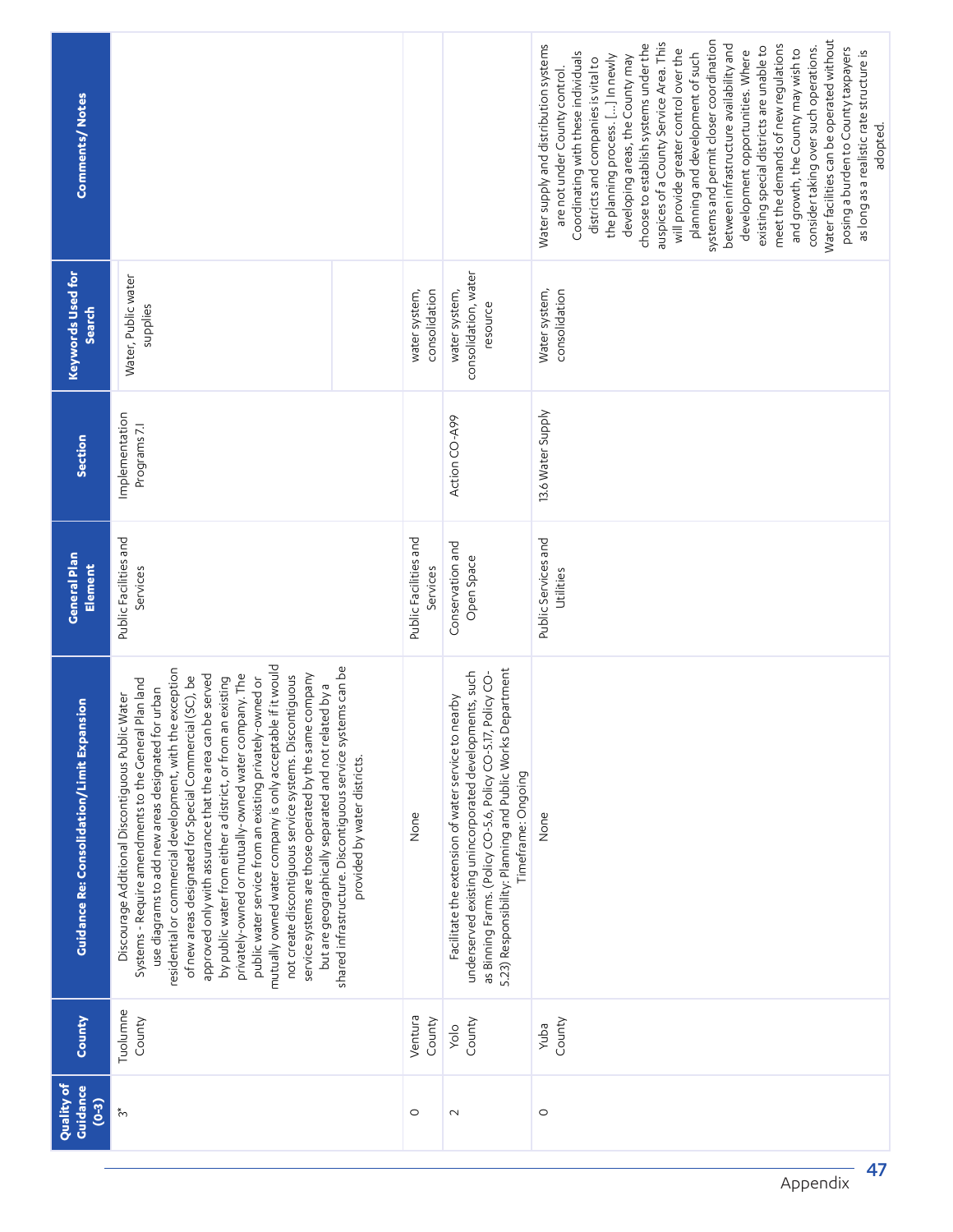| Quality of Guidance (0-3) | County | Guidance Re: Consolidation/Limit Expansion | General Plan Element | Section | Keywords Used for Search | Comments/Notes |
|---|---|---|---|---|---|---|
| 3* | Tuolumne County | Discourage Additional Discontiguous Public Water Systems - Require amendments to the General Plan land use diagrams to add new areas designated for urban residential or commercial development, with the exception of new areas designated for Special Commercial (SC), be approved only with assurance that the area can be served by public water from either a district, or from an existing privately-owned or mutually-owned water company. The public water service from an existing privately-owned or mutually owned water company is only acceptable if it would not create discontiguous service systems. Discontiguous service systems are those operated by the same company but are geographically separated and not related by a shared infrastructure. Discontiguous service systems can be provided by water districts. | Public Facilities and Services | Implementation Programs 7.I | Water, Public water supplies | |
| 0 | Ventura County | None | Public Facilities and Services | | water system, consolidation | |
| 2 | Yolo County | Facilitate the extension of water service to nearby underserved existing unincorporated developments, such as Binning Farms. (Policy CO-5.6, Policy CO-5.17, Policy CO-5.23) Responsibility: Planning and Public Works Department Timeframe: Ongoing | Conservation and Open Space | Action CO-A99 | water system, consolidation, water resource | |
| 0 | Yuba County | None | Public Services and Utilities | 13.6 Water Supply | Water system, consolidation | Water supply and distribution systems are not under County control. Coordinating with these individuals districts and companies is vital to the planning process. [...] In newly developing areas, the County may choose to establish systems under the auspices of a County Service Area. This will provide greater control over the planning and development of such systems and permit closer coordination between infrastructure availability and development opportunities. Where existing special districts are unable to meet the demands of new regulations and growth, the County may wish to consider taking over such operations. Water facilities can be operated without posing a burden to County taxpayers as long as a realistic rate structure is adopted. |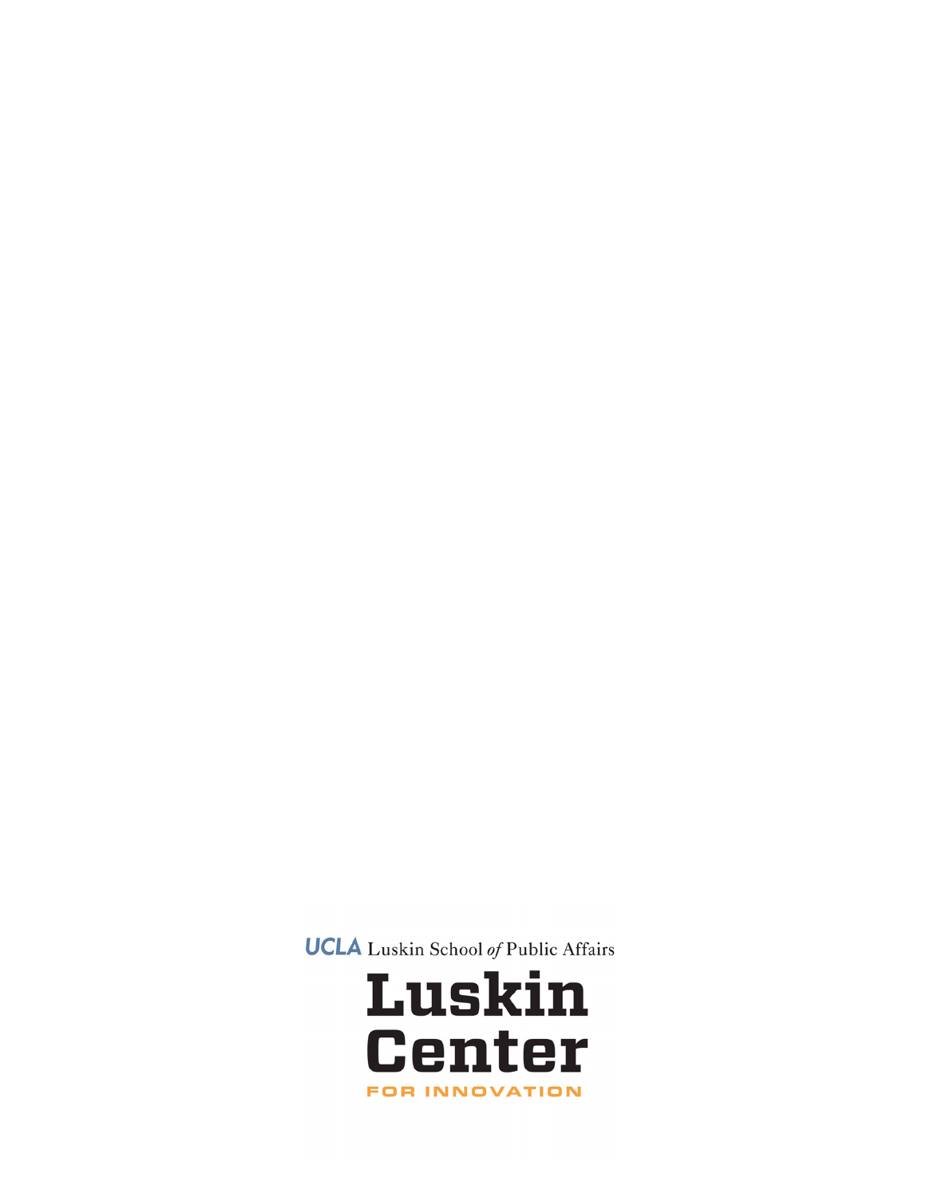UCLA Luskin School *of* Public Affairs

Luskin Center

FOR INNOVATION